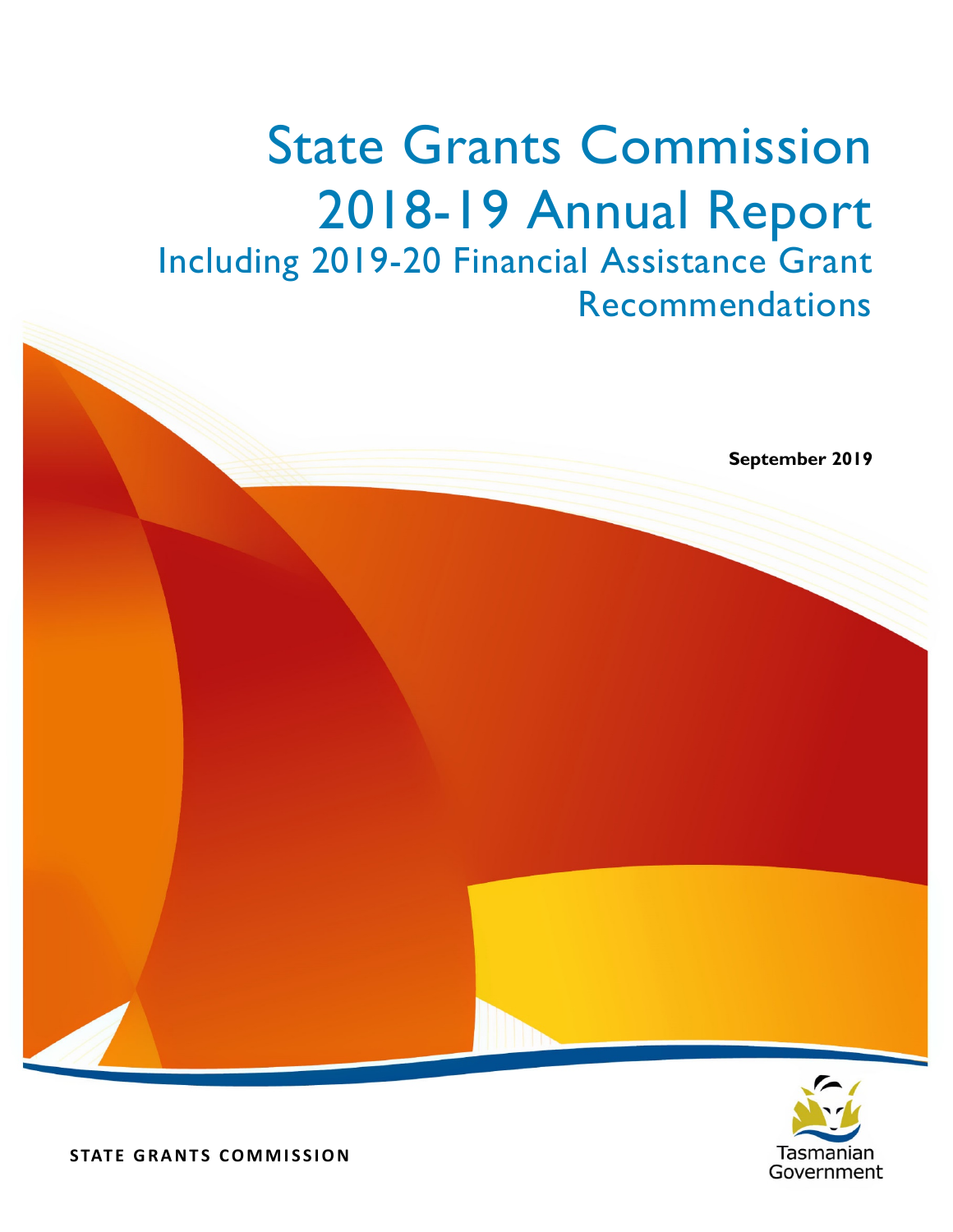# State Grants Commission 2018-19 Annual Report

## Including 2019-20 Financial Assistance Grant Recommendations

**September 2019**

**STATE GRANTS COMMISSION**

Tasmanian Government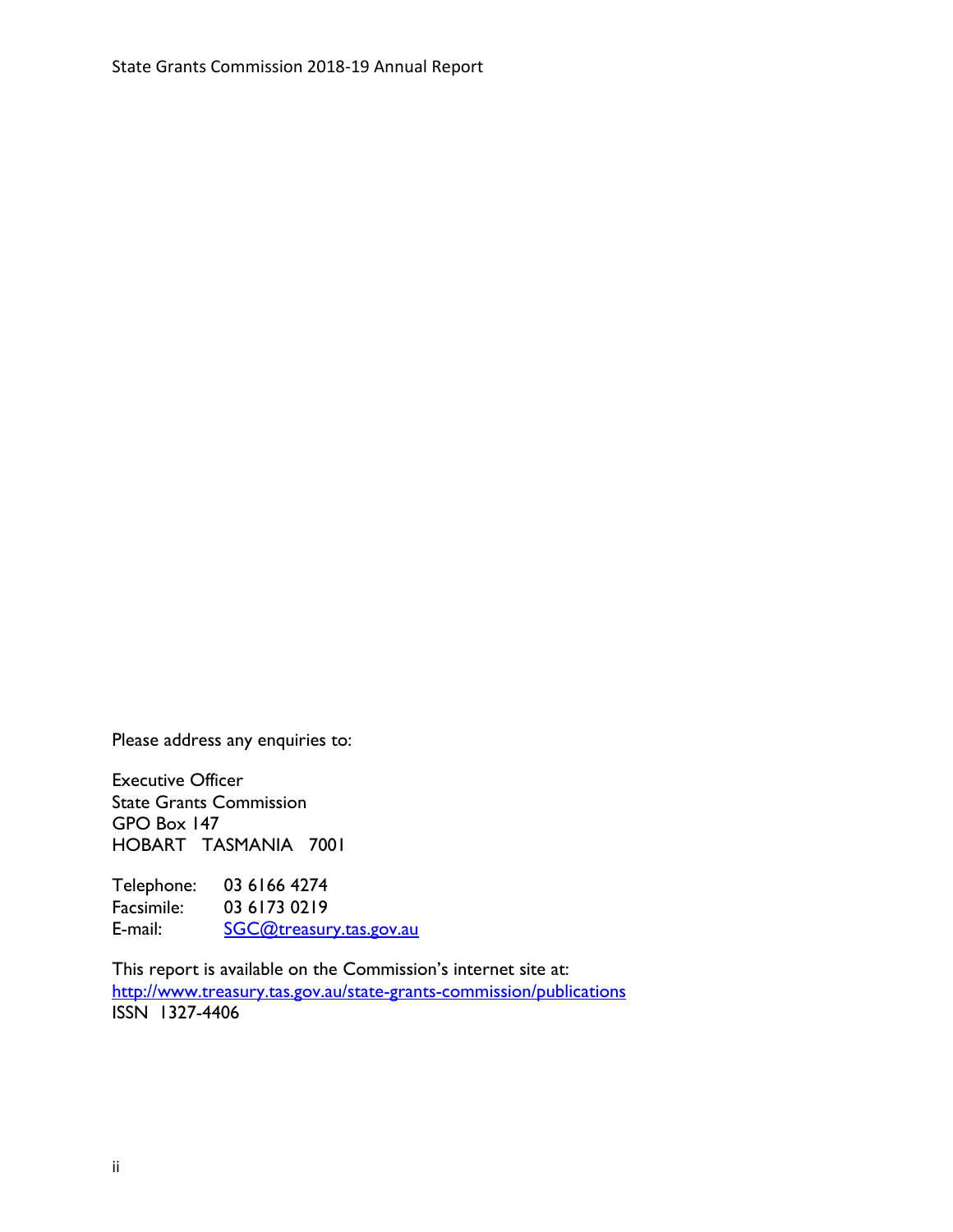Please address any enquiries to:

Executive Officer  
State Grants Commission  
GPO Box 147  
HOBART TASMANIA 7001

Telephone: 03 6166 4274  
Facsimile: 03 6173 0219  
E-mail: SGC@treasury.tas.gov.au

This report is available on the Commission's internet site at:  
http://www.treasury.tas.gov.au/state-grants-commission/publications  
ISSN 1327-4406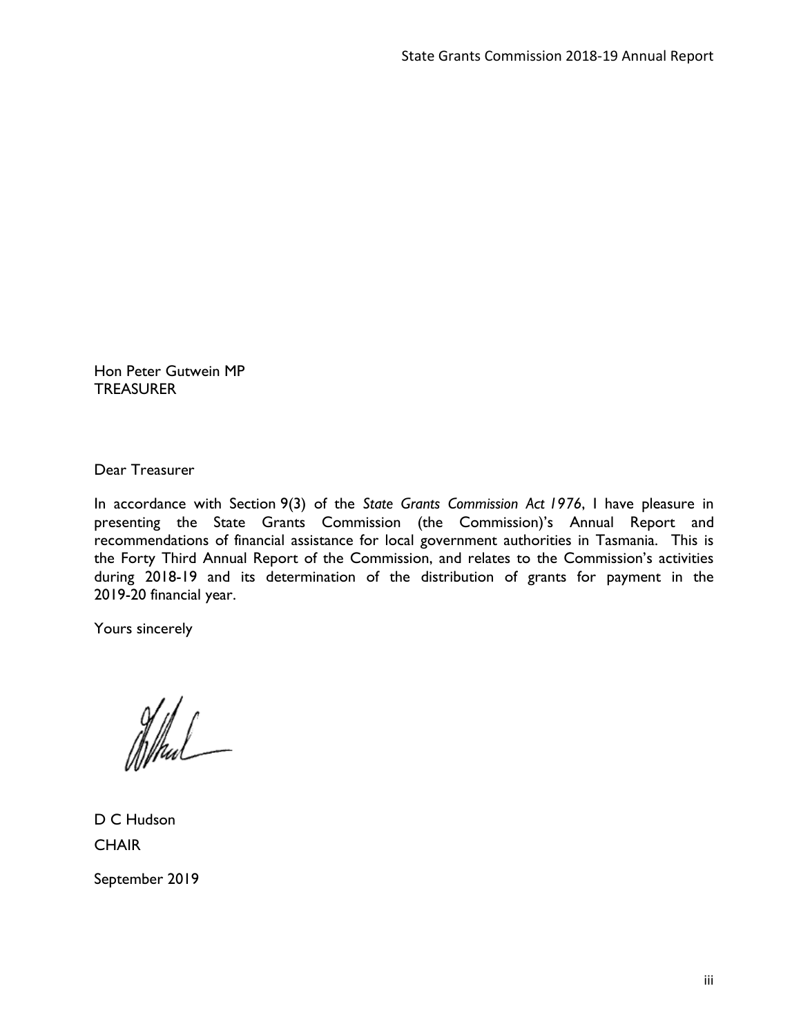Hon Peter Gutwein MP
TREASURER

Dear Treasurer

In accordance with Section 9(3) of the *State Grants Commission Act 1976*, I have pleasure in presenting the State Grants Commission (the Commission)'s Annual Report and recommendations of financial assistance for local government authorities in Tasmania. This is the Forty Third Annual Report of the Commission, and relates to the Commission's activities during 2018-19 and its determination of the distribution of grants for payment in the 2019-20 financial year.

Yours sincerely

D C Hudson
CHAIR

September 2019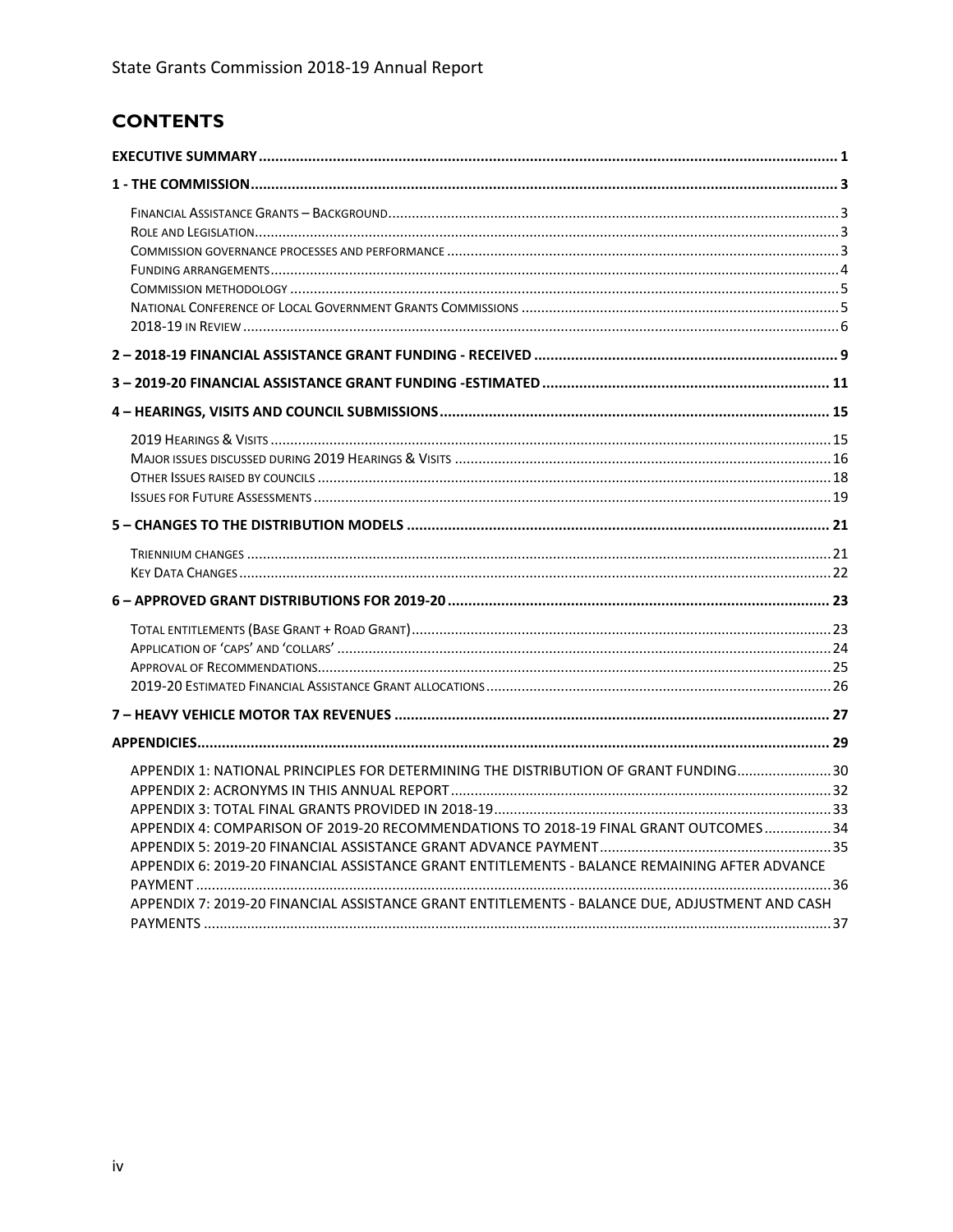## CONTENTS

| | |
|---|---|
| **EXECUTIVE SUMMARY** | **1** |
| **1 - THE COMMISSION** | **3** |
| Financial Assistance Grants – Background | 3 |
| Role and Legislation | 3 |
| Commission governance processes and performance | 3 |
| Funding arrangements | 4 |
| Commission methodology | 5 |
| National Conference of Local Government Grants Commissions | 5 |
| 2018-19 in Review | 6 |
| **2 – 2018-19 FINANCIAL ASSISTANCE GRANT FUNDING - RECEIVED** | **9** |
| **3 – 2019-20 FINANCIAL ASSISTANCE GRANT FUNDING -ESTIMATED** | **11** |
| **4 – HEARINGS, VISITS AND COUNCIL SUBMISSIONS** | **15** |
| 2019 Hearings & Visits | 15 |
| Major issues discussed during 2019 Hearings & Visits | 16 |
| Other Issues raised by councils | 18 |
| Issues for Future Assessments | 19 |
| **5 – CHANGES TO THE DISTRIBUTION MODELS** | **21** |
| Triennium changes | 21 |
| Key Data Changes | 22 |
| **6 – APPROVED GRANT DISTRIBUTIONS FOR 2019-20** | **23** |
| Total entitlements (Base Grant + Road Grant) | 23 |
| Application of 'caps' and 'collars' | 24 |
| Approval of Recommendations | 25 |
| 2019-20 Estimated Financial Assistance Grant allocations | 26 |
| **7 – HEAVY VEHICLE MOTOR TAX REVENUES** | **27** |
| **APPENDICIES** | **29** |
| APPENDIX 1: NATIONAL PRINCIPLES FOR DETERMINING THE DISTRIBUTION OF GRANT FUNDING | 30 |
| APPENDIX 2: ACRONYMS IN THIS ANNUAL REPORT | 32 |
| APPENDIX 3: TOTAL FINAL GRANTS PROVIDED IN 2018-19 | 33 |
| APPENDIX 4: COMPARISON OF 2019-20 RECOMMENDATIONS TO 2018-19 FINAL GRANT OUTCOMES | 34 |
| APPENDIX 5: 2019-20 FINANCIAL ASSISTANCE GRANT ADVANCE PAYMENT | 35 |
| APPENDIX 6: 2019-20 FINANCIAL ASSISTANCE GRANT ENTITLEMENTS - BALANCE REMAINING AFTER ADVANCE PAYMENT | 36 |
| APPENDIX 7: 2019-20 FINANCIAL ASSISTANCE GRANT ENTITLEMENTS - BALANCE DUE, ADJUSTMENT AND CASH PAYMENTS | 37 |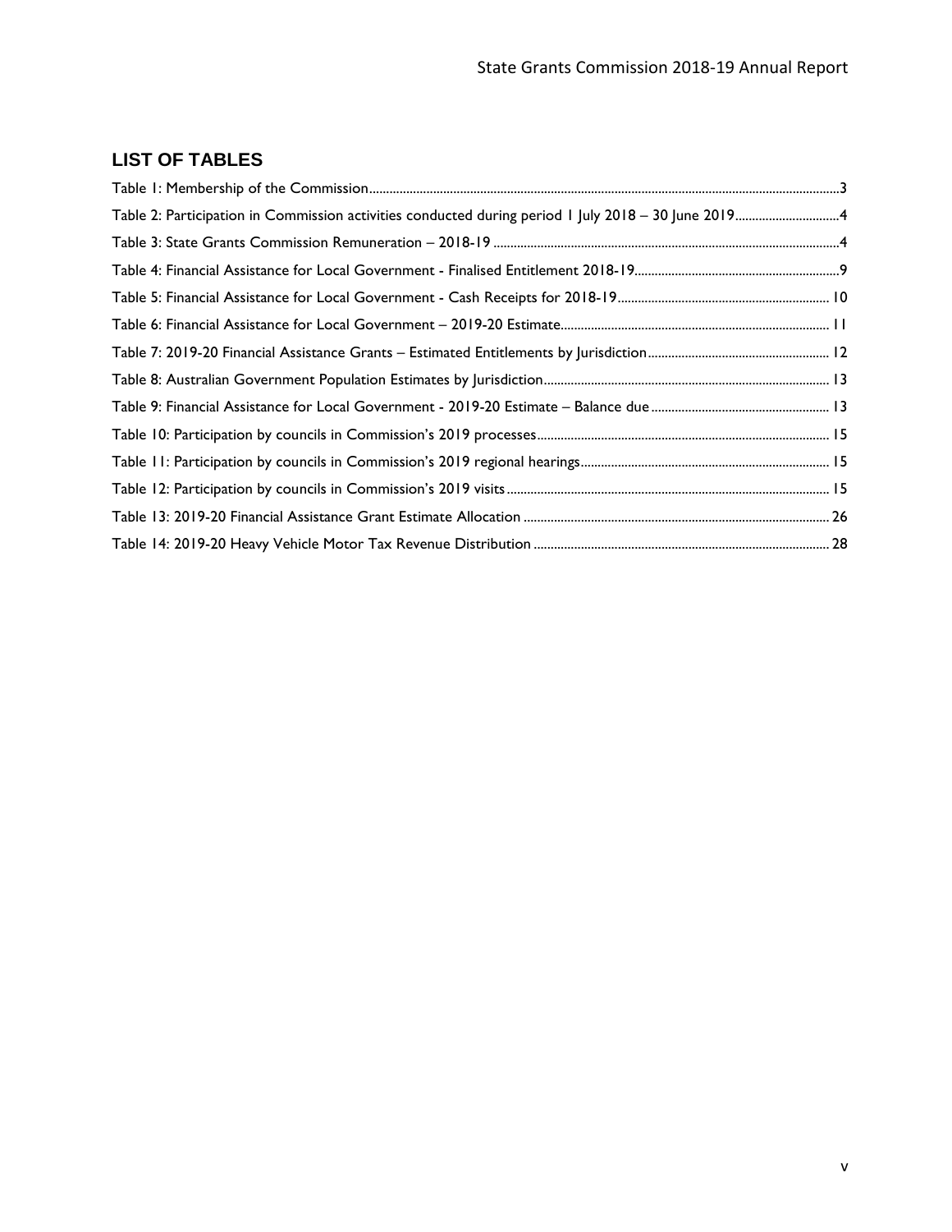## LIST OF TABLES

Table 1: Membership of the Commission....3
Table 2: Participation in Commission activities conducted during period 1 July 2018 – 30 June 2019....4
Table 3: State Grants Commission Remuneration – 2018-19....4
Table 4: Financial Assistance for Local Government - Finalised Entitlement 2018-19....9
Table 5: Financial Assistance for Local Government - Cash Receipts for 2018-19....10
Table 6: Financial Assistance for Local Government – 2019-20 Estimate....11
Table 7: 2019-20 Financial Assistance Grants – Estimated Entitlements by Jurisdiction....12
Table 8: Australian Government Population Estimates by Jurisdiction....13
Table 9: Financial Assistance for Local Government - 2019-20 Estimate – Balance due....13
Table 10: Participation by councils in Commission's 2019 processes....15
Table 11: Participation by councils in Commission's 2019 regional hearings....15
Table 12: Participation by councils in Commission's 2019 visits....15
Table 13: 2019-20 Financial Assistance Grant Estimate Allocation....26
Table 14: 2019-20 Heavy Vehicle Motor Tax Revenue Distribution....28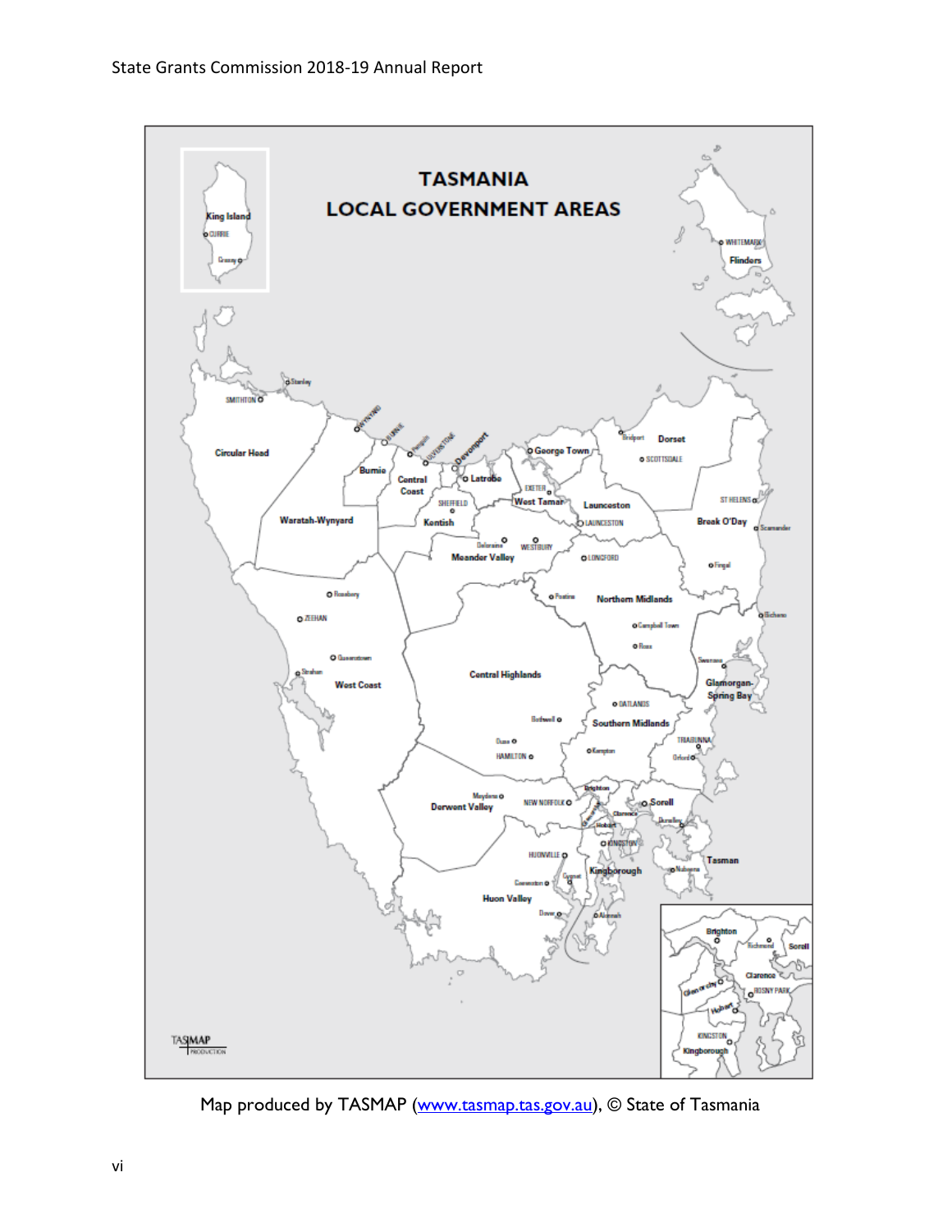# TASMANIA LOCAL GOVERNMENT AREAS

King Island, CURRIE, Grassy, Flinders, WHITEMARK, Stanley, SMITHTON, Circular Head, WYNYARD, BURNIE, Burnie, Penguin, ULVERSTONE, Devonport, Central Coast, Latrobe, George Town, Bridport, Dorset, SCOTTSDALE, EXETER, West Tamar, SHEFFIELD, Kentish, Launceston, LAUNCESTON, ST HELENS, Break O'Day, Scamander, Waratah-Wynyard, Deloraine, WESTBURY, Meander Valley, LONGFORD, Fingal, Rosebery, Poatina, Northern Midlands, Bicheno, ZEEHAN, Campbell Town, Ross, Queenstown, Strahan, West Coast, Central Highlands, Swansea, Glamorgan-Spring Bay, OATLANDS, Bothwell, Southern Midlands, TRIABUNNA, Ouse, HAMILTON, Kempton, Orford, Maydena, NEW NORFOLK, Derwent Valley, Brighton, Sorell, Clarence, Hobart, Dunalley, KINGSTON, HUONVILLE, Cygnet, Kingborough, Nubeena, Tasman, Geeveston, Huon Valley, Dover, Alonnah

Brighton, Richmond, Sorell, Glenorchy, Clarence, ROSNY PARK, Hobart, KINGSTON, Kingborough

TASMAP PRODUCTION

Map produced by TASMAP (www.tasmap.tas.gov.au), © State of Tasmania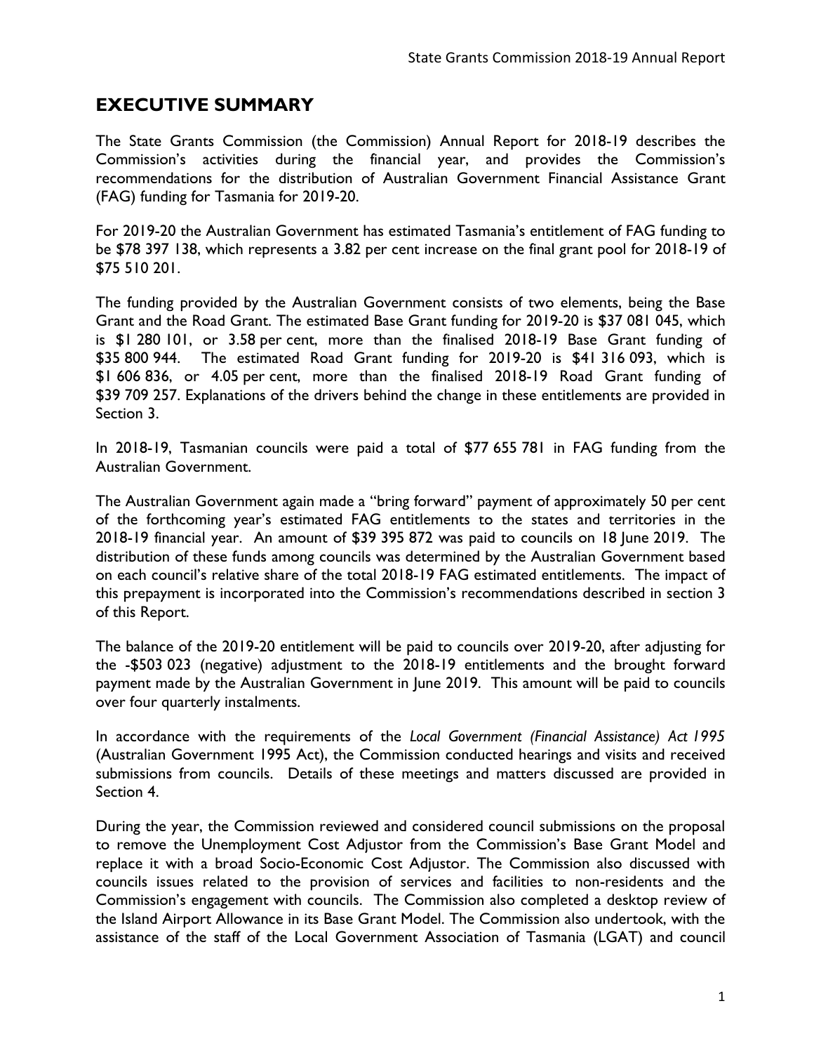# EXECUTIVE SUMMARY

The State Grants Commission (the Commission) Annual Report for 2018-19 describes the Commission's activities during the financial year, and provides the Commission's recommendations for the distribution of Australian Government Financial Assistance Grant (FAG) funding for Tasmania for 2019-20.

For 2019-20 the Australian Government has estimated Tasmania's entitlement of FAG funding to be $78 397 138, which represents a 3.82 per cent increase on the final grant pool for 2018-19 of $75 510 201.

The funding provided by the Australian Government consists of two elements, being the Base Grant and the Road Grant. The estimated Base Grant funding for 2019-20 is $37 081 045, which is $1 280 101, or 3.58 per cent, more than the finalised 2018-19 Base Grant funding of $35 800 944. The estimated Road Grant funding for 2019-20 is $41 316 093, which is $1 606 836, or 4.05 per cent, more than the finalised 2018-19 Road Grant funding of $39 709 257. Explanations of the drivers behind the change in these entitlements are provided in Section 3.

In 2018-19, Tasmanian councils were paid a total of $77 655 781 in FAG funding from the Australian Government.

The Australian Government again made a "bring forward" payment of approximately 50 per cent of the forthcoming year's estimated FAG entitlements to the states and territories in the 2018-19 financial year. An amount of $39 395 872 was paid to councils on 18 June 2019. The distribution of these funds among councils was determined by the Australian Government based on each council's relative share of the total 2018-19 FAG estimated entitlements. The impact of this prepayment is incorporated into the Commission's recommendations described in section 3 of this Report.

The balance of the 2019-20 entitlement will be paid to councils over 2019-20, after adjusting for the -$503 023 (negative) adjustment to the 2018-19 entitlements and the brought forward payment made by the Australian Government in June 2019. This amount will be paid to councils over four quarterly instalments.

In accordance with the requirements of the *Local Government (Financial Assistance) Act 1995* (Australian Government 1995 Act), the Commission conducted hearings and visits and received submissions from councils. Details of these meetings and matters discussed are provided in Section 4.

During the year, the Commission reviewed and considered council submissions on the proposal to remove the Unemployment Cost Adjustor from the Commission's Base Grant Model and replace it with a broad Socio-Economic Cost Adjustor. The Commission also discussed with councils issues related to the provision of services and facilities to non-residents and the Commission's engagement with councils. The Commission also completed a desktop review of the Island Airport Allowance in its Base Grant Model. The Commission also undertook, with the assistance of the staff of the Local Government Association of Tasmania (LGAT) and council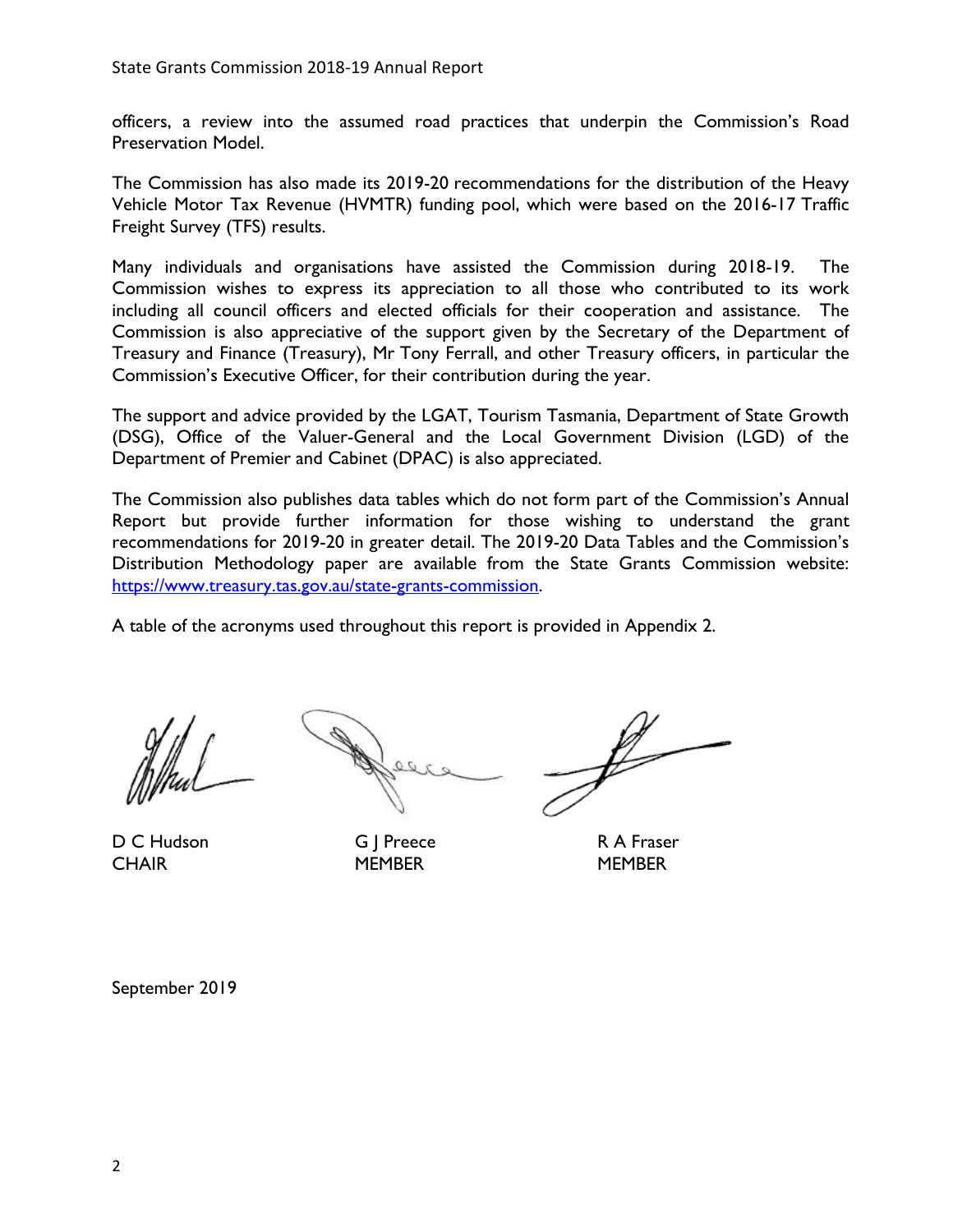officers, a review into the assumed road practices that underpin the Commission's Road Preservation Model.

The Commission has also made its 2019-20 recommendations for the distribution of the Heavy Vehicle Motor Tax Revenue (HVMTR) funding pool, which were based on the 2016-17 Traffic Freight Survey (TFS) results.

Many individuals and organisations have assisted the Commission during 2018-19. The Commission wishes to express its appreciation to all those who contributed to its work including all council officers and elected officials for their cooperation and assistance. The Commission is also appreciative of the support given by the Secretary of the Department of Treasury and Finance (Treasury), Mr Tony Ferrall, and other Treasury officers, in particular the Commission's Executive Officer, for their contribution during the year.

The support and advice provided by the LGAT, Tourism Tasmania, Department of State Growth (DSG), Office of the Valuer-General and the Local Government Division (LGD) of the Department of Premier and Cabinet (DPAC) is also appreciated.

The Commission also publishes data tables which do not form part of the Commission's Annual Report but provide further information for those wishing to understand the grant recommendations for 2019-20 in greater detail. The 2019-20 Data Tables and the Commission's Distribution Methodology paper are available from the State Grants Commission website: [https://www.treasury.tas.gov.au/state-grants-commission](https://www.treasury.tas.gov.au/state-grants-commission).

A table of the acronyms used throughout this report is provided in Appendix 2.

| D C Hudson | G J Preece | R A Fraser |
|---|---|---|
| CHAIR | MEMBER | MEMBER |

September 2019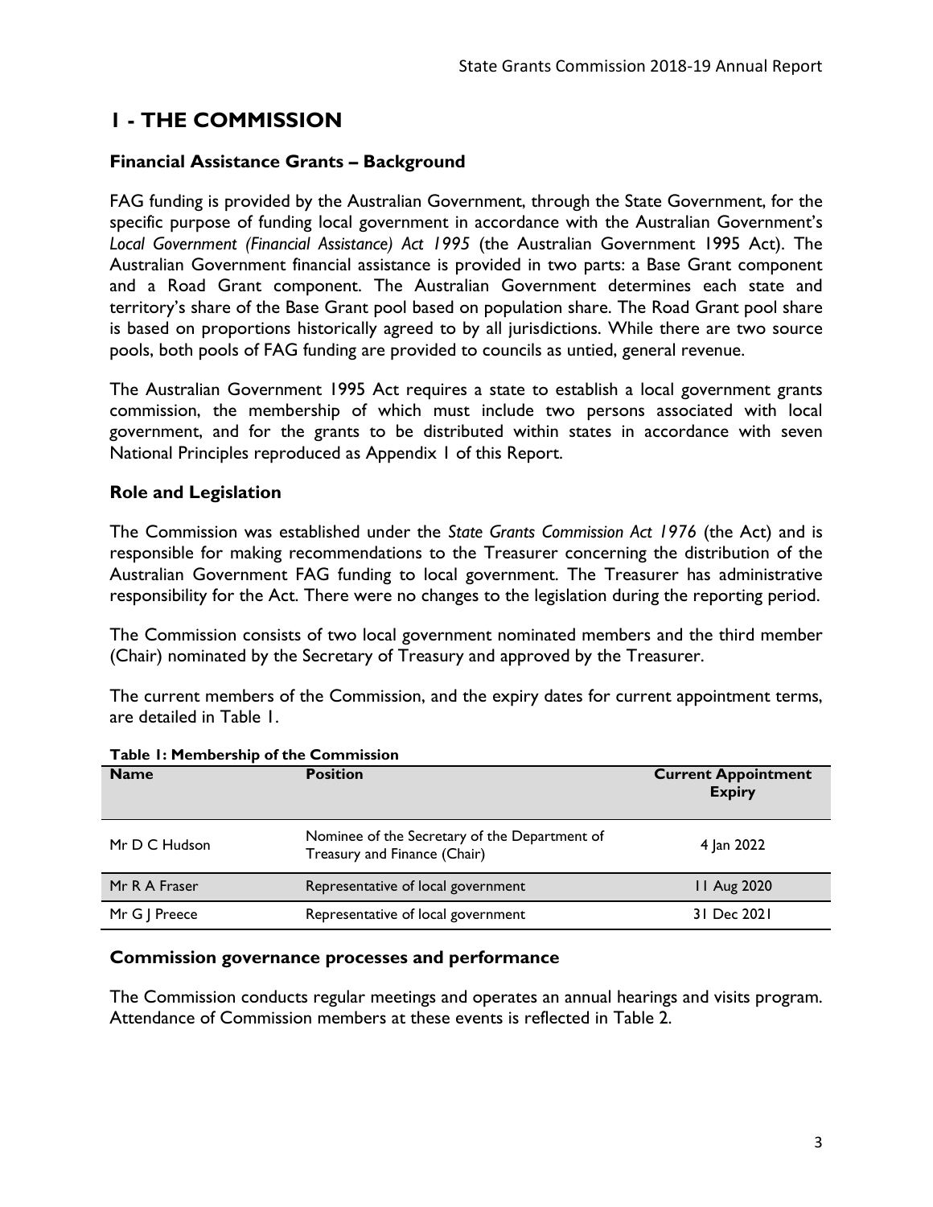# 1 - THE COMMISSION

### Financial Assistance Grants – Background

FAG funding is provided by the Australian Government, through the State Government, for the specific purpose of funding local government in accordance with the Australian Government's *Local Government (Financial Assistance) Act 1995* (the Australian Government 1995 Act). The Australian Government financial assistance is provided in two parts: a Base Grant component and a Road Grant component. The Australian Government determines each state and territory's share of the Base Grant pool based on population share. The Road Grant pool share is based on proportions historically agreed to by all jurisdictions. While there are two source pools, both pools of FAG funding are provided to councils as untied, general revenue.

The Australian Government 1995 Act requires a state to establish a local government grants commission, the membership of which must include two persons associated with local government, and for the grants to be distributed within states in accordance with seven National Principles reproduced as Appendix 1 of this Report.

### Role and Legislation

The Commission was established under the *State Grants Commission Act 1976* (the Act) and is responsible for making recommendations to the Treasurer concerning the distribution of the Australian Government FAG funding to local government. The Treasurer has administrative responsibility for the Act. There were no changes to the legislation during the reporting period.

The Commission consists of two local government nominated members and the third member (Chair) nominated by the Secretary of Treasury and approved by the Treasurer.

The current members of the Commission, and the expiry dates for current appointment terms, are detailed in Table 1.

**Table 1: Membership of the Commission**

| Name | Position | Current Appointment Expiry |
|---|---|---|
| Mr D C Hudson | Nominee of the Secretary of the Department of Treasury and Finance (Chair) | 4 Jan 2022 |
| Mr R A Fraser | Representative of local government | 11 Aug 2020 |
| Mr G J Preece | Representative of local government | 31 Dec 2021 |

### Commission governance processes and performance

The Commission conducts regular meetings and operates an annual hearings and visits program. Attendance of Commission members at these events is reflected in Table 2.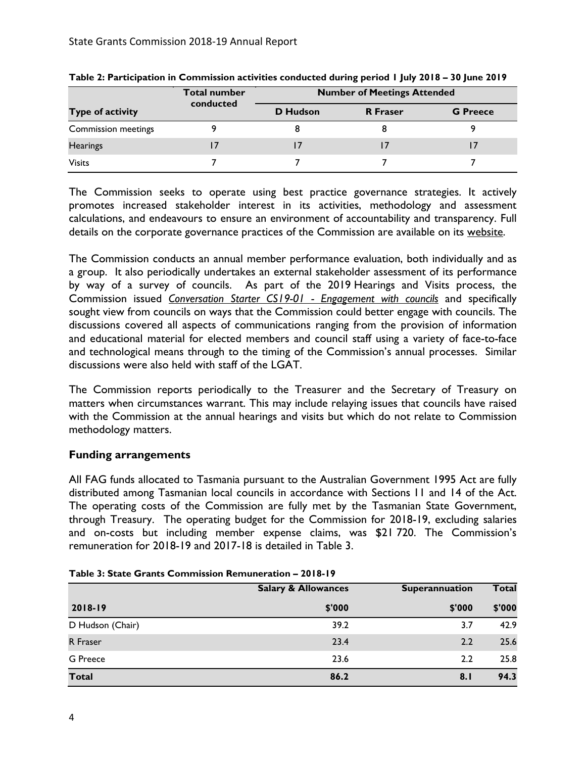**Table 2: Participation in Commission activities conducted during period 1 July 2018 – 30 June 2019**

| Type of activity | Total number conducted | Number of Meetings Attended | | |
|---|---|---|---|---|
| | | D Hudson | R Fraser | G Preece |
| Commission meetings | 9 | 8 | 8 | 9 |
| Hearings | 17 | 17 | 17 | 17 |
| Visits | 7 | 7 | 7 | 7 |

The Commission seeks to operate using best practice governance strategies. It actively promotes increased stakeholder interest in its activities, methodology and assessment calculations, and endeavours to ensure an environment of accountability and transparency. Full details on the corporate governance practices of the Commission are available on its website.

The Commission conducts an annual member performance evaluation, both individually and as a group. It also periodically undertakes an external stakeholder assessment of its performance by way of a survey of councils. As part of the 2019 Hearings and Visits process, the Commission issued *Conversation Starter CS19-01 - Engagement with councils* and specifically sought view from councils on ways that the Commission could better engage with councils. The discussions covered all aspects of communications ranging from the provision of information and educational material for elected members and council staff using a variety of face-to-face and technological means through to the timing of the Commission's annual processes. Similar discussions were also held with staff of the LGAT.

The Commission reports periodically to the Treasurer and the Secretary of Treasury on matters when circumstances warrant. This may include relaying issues that councils have raised with the Commission at the annual hearings and visits but which do not relate to Commission methodology matters.

## Funding arrangements

All FAG funds allocated to Tasmania pursuant to the Australian Government 1995 Act are fully distributed among Tasmanian local councils in accordance with Sections 11 and 14 of the Act. The operating costs of the Commission are fully met by the Tasmanian State Government, through Treasury. The operating budget for the Commission for 2018-19, excluding salaries and on-costs but including member expense claims, was $21 720. The Commission's remuneration for 2018-19 and 2017-18 is detailed in Table 3.

**Table 3: State Grants Commission Remuneration – 2018-19**

| | Salary & Allowances | Superannuation | Total |
|---|---|---|---|
| **2018-19** | **$'000** | **$'000** | **$'000** |
| D Hudson (Chair) | 39.2 | 3.7 | 42.9 |
| R Fraser | 23.4 | 2.2 | 25.6 |
| G Preece | 23.6 | 2.2 | 25.8 |
| **Total** | **86.2** | **8.1** | **94.3** |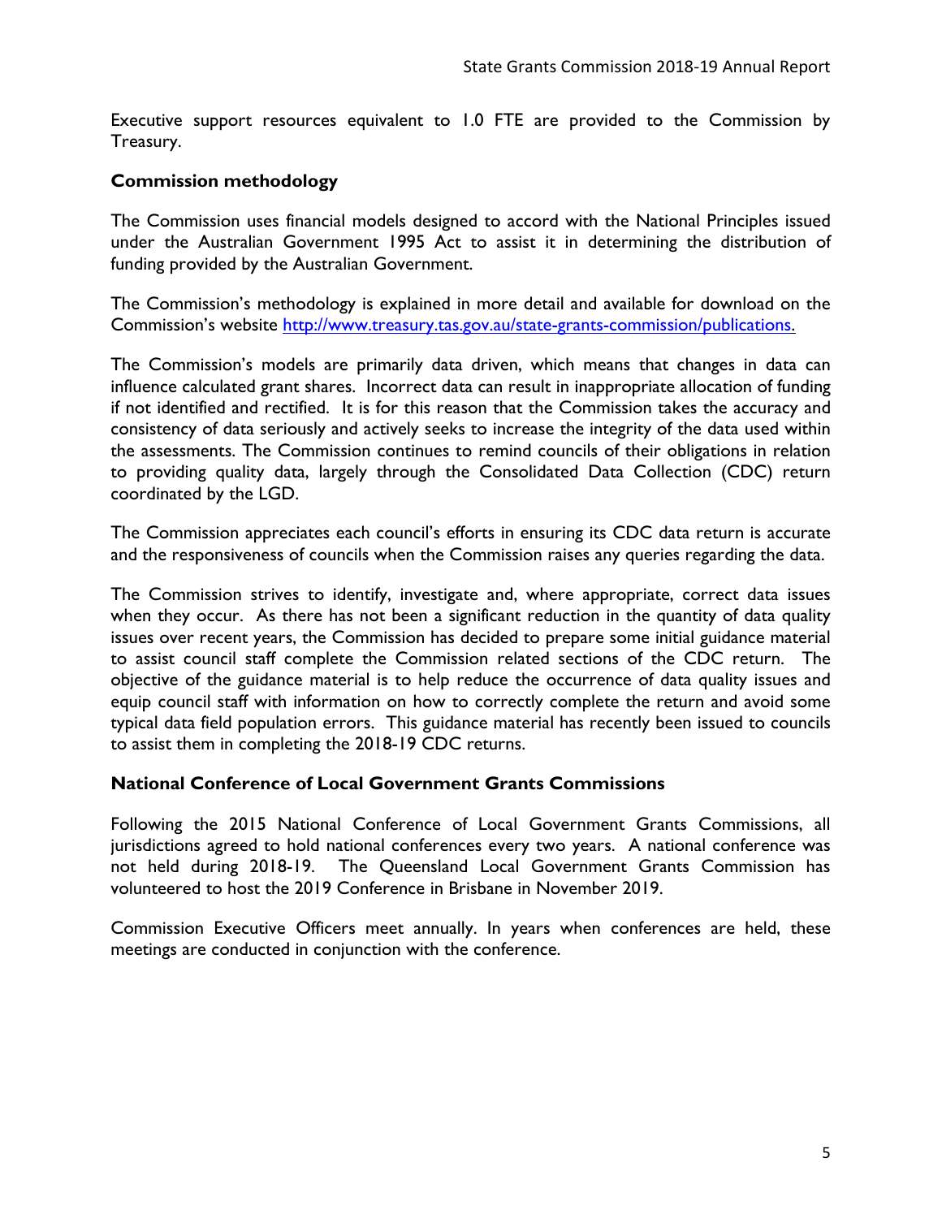Executive support resources equivalent to 1.0 FTE are provided to the Commission by Treasury.

## Commission methodology

The Commission uses financial models designed to accord with the National Principles issued under the Australian Government 1995 Act to assist it in determining the distribution of funding provided by the Australian Government.

The Commission's methodology is explained in more detail and available for download on the Commission's website http://www.treasury.tas.gov.au/state-grants-commission/publications.

The Commission's models are primarily data driven, which means that changes in data can influence calculated grant shares. Incorrect data can result in inappropriate allocation of funding if not identified and rectified. It is for this reason that the Commission takes the accuracy and consistency of data seriously and actively seeks to increase the integrity of the data used within the assessments. The Commission continues to remind councils of their obligations in relation to providing quality data, largely through the Consolidated Data Collection (CDC) return coordinated by the LGD.

The Commission appreciates each council's efforts in ensuring its CDC data return is accurate and the responsiveness of councils when the Commission raises any queries regarding the data.

The Commission strives to identify, investigate and, where appropriate, correct data issues when they occur. As there has not been a significant reduction in the quantity of data quality issues over recent years, the Commission has decided to prepare some initial guidance material to assist council staff complete the Commission related sections of the CDC return. The objective of the guidance material is to help reduce the occurrence of data quality issues and equip council staff with information on how to correctly complete the return and avoid some typical data field population errors. This guidance material has recently been issued to councils to assist them in completing the 2018-19 CDC returns.

## National Conference of Local Government Grants Commissions

Following the 2015 National Conference of Local Government Grants Commissions, all jurisdictions agreed to hold national conferences every two years. A national conference was not held during 2018-19. The Queensland Local Government Grants Commission has volunteered to host the 2019 Conference in Brisbane in November 2019.

Commission Executive Officers meet annually. In years when conferences are held, these meetings are conducted in conjunction with the conference.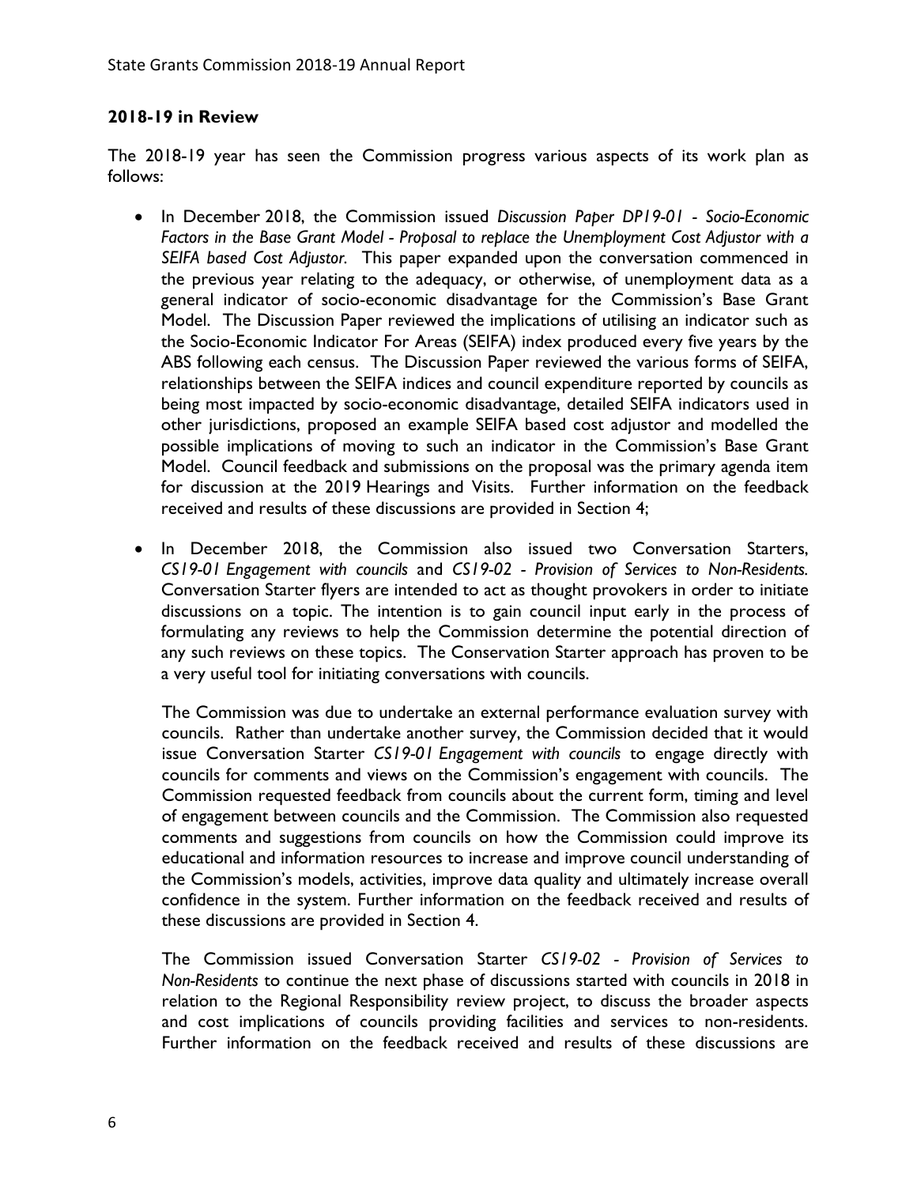## 2018-19 in Review

The 2018-19 year has seen the Commission progress various aspects of its work plan as follows:

- In December 2018, the Commission issued *Discussion Paper DP19-01 - Socio-Economic Factors in the Base Grant Model - Proposal to replace the Unemployment Cost Adjustor with a SEIFA based Cost Adjustor.* This paper expanded upon the conversation commenced in the previous year relating to the adequacy, or otherwise, of unemployment data as a general indicator of socio-economic disadvantage for the Commission's Base Grant Model. The Discussion Paper reviewed the implications of utilising an indicator such as the Socio-Economic Indicator For Areas (SEIFA) index produced every five years by the ABS following each census. The Discussion Paper reviewed the various forms of SEIFA, relationships between the SEIFA indices and council expenditure reported by councils as being most impacted by socio-economic disadvantage, detailed SEIFA indicators used in other jurisdictions, proposed an example SEIFA based cost adjustor and modelled the possible implications of moving to such an indicator in the Commission's Base Grant Model. Council feedback and submissions on the proposal was the primary agenda item for discussion at the 2019 Hearings and Visits. Further information on the feedback received and results of these discussions are provided in Section 4;

- In December 2018, the Commission also issued two Conversation Starters, *CS19-01 Engagement with councils* and *CS19-02 - Provision of Services to Non-Residents.* Conversation Starter flyers are intended to act as thought provokers in order to initiate discussions on a topic. The intention is to gain council input early in the process of formulating any reviews to help the Commission determine the potential direction of any such reviews on these topics. The Conservation Starter approach has proven to be a very useful tool for initiating conversations with councils.

  The Commission was due to undertake an external performance evaluation survey with councils. Rather than undertake another survey, the Commission decided that it would issue Conversation Starter *CS19-01 Engagement with councils* to engage directly with councils for comments and views on the Commission's engagement with councils. The Commission requested feedback from councils about the current form, timing and level of engagement between councils and the Commission. The Commission also requested comments and suggestions from councils on how the Commission could improve its educational and information resources to increase and improve council understanding of the Commission's models, activities, improve data quality and ultimately increase overall confidence in the system. Further information on the feedback received and results of these discussions are provided in Section 4.

  The Commission issued Conversation Starter *CS19-02 - Provision of Services to Non-Residents* to continue the next phase of discussions started with councils in 2018 in relation to the Regional Responsibility review project, to discuss the broader aspects and cost implications of councils providing facilities and services to non-residents. Further information on the feedback received and results of these discussions are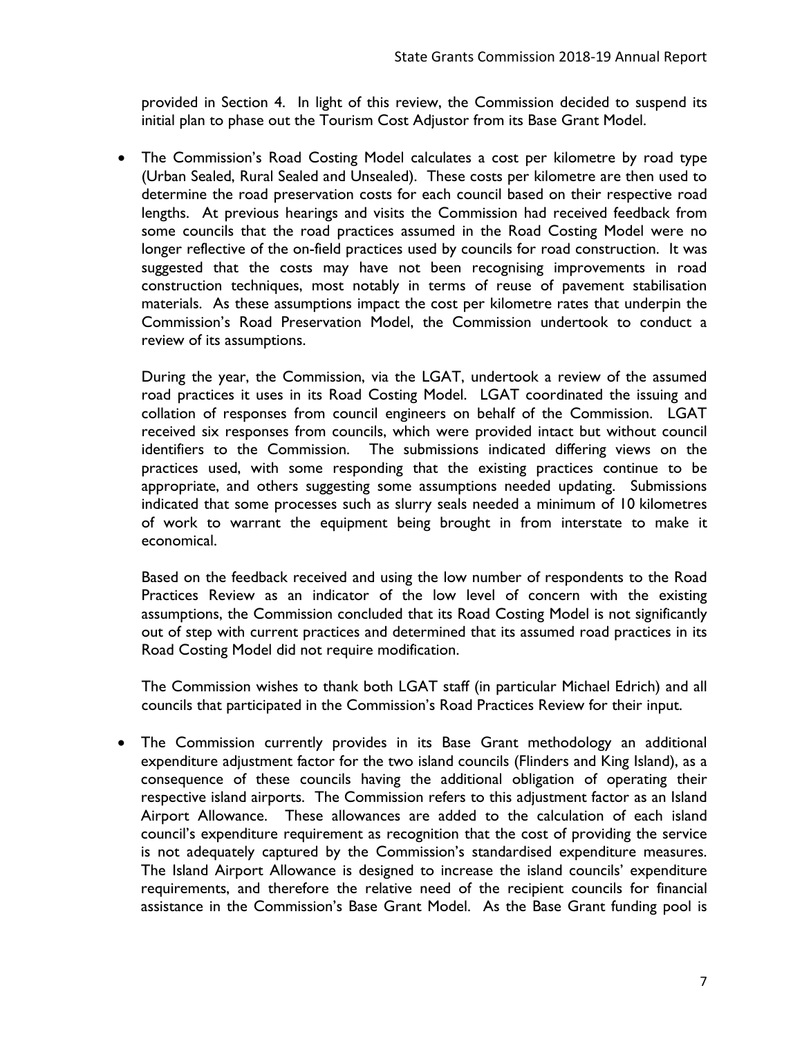provided in Section 4. In light of this review, the Commission decided to suspend its initial plan to phase out the Tourism Cost Adjustor from its Base Grant Model.

- The Commission's Road Costing Model calculates a cost per kilometre by road type (Urban Sealed, Rural Sealed and Unsealed). These costs per kilometre are then used to determine the road preservation costs for each council based on their respective road lengths. At previous hearings and visits the Commission had received feedback from some councils that the road practices assumed in the Road Costing Model were no longer reflective of the on-field practices used by councils for road construction. It was suggested that the costs may have not been recognising improvements in road construction techniques, most notably in terms of reuse of pavement stabilisation materials. As these assumptions impact the cost per kilometre rates that underpin the Commission's Road Preservation Model, the Commission undertook to conduct a review of its assumptions.

  During the year, the Commission, via the LGAT, undertook a review of the assumed road practices it uses in its Road Costing Model. LGAT coordinated the issuing and collation of responses from council engineers on behalf of the Commission. LGAT received six responses from councils, which were provided intact but without council identifiers to the Commission. The submissions indicated differing views on the practices used, with some responding that the existing practices continue to be appropriate, and others suggesting some assumptions needed updating. Submissions indicated that some processes such as slurry seals needed a minimum of 10 kilometres of work to warrant the equipment being brought in from interstate to make it economical.

  Based on the feedback received and using the low number of respondents to the Road Practices Review as an indicator of the low level of concern with the existing assumptions, the Commission concluded that its Road Costing Model is not significantly out of step with current practices and determined that its assumed road practices in its Road Costing Model did not require modification.

  The Commission wishes to thank both LGAT staff (in particular Michael Edrich) and all councils that participated in the Commission's Road Practices Review for their input.

- The Commission currently provides in its Base Grant methodology an additional expenditure adjustment factor for the two island councils (Flinders and King Island), as a consequence of these councils having the additional obligation of operating their respective island airports. The Commission refers to this adjustment factor as an Island Airport Allowance. These allowances are added to the calculation of each island council's expenditure requirement as recognition that the cost of providing the service is not adequately captured by the Commission's standardised expenditure measures. The Island Airport Allowance is designed to increase the island councils' expenditure requirements, and therefore the relative need of the recipient councils for financial assistance in the Commission's Base Grant Model. As the Base Grant funding pool is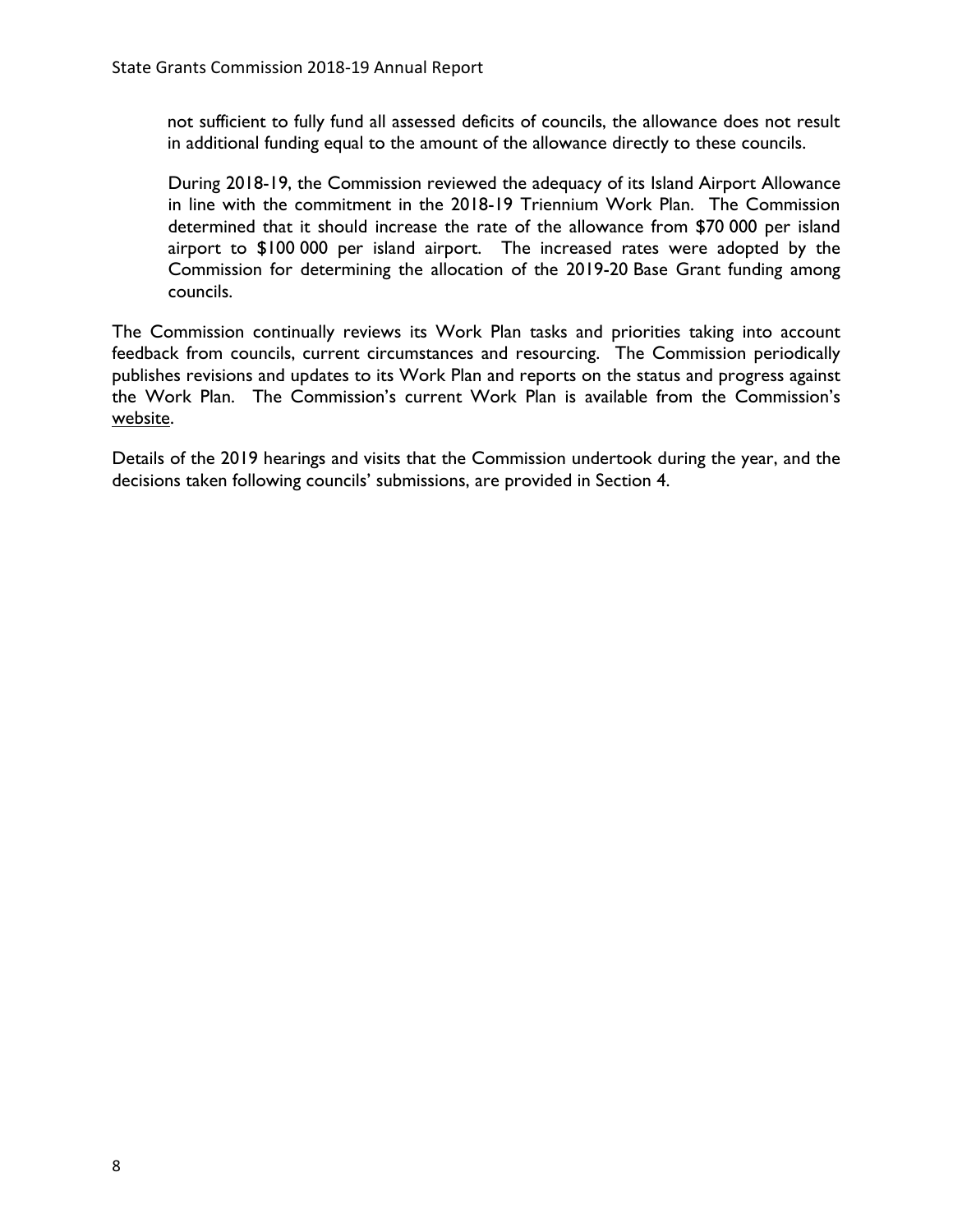not sufficient to fully fund all assessed deficits of councils, the allowance does not result in additional funding equal to the amount of the allowance directly to these councils.

During 2018-19, the Commission reviewed the adequacy of its Island Airport Allowance in line with the commitment in the 2018-19 Triennium Work Plan. The Commission determined that it should increase the rate of the allowance from $70 000 per island airport to $100 000 per island airport. The increased rates were adopted by the Commission for determining the allocation of the 2019-20 Base Grant funding among councils.

The Commission continually reviews its Work Plan tasks and priorities taking into account feedback from councils, current circumstances and resourcing. The Commission periodically publishes revisions and updates to its Work Plan and reports on the status and progress against the Work Plan. The Commission's current Work Plan is available from the Commission's website.

Details of the 2019 hearings and visits that the Commission undertook during the year, and the decisions taken following councils' submissions, are provided in Section 4.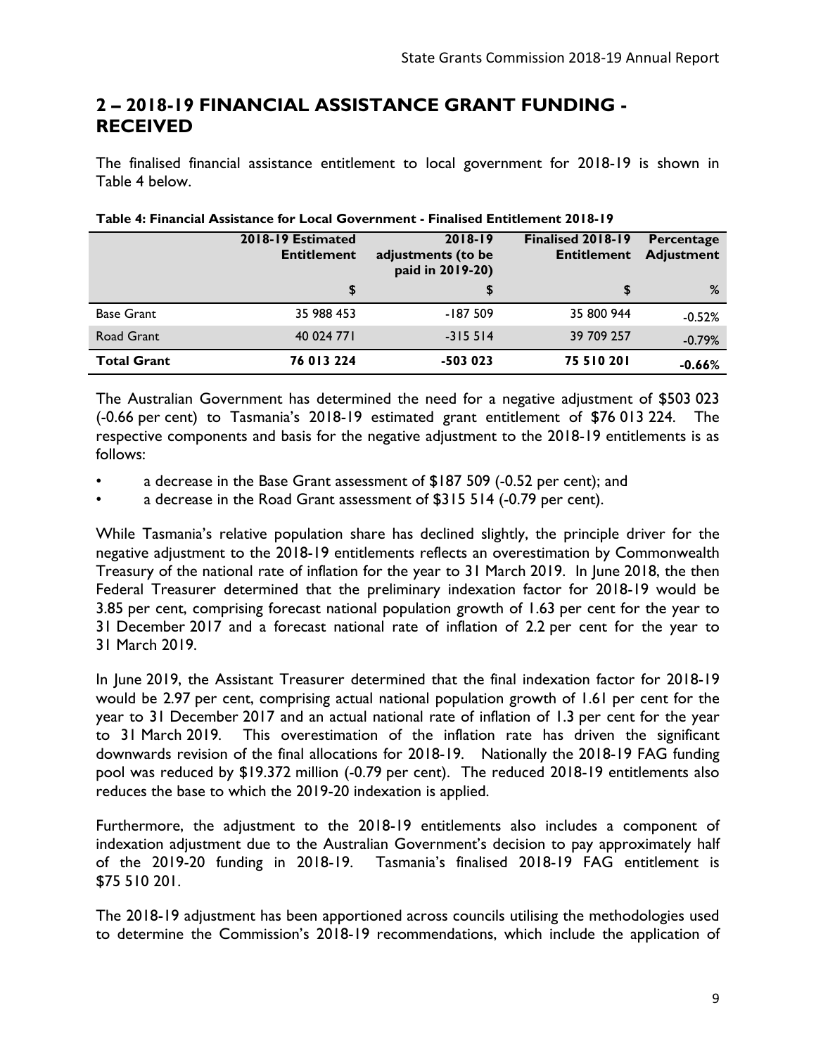## 2 – 2018-19 FINANCIAL ASSISTANCE GRANT FUNDING - RECEIVED

The finalised financial assistance entitlement to local government for 2018-19 is shown in Table 4 below.

**Table 4: Financial Assistance for Local Government - Finalised Entitlement 2018-19**

| | 2018-19 Estimated Entitlement | 2018-19 adjustments (to be paid in 2019-20) | Finalised 2018-19 Entitlement | Percentage Adjustment |
|---|---|---|---|---|
| | $ | $ | $ | % |
| Base Grant | 35 988 453 | -187 509 | 35 800 944 | -0.52% |
| Road Grant | 40 024 771 | -315 514 | 39 709 257 | -0.79% |
| **Total Grant** | **76 013 224** | **-503 023** | **75 510 201** | **-0.66%** |

The Australian Government has determined the need for a negative adjustment of $503 023 (-0.66 per cent) to Tasmania's 2018-19 estimated grant entitlement of $76 013 224. The respective components and basis for the negative adjustment to the 2018-19 entitlements is as follows:

- a decrease in the Base Grant assessment of $187 509 (-0.52 per cent); and
- a decrease in the Road Grant assessment of $315 514 (-0.79 per cent).

While Tasmania's relative population share has declined slightly, the principle driver for the negative adjustment to the 2018-19 entitlements reflects an overestimation by Commonwealth Treasury of the national rate of inflation for the year to 31 March 2019. In June 2018, the then Federal Treasurer determined that the preliminary indexation factor for 2018-19 would be 3.85 per cent, comprising forecast national population growth of 1.63 per cent for the year to 31 December 2017 and a forecast national rate of inflation of 2.2 per cent for the year to 31 March 2019.

In June 2019, the Assistant Treasurer determined that the final indexation factor for 2018-19 would be 2.97 per cent, comprising actual national population growth of 1.61 per cent for the year to 31 December 2017 and an actual national rate of inflation of 1.3 per cent for the year to 31 March 2019. This overestimation of the inflation rate has driven the significant downwards revision of the final allocations for 2018-19. Nationally the 2018-19 FAG funding pool was reduced by $19.372 million (-0.79 per cent). The reduced 2018-19 entitlements also reduces the base to which the 2019-20 indexation is applied.

Furthermore, the adjustment to the 2018-19 entitlements also includes a component of indexation adjustment due to the Australian Government's decision to pay approximately half of the 2019-20 funding in 2018-19. Tasmania's finalised 2018-19 FAG entitlement is $75 510 201.

The 2018-19 adjustment has been apportioned across councils utilising the methodologies used to determine the Commission's 2018-19 recommendations, which include the application of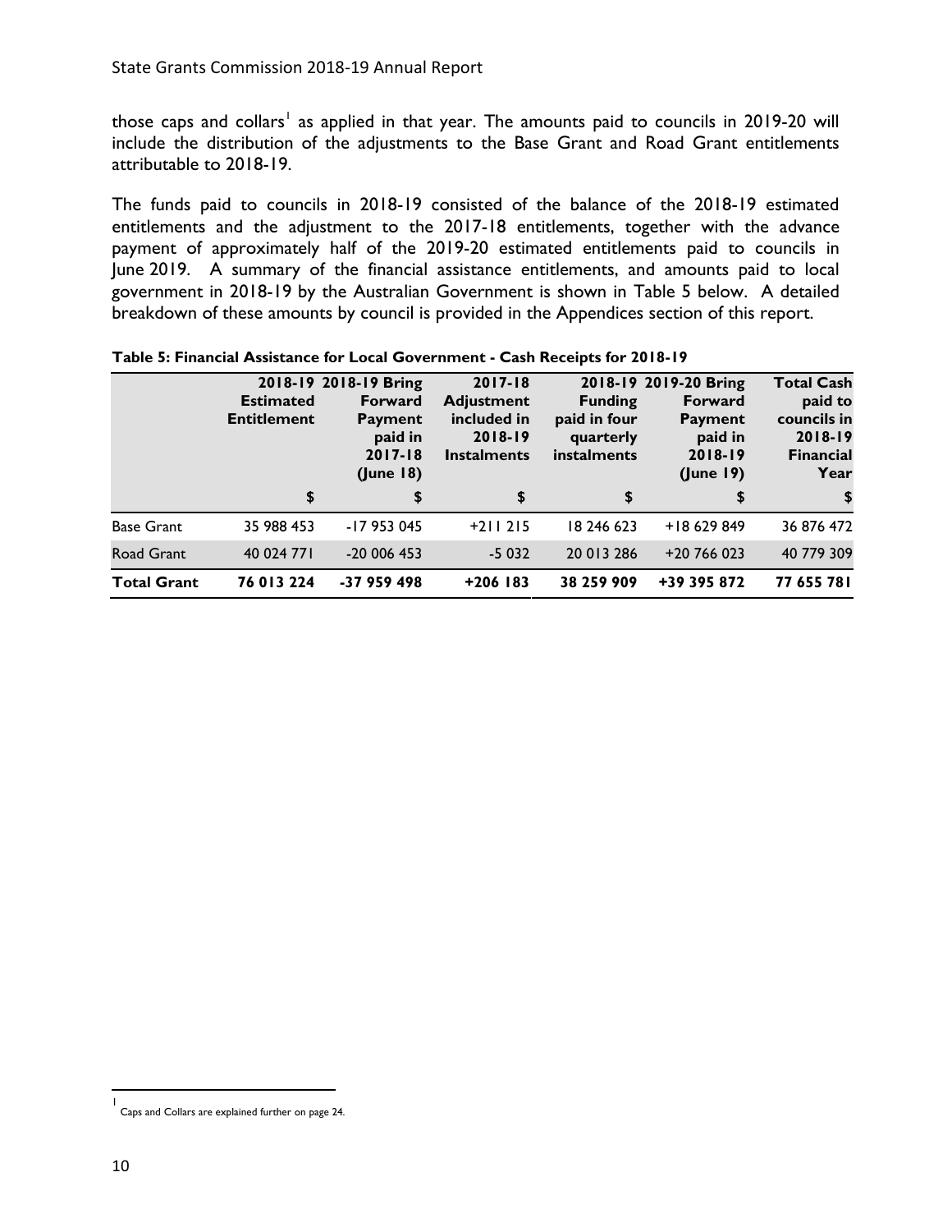those caps and collars[1] as applied in that year. The amounts paid to councils in 2019-20 will include the distribution of the adjustments to the Base Grant and Road Grant entitlements attributable to 2018-19.

The funds paid to councils in 2018-19 consisted of the balance of the 2018-19 estimated entitlements and the adjustment to the 2017-18 entitlements, together with the advance payment of approximately half of the 2019-20 estimated entitlements paid to councils in June 2019. A summary of the financial assistance entitlements, and amounts paid to local government in 2018-19 by the Australian Government is shown in Table 5 below. A detailed breakdown of these amounts by council is provided in the Appendices section of this report.

**Table 5: Financial Assistance for Local Government - Cash Receipts for 2018-19**

| | 2018-19 Estimated Entitlement | 2018-19 Bring Forward Payment paid in 2017-18 (June 18) | 2017-18 Adjustment included in 2018-19 Instalments | 2018-19 Funding paid in four quarterly instalments | 2019-20 Bring Forward Payment paid in 2018-19 (June 19) | Total Cash paid to councils in 2018-19 Financial Year |
|---|---|---|---|---|---|---|
| | $ | $ | $ | $ | $ | $ |
| Base Grant | 35 988 453 | -17 953 045 | +211 215 | 18 246 623 | +18 629 849 | 36 876 472 |
| Road Grant | 40 024 771 | -20 006 453 | -5 032 | 20 013 286 | +20 766 023 | 40 779 309 |
| **Total Grant** | **76 013 224** | **-37 959 498** | **+206 183** | **38 259 909** | **+39 395 872** | **77 655 781** |

[1] Caps and Collars are explained further on page 24.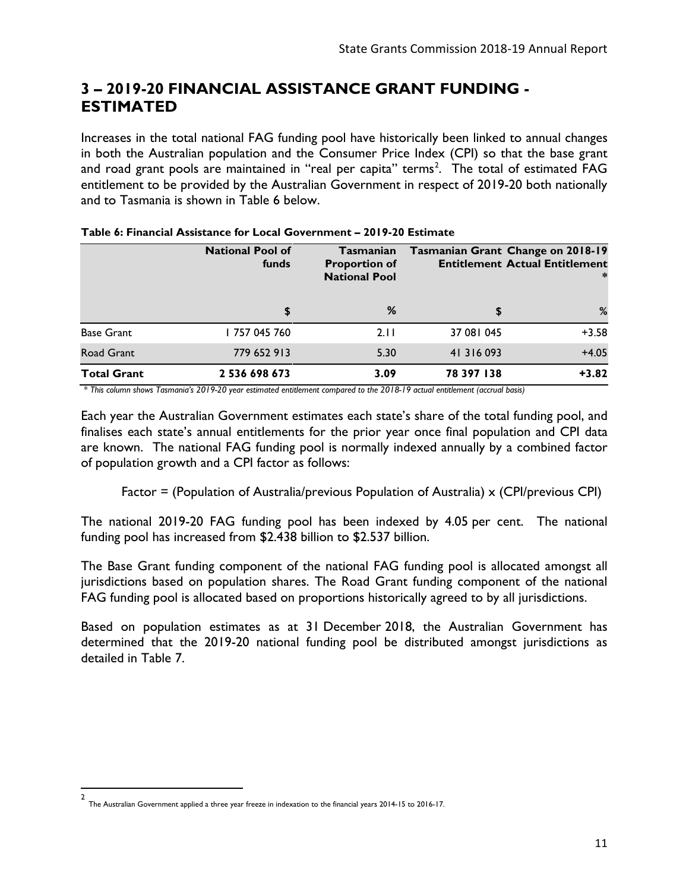# 3 – 2019-20 FINANCIAL ASSISTANCE GRANT FUNDING - ESTIMATED

Increases in the total national FAG funding pool have historically been linked to annual changes in both the Australian population and the Consumer Price Index (CPI) so that the base grant and road grant pools are maintained in "real per capita" terms[2]. The total of estimated FAG entitlement to be provided by the Australian Government in respect of 2019-20 both nationally and to Tasmania is shown in Table 6 below.

**Table 6: Financial Assistance for Local Government – 2019-20 Estimate**

| | National Pool of funds | Tasmanian Proportion of National Pool | Tasmanian Grant Entitlement | Change on 2018-19 Actual Entitlement * |
|---|---|---|---|---|
| | $ | % | $ | % |
| Base Grant | 1 757 045 760 | 2.11 | 37 081 045 | +3.58 |
| Road Grant | 779 652 913 | 5.30 | 41 316 093 | +4.05 |
| **Total Grant** | **2 536 698 673** | **3.09** | **78 397 138** | **+3.82** |

*\* This column shows Tasmania's 2019-20 year estimated entitlement compared to the 2018-19 actual entitlement (accrual basis)*

Each year the Australian Government estimates each state's share of the total funding pool, and finalises each state's annual entitlements for the prior year once final population and CPI data are known. The national FAG funding pool is normally indexed annually by a combined factor of population growth and a CPI factor as follows:

Factor = (Population of Australia/previous Population of Australia) x (CPI/previous CPI)

The national 2019-20 FAG funding pool has been indexed by 4.05 per cent. The national funding pool has increased from $2.438 billion to $2.537 billion.

The Base Grant funding component of the national FAG funding pool is allocated amongst all jurisdictions based on population shares. The Road Grant funding component of the national FAG funding pool is allocated based on proportions historically agreed to by all jurisdictions.

Based on population estimates as at 31 December 2018, the Australian Government has determined that the 2019-20 national funding pool be distributed amongst jurisdictions as detailed in Table 7.

---

[2] The Australian Government applied a three year freeze in indexation to the financial years 2014-15 to 2016-17.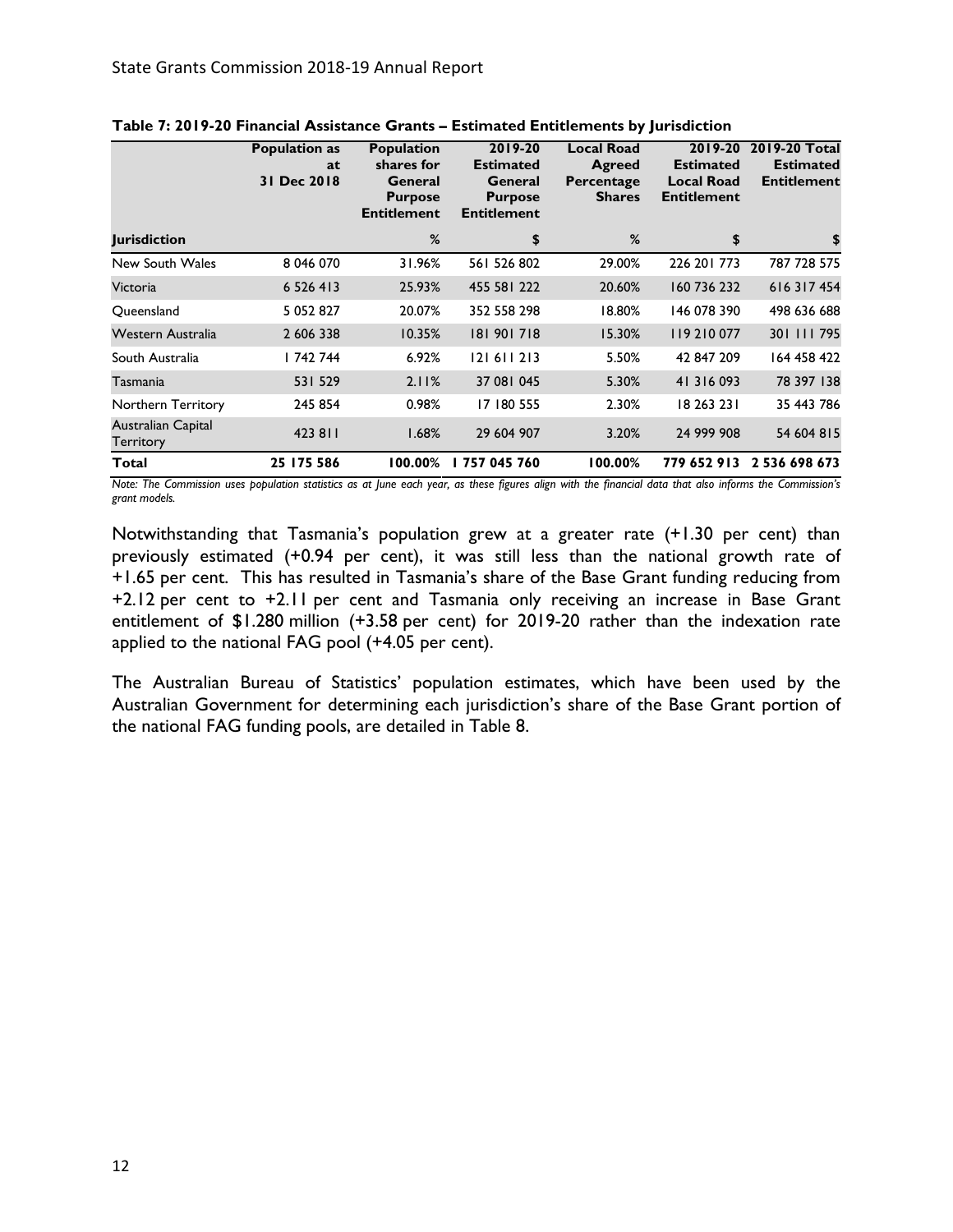**Table 7: 2019-20 Financial Assistance Grants – Estimated Entitlements by Jurisdiction**

| Jurisdiction | Population as at 31 Dec 2018 | Population shares for General Purpose Entitlement | 2019-20 Estimated General Purpose Entitlement | Local Road Agreed Percentage Shares | 2019-20 Estimated Local Road Entitlement | 2019-20 Total Estimated Entitlement |
|---|---|---|---|---|---|---|
| | | % | $ | % | $ | $ |
| New South Wales | 8 046 070 | 31.96% | 561 526 802 | 29.00% | 226 201 773 | 787 728 575 |
| Victoria | 6 526 413 | 25.93% | 455 581 222 | 20.60% | 160 736 232 | 616 317 454 |
| Queensland | 5 052 827 | 20.07% | 352 558 298 | 18.80% | 146 078 390 | 498 636 688 |
| Western Australia | 2 606 338 | 10.35% | 181 901 718 | 15.30% | 119 210 077 | 301 111 795 |
| South Australia | 1 742 744 | 6.92% | 121 611 213 | 5.50% | 42 847 209 | 164 458 422 |
| Tasmania | 531 529 | 2.11% | 37 081 045 | 5.30% | 41 316 093 | 78 397 138 |
| Northern Territory | 245 854 | 0.98% | 17 180 555 | 2.30% | 18 263 231 | 35 443 786 |
| Australian Capital Territory | 423 811 | 1.68% | 29 604 907 | 3.20% | 24 999 908 | 54 604 815 |
| **Total** | **25 175 586** | **100.00%** | **1 757 045 760** | **100.00%** | **779 652 913** | **2 536 698 673** |

*Note: The Commission uses population statistics as at June each year, as these figures align with the financial data that also informs the Commission's grant models.*

Notwithstanding that Tasmania's population grew at a greater rate (+1.30 per cent) than previously estimated (+0.94 per cent), it was still less than the national growth rate of +1.65 per cent. This has resulted in Tasmania's share of the Base Grant funding reducing from +2.12 per cent to +2.11 per cent and Tasmania only receiving an increase in Base Grant entitlement of $1.280 million (+3.58 per cent) for 2019-20 rather than the indexation rate applied to the national FAG pool (+4.05 per cent).

The Australian Bureau of Statistics' population estimates, which have been used by the Australian Government for determining each jurisdiction's share of the Base Grant portion of the national FAG funding pools, are detailed in Table 8.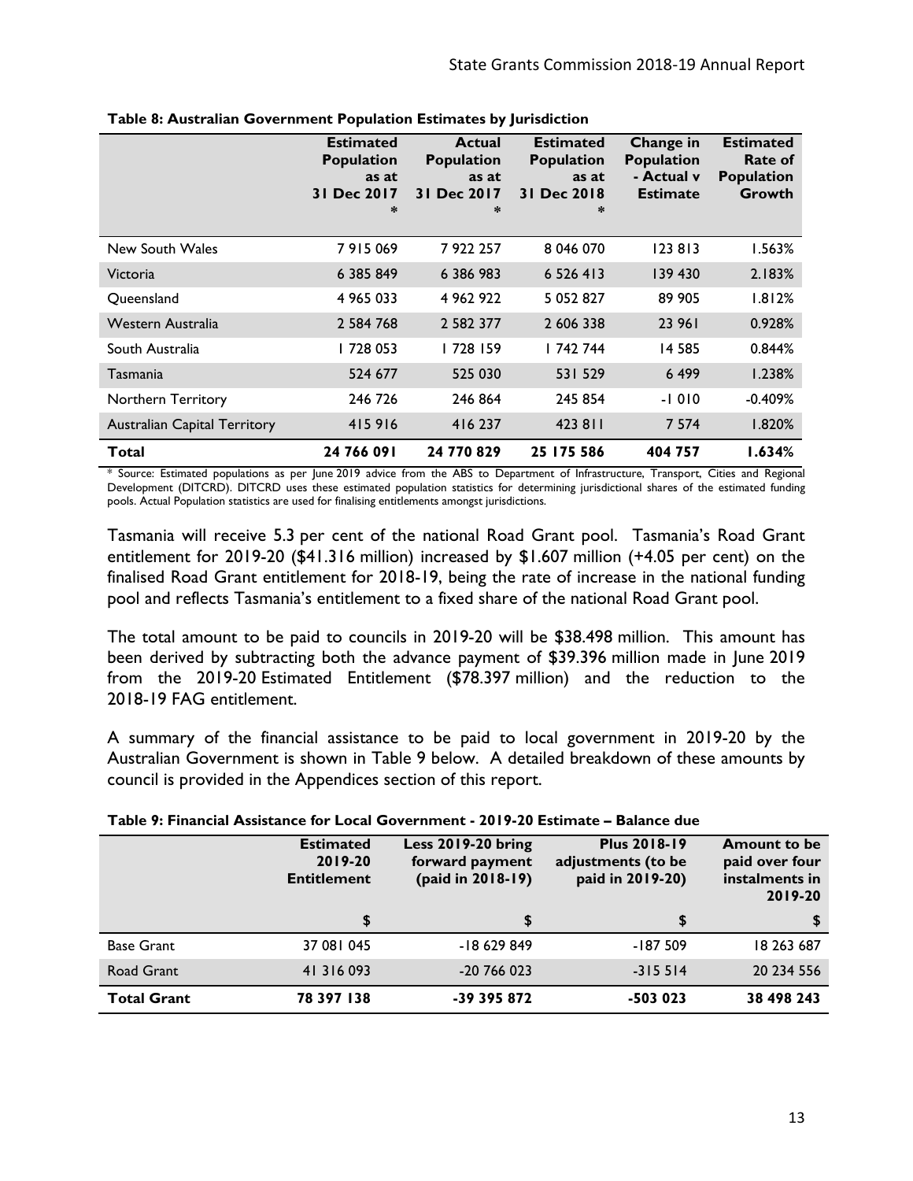**Table 8: Australian Government Population Estimates by Jurisdiction**

| | Estimated Population as at 31 Dec 2017 * | Actual Population as at 31 Dec 2017 * | Estimated Population as at 31 Dec 2018 * | Change in Population - Actual v Estimate | Estimated Rate of Population Growth |
|---|---|---|---|---|---|
| New South Wales | 7 915 069 | 7 922 257 | 8 046 070 | 123 813 | 1.563% |
| Victoria | 6 385 849 | 6 386 983 | 6 526 413 | 139 430 | 2.183% |
| Queensland | 4 965 033 | 4 962 922 | 5 052 827 | 89 905 | 1.812% |
| Western Australia | 2 584 768 | 2 582 377 | 2 606 338 | 23 961 | 0.928% |
| South Australia | 1 728 053 | 1 728 159 | 1 742 744 | 14 585 | 0.844% |
| Tasmania | 524 677 | 525 030 | 531 529 | 6 499 | 1.238% |
| Northern Territory | 246 726 | 246 864 | 245 854 | -1 010 | -0.409% |
| Australian Capital Territory | 415 916 | 416 237 | 423 811 | 7 574 | 1.820% |
| **Total** | **24 766 091** | **24 770 829** | **25 175 586** | **404 757** | **1.634%** |

* Source: Estimated populations as per June 2019 advice from the ABS to Department of Infrastructure, Transport, Cities and Regional Development (DITCRD). DITCRD uses these estimated population statistics for determining jurisdictional shares of the estimated funding pools. Actual Population statistics are used for finalising entitlements amongst jurisdictions.

Tasmania will receive 5.3 per cent of the national Road Grant pool. Tasmania's Road Grant entitlement for 2019-20 ($41.316 million) increased by $1.607 million (+4.05 per cent) on the finalised Road Grant entitlement for 2018-19, being the rate of increase in the national funding pool and reflects Tasmania's entitlement to a fixed share of the national Road Grant pool.

The total amount to be paid to councils in 2019-20 will be $38.498 million. This amount has been derived by subtracting both the advance payment of $39.396 million made in June 2019 from the 2019-20 Estimated Entitlement ($78.397 million) and the reduction to the 2018-19 FAG entitlement.

A summary of the financial assistance to be paid to local government in 2019-20 by the Australian Government is shown in Table 9 below. A detailed breakdown of these amounts by council is provided in the Appendices section of this report.

**Table 9: Financial Assistance for Local Government - 2019-20 Estimate – Balance due**

| | Estimated 2019-20 Entitlement | Less 2019-20 bring forward payment (paid in 2018-19) | Plus 2018-19 adjustments (to be paid in 2019-20) | Amount to be paid over four instalments in 2019-20 |
|---|---|---|---|---|
| | $ | $ | $ | $ |
| Base Grant | 37 081 045 | -18 629 849 | -187 509 | 18 263 687 |
| Road Grant | 41 316 093 | -20 766 023 | -315 514 | 20 234 556 |
| **Total Grant** | **78 397 138** | **-39 395 872** | **-503 023** | **38 498 243** |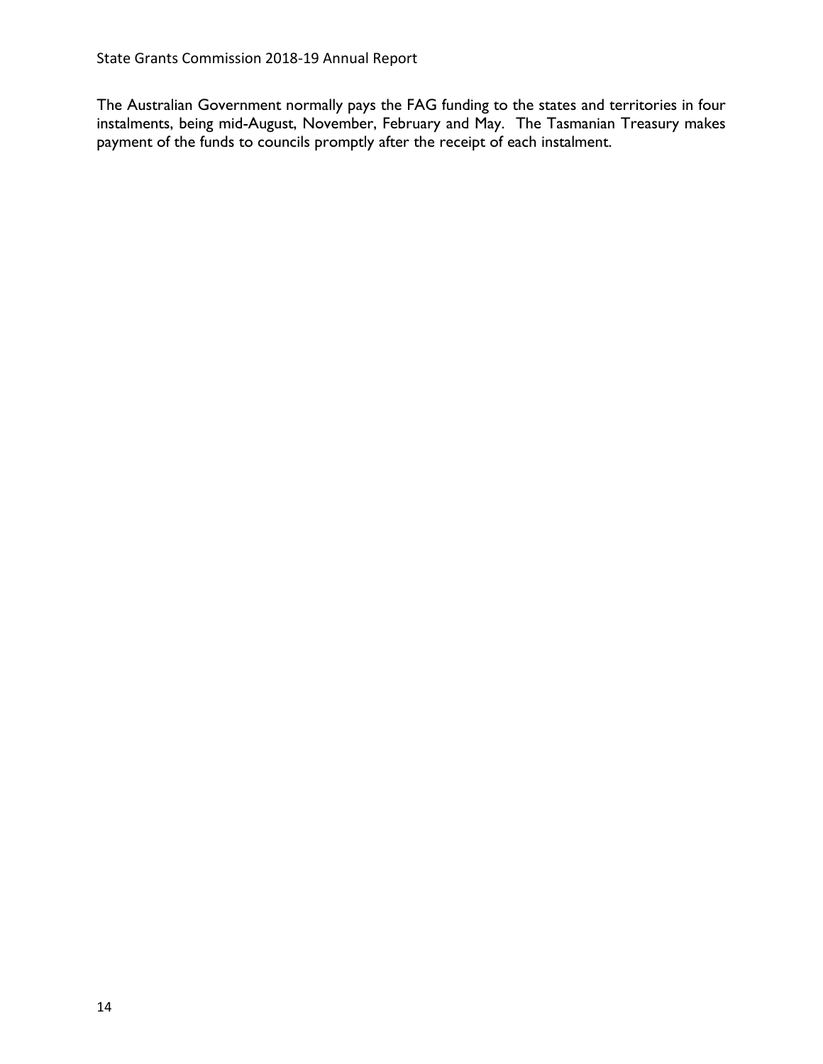The Australian Government normally pays the FAG funding to the states and territories in four instalments, being mid-August, November, February and May. The Tasmanian Treasury makes payment of the funds to councils promptly after the receipt of each instalment.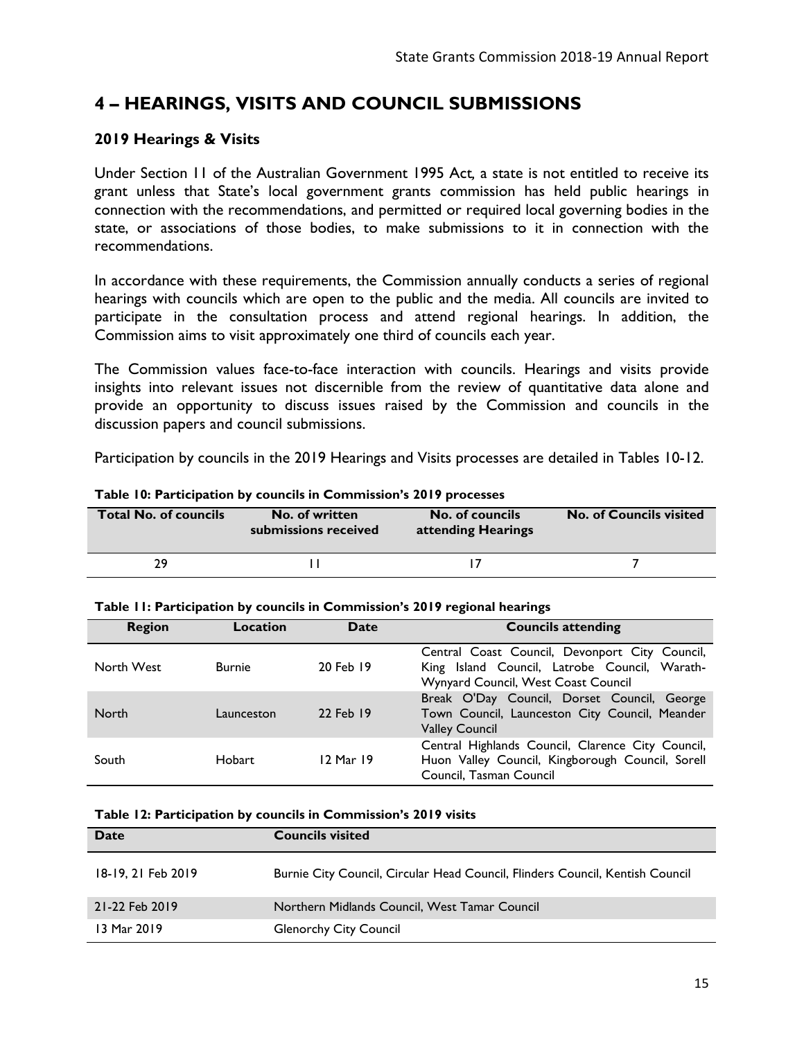# 4 – HEARINGS, VISITS AND COUNCIL SUBMISSIONS

## 2019 Hearings & Visits

Under Section 11 of the Australian Government 1995 Act, a state is not entitled to receive its grant unless that State's local government grants commission has held public hearings in connection with the recommendations, and permitted or required local governing bodies in the state, or associations of those bodies, to make submissions to it in connection with the recommendations.

In accordance with these requirements, the Commission annually conducts a series of regional hearings with councils which are open to the public and the media. All councils are invited to participate in the consultation process and attend regional hearings. In addition, the Commission aims to visit approximately one third of councils each year.

The Commission values face-to-face interaction with councils. Hearings and visits provide insights into relevant issues not discernible from the review of quantitative data alone and provide an opportunity to discuss issues raised by the Commission and councils in the discussion papers and council submissions.

Participation by councils in the 2019 Hearings and Visits processes are detailed in Tables 10-12.

**Table 10: Participation by councils in Commission's 2019 processes**

| Total No. of councils | No. of written submissions received | No. of councils attending Hearings | No. of Councils visited |
|---|---|---|---|
| 29 | 11 | 17 | 7 |

**Table 11: Participation by councils in Commission's 2019 regional hearings**

| Region | Location | Date | Councils attending |
|---|---|---|---|
| North West | Burnie | 20 Feb 19 | Central Coast Council, Devonport City Council, King Island Council, Latrobe Council, Waratah-Wynyard Council, West Coast Council |
| North | Launceston | 22 Feb 19 | Break O'Day Council, Dorset Council, George Town Council, Launceston City Council, Meander Valley Council |
| South | Hobart | 12 Mar 19 | Central Highlands Council, Clarence City Council, Huon Valley Council, Kingborough Council, Sorell Council, Tasman Council |

**Table 12: Participation by councils in Commission's 2019 visits**

| Date | Councils visited |
|---|---|
| 18-19, 21 Feb 2019 | Burnie City Council, Circular Head Council, Flinders Council, Kentish Council |
| 21-22 Feb 2019 | Northern Midlands Council, West Tamar Council |
| 13 Mar 2019 | Glenorchy City Council |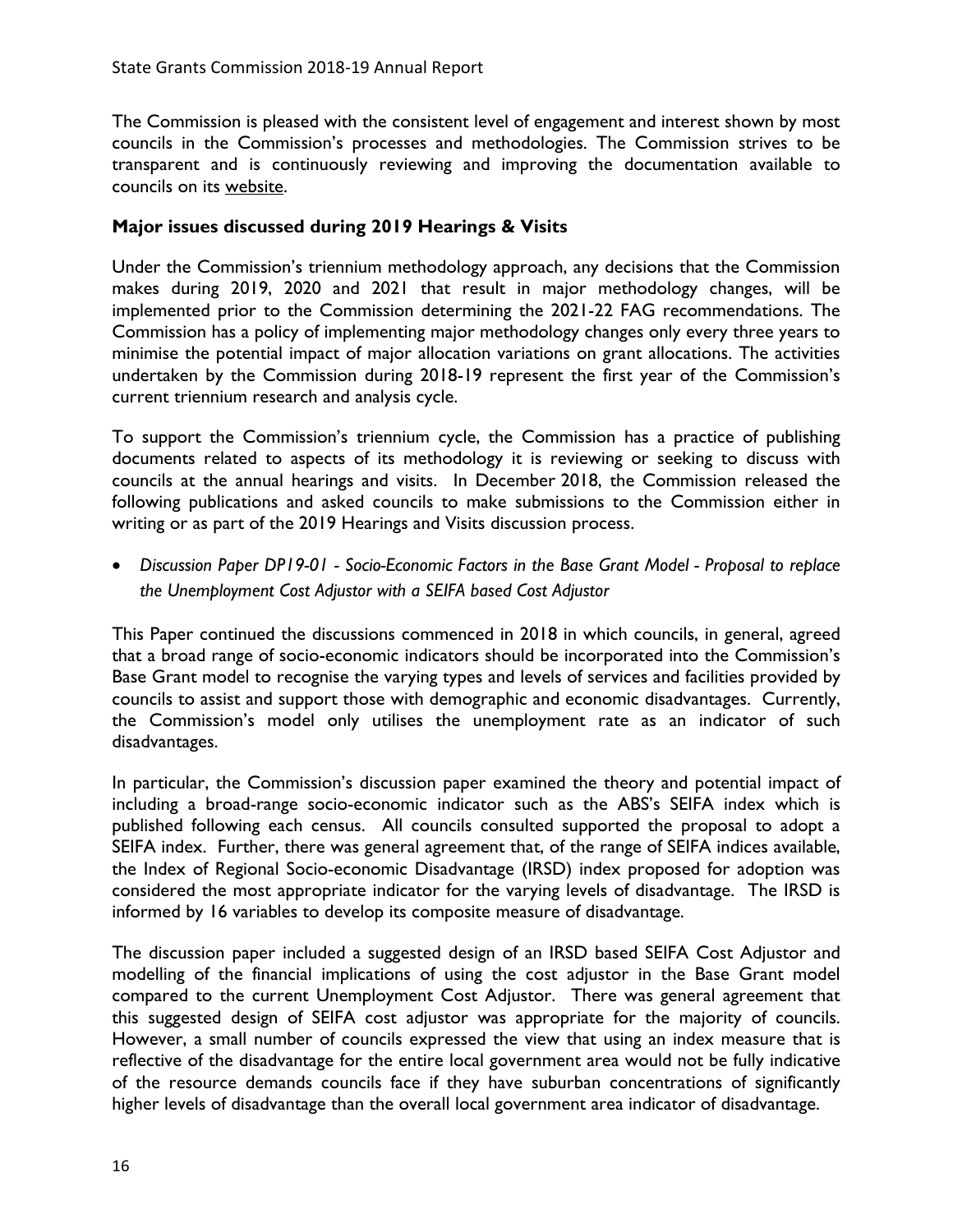The Commission is pleased with the consistent level of engagement and interest shown by most councils in the Commission's processes and methodologies. The Commission strives to be transparent and is continuously reviewing and improving the documentation available to councils on its website.

**Major issues discussed during 2019 Hearings & Visits**

Under the Commission's triennium methodology approach, any decisions that the Commission makes during 2019, 2020 and 2021 that result in major methodology changes, will be implemented prior to the Commission determining the 2021-22 FAG recommendations. The Commission has a policy of implementing major methodology changes only every three years to minimise the potential impact of major allocation variations on grant allocations. The activities undertaken by the Commission during 2018-19 represent the first year of the Commission's current triennium research and analysis cycle.

To support the Commission's triennium cycle, the Commission has a practice of publishing documents related to aspects of its methodology it is reviewing or seeking to discuss with councils at the annual hearings and visits. In December 2018, the Commission released the following publications and asked councils to make submissions to the Commission either in writing or as part of the 2019 Hearings and Visits discussion process.

- *Discussion Paper DP19-01 - Socio-Economic Factors in the Base Grant Model - Proposal to replace the Unemployment Cost Adjustor with a SEIFA based Cost Adjustor*

This Paper continued the discussions commenced in 2018 in which councils, in general, agreed that a broad range of socio-economic indicators should be incorporated into the Commission's Base Grant model to recognise the varying types and levels of services and facilities provided by councils to assist and support those with demographic and economic disadvantages. Currently, the Commission's model only utilises the unemployment rate as an indicator of such disadvantages.

In particular, the Commission's discussion paper examined the theory and potential impact of including a broad-range socio-economic indicator such as the ABS's SEIFA index which is published following each census. All councils consulted supported the proposal to adopt a SEIFA index. Further, there was general agreement that, of the range of SEIFA indices available, the Index of Regional Socio-economic Disadvantage (IRSD) index proposed for adoption was considered the most appropriate indicator for the varying levels of disadvantage. The IRSD is informed by 16 variables to develop its composite measure of disadvantage.

The discussion paper included a suggested design of an IRSD based SEIFA Cost Adjustor and modelling of the financial implications of using the cost adjustor in the Base Grant model compared to the current Unemployment Cost Adjustor. There was general agreement that this suggested design of SEIFA cost adjustor was appropriate for the majority of councils. However, a small number of councils expressed the view that using an index measure that is reflective of the disadvantage for the entire local government area would not be fully indicative of the resource demands councils face if they have suburban concentrations of significantly higher levels of disadvantage than the overall local government area indicator of disadvantage.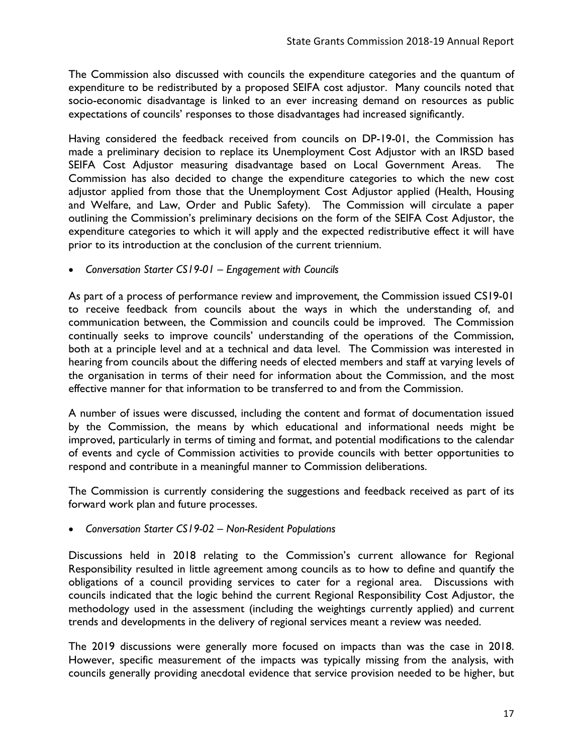The Commission also discussed with councils the expenditure categories and the quantum of expenditure to be redistributed by a proposed SEIFA cost adjustor. Many councils noted that socio-economic disadvantage is linked to an ever increasing demand on resources as public expectations of councils' responses to those disadvantages had increased significantly.

Having considered the feedback received from councils on DP-19-01, the Commission has made a preliminary decision to replace its Unemployment Cost Adjustor with an IRSD based SEIFA Cost Adjustor measuring disadvantage based on Local Government Areas. The Commission has also decided to change the expenditure categories to which the new cost adjustor applied from those that the Unemployment Cost Adjustor applied (Health, Housing and Welfare, and Law, Order and Public Safety). The Commission will circulate a paper outlining the Commission's preliminary decisions on the form of the SEIFA Cost Adjustor, the expenditure categories to which it will apply and the expected redistributive effect it will have prior to its introduction at the conclusion of the current triennium.

- *Conversation Starter CS19-01 – Engagement with Councils*

As part of a process of performance review and improvement, the Commission issued CS19-01 to receive feedback from councils about the ways in which the understanding of, and communication between, the Commission and councils could be improved. The Commission continually seeks to improve councils' understanding of the operations of the Commission, both at a principle level and at a technical and data level. The Commission was interested in hearing from councils about the differing needs of elected members and staff at varying levels of the organisation in terms of their need for information about the Commission, and the most effective manner for that information to be transferred to and from the Commission.

A number of issues were discussed, including the content and format of documentation issued by the Commission, the means by which educational and informational needs might be improved, particularly in terms of timing and format, and potential modifications to the calendar of events and cycle of Commission activities to provide councils with better opportunities to respond and contribute in a meaningful manner to Commission deliberations.

The Commission is currently considering the suggestions and feedback received as part of its forward work plan and future processes.

- *Conversation Starter CS19-02 – Non-Resident Populations*

Discussions held in 2018 relating to the Commission's current allowance for Regional Responsibility resulted in little agreement among councils as to how to define and quantify the obligations of a council providing services to cater for a regional area. Discussions with councils indicated that the logic behind the current Regional Responsibility Cost Adjustor, the methodology used in the assessment (including the weightings currently applied) and current trends and developments in the delivery of regional services meant a review was needed.

The 2019 discussions were generally more focused on impacts than was the case in 2018. However, specific measurement of the impacts was typically missing from the analysis, with councils generally providing anecdotal evidence that service provision needed to be higher, but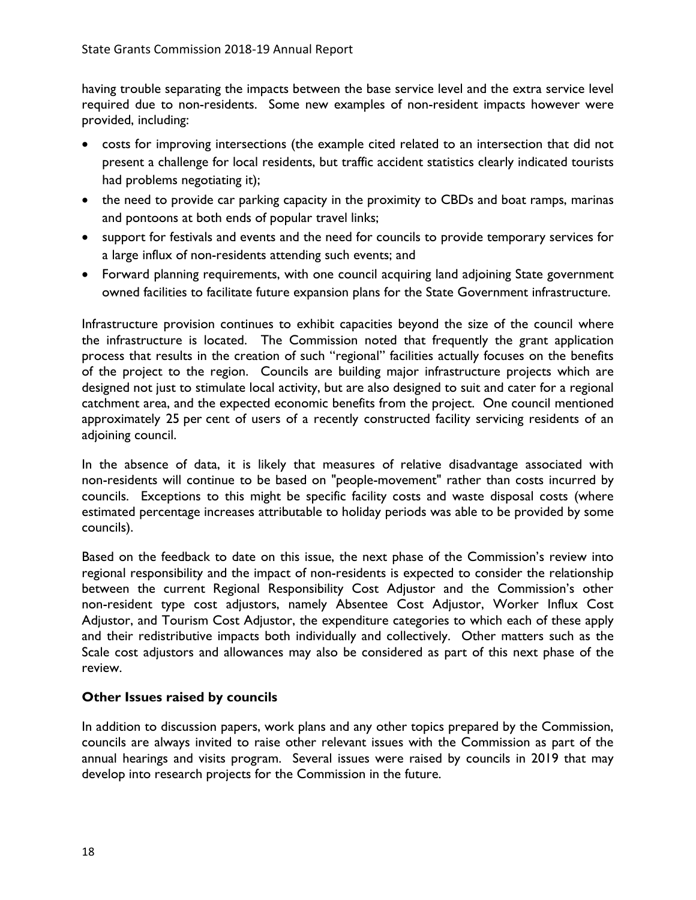having trouble separating the impacts between the base service level and the extra service level required due to non-residents. Some new examples of non-resident impacts however were provided, including:

- costs for improving intersections (the example cited related to an intersection that did not present a challenge for local residents, but traffic accident statistics clearly indicated tourists had problems negotiating it);
- the need to provide car parking capacity in the proximity to CBDs and boat ramps, marinas and pontoons at both ends of popular travel links;
- support for festivals and events and the need for councils to provide temporary services for a large influx of non-residents attending such events; and
- Forward planning requirements, with one council acquiring land adjoining State government owned facilities to facilitate future expansion plans for the State Government infrastructure.

Infrastructure provision continues to exhibit capacities beyond the size of the council where the infrastructure is located. The Commission noted that frequently the grant application process that results in the creation of such "regional" facilities actually focuses on the benefits of the project to the region. Councils are building major infrastructure projects which are designed not just to stimulate local activity, but are also designed to suit and cater for a regional catchment area, and the expected economic benefits from the project. One council mentioned approximately 25 per cent of users of a recently constructed facility servicing residents of an adjoining council.

In the absence of data, it is likely that measures of relative disadvantage associated with non-residents will continue to be based on "people-movement" rather than costs incurred by councils. Exceptions to this might be specific facility costs and waste disposal costs (where estimated percentage increases attributable to holiday periods was able to be provided by some councils).

Based on the feedback to date on this issue, the next phase of the Commission's review into regional responsibility and the impact of non-residents is expected to consider the relationship between the current Regional Responsibility Cost Adjustor and the Commission's other non-resident type cost adjustors, namely Absentee Cost Adjustor, Worker Influx Cost Adjustor, and Tourism Cost Adjustor, the expenditure categories to which each of these apply and their redistributive impacts both individually and collectively. Other matters such as the Scale cost adjustors and allowances may also be considered as part of this next phase of the review.

**Other Issues raised by councils**

In addition to discussion papers, work plans and any other topics prepared by the Commission, councils are always invited to raise other relevant issues with the Commission as part of the annual hearings and visits program. Several issues were raised by councils in 2019 that may develop into research projects for the Commission in the future.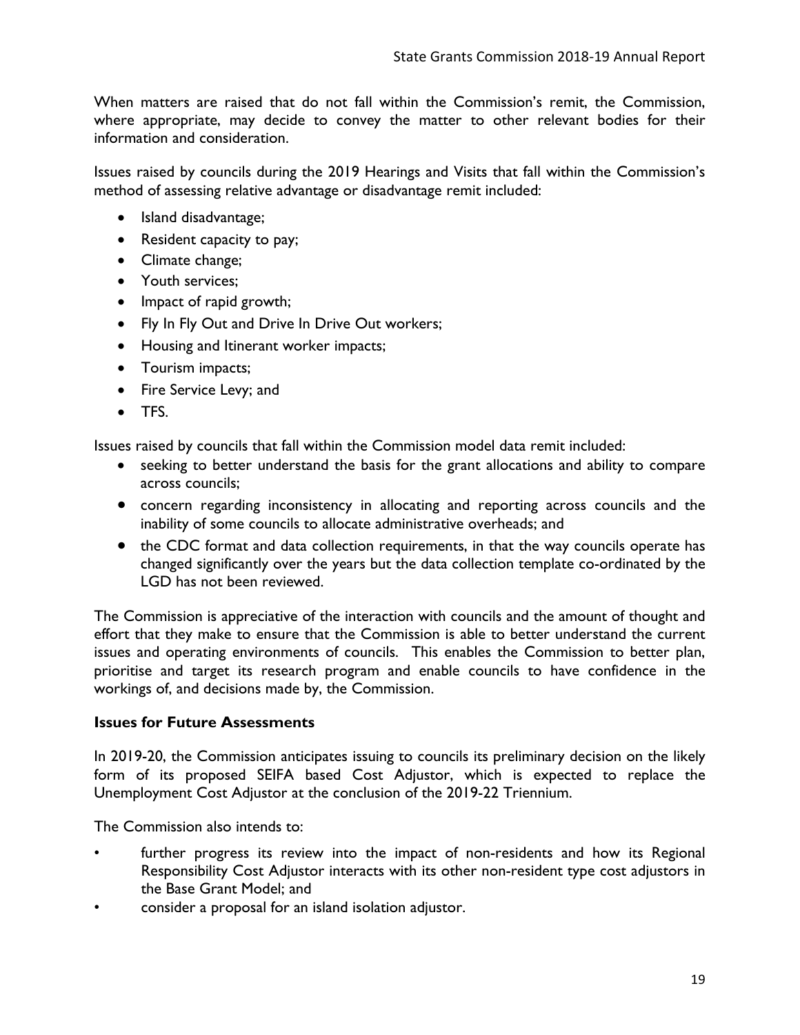When matters are raised that do not fall within the Commission's remit, the Commission, where appropriate, may decide to convey the matter to other relevant bodies for their information and consideration.

Issues raised by councils during the 2019 Hearings and Visits that fall within the Commission's method of assessing relative advantage or disadvantage remit included:

- Island disadvantage;
- Resident capacity to pay;
- Climate change;
- Youth services;
- Impact of rapid growth;
- Fly In Fly Out and Drive In Drive Out workers;
- Housing and Itinerant worker impacts;
- Tourism impacts;
- Fire Service Levy; and
- TFS.

Issues raised by councils that fall within the Commission model data remit included:

- seeking to better understand the basis for the grant allocations and ability to compare across councils;
- concern regarding inconsistency in allocating and reporting across councils and the inability of some councils to allocate administrative overheads; and
- the CDC format and data collection requirements, in that the way councils operate has changed significantly over the years but the data collection template co-ordinated by the LGD has not been reviewed.

The Commission is appreciative of the interaction with councils and the amount of thought and effort that they make to ensure that the Commission is able to better understand the current issues and operating environments of councils. This enables the Commission to better plan, prioritise and target its research program and enable councils to have confidence in the workings of, and decisions made by, the Commission.

### Issues for Future Assessments

In 2019-20, the Commission anticipates issuing to councils its preliminary decision on the likely form of its proposed SEIFA based Cost Adjustor, which is expected to replace the Unemployment Cost Adjustor at the conclusion of the 2019-22 Triennium.

The Commission also intends to:

- further progress its review into the impact of non-residents and how its Regional Responsibility Cost Adjustor interacts with its other non-resident type cost adjustors in the Base Grant Model; and
- consider a proposal for an island isolation adjustor.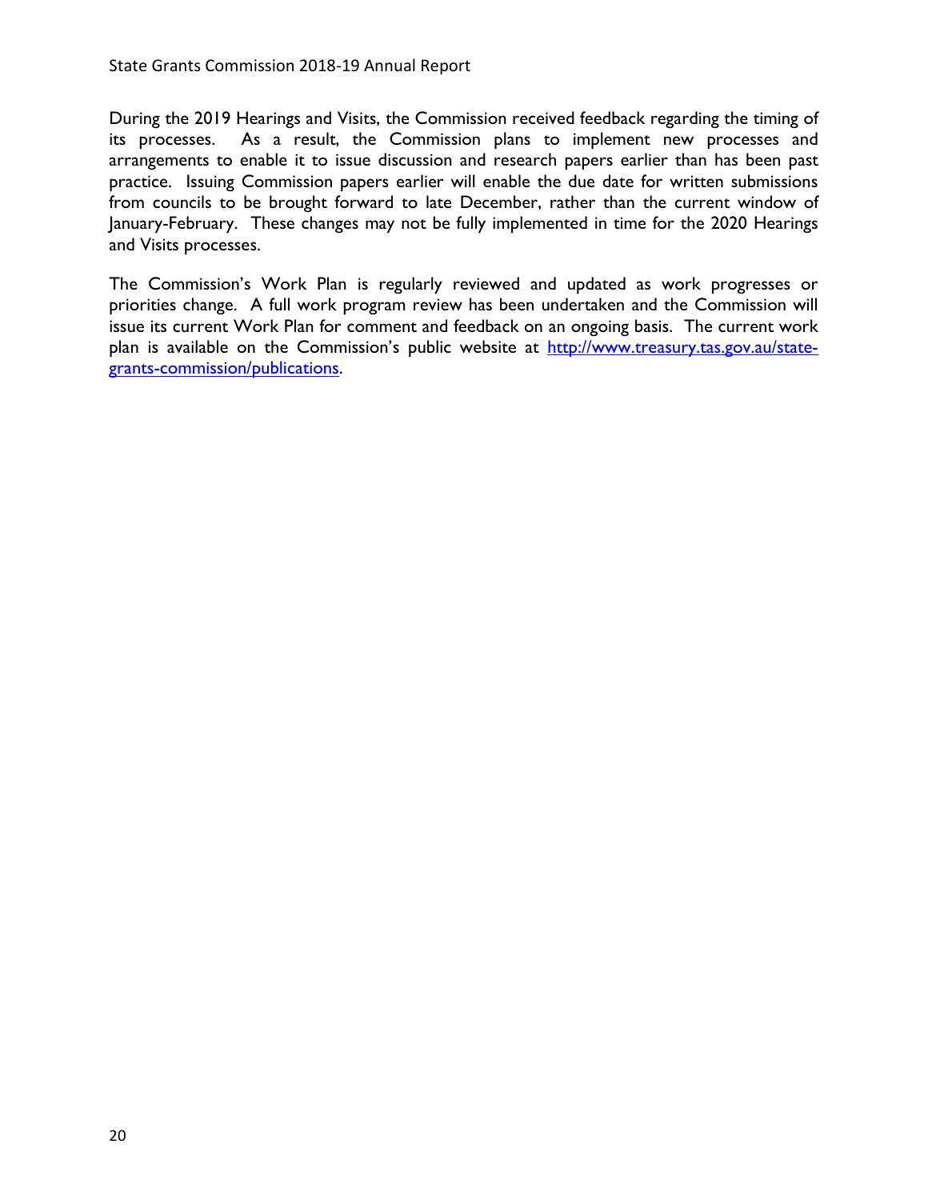During the 2019 Hearings and Visits, the Commission received feedback regarding the timing of its processes. As a result, the Commission plans to implement new processes and arrangements to enable it to issue discussion and research papers earlier than has been past practice. Issuing Commission papers earlier will enable the due date for written submissions from councils to be brought forward to late December, rather than the current window of January-February. These changes may not be fully implemented in time for the 2020 Hearings and Visits processes.

The Commission's Work Plan is regularly reviewed and updated as work progresses or priorities change. A full work program review has been undertaken and the Commission will issue its current Work Plan for comment and feedback on an ongoing basis. The current work plan is available on the Commission's public website at [http://www.treasury.tas.gov.au/state-grants-commission/publications](http://www.treasury.tas.gov.au/state-grants-commission/publications).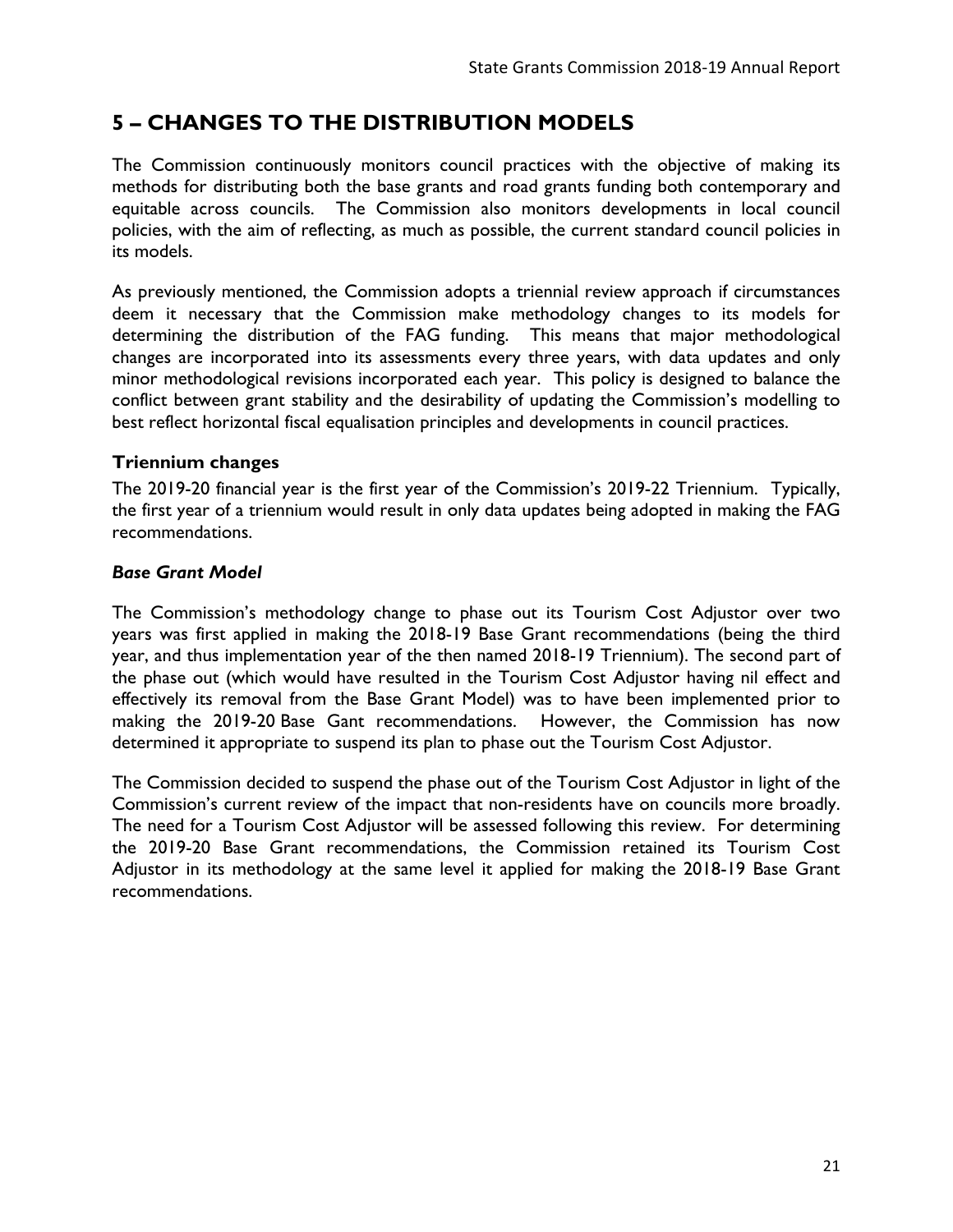# 5 – CHANGES TO THE DISTRIBUTION MODELS

The Commission continuously monitors council practices with the objective of making its methods for distributing both the base grants and road grants funding both contemporary and equitable across councils. The Commission also monitors developments in local council policies, with the aim of reflecting, as much as possible, the current standard council policies in its models.

As previously mentioned, the Commission adopts a triennial review approach if circumstances deem it necessary that the Commission make methodology changes to its models for determining the distribution of the FAG funding. This means that major methodological changes are incorporated into its assessments every three years, with data updates and only minor methodological revisions incorporated each year. This policy is designed to balance the conflict between grant stability and the desirability of updating the Commission's modelling to best reflect horizontal fiscal equalisation principles and developments in council practices.

## Triennium changes

The 2019-20 financial year is the first year of the Commission's 2019-22 Triennium. Typically, the first year of a triennium would result in only data updates being adopted in making the FAG recommendations.

### *Base Grant Model*

The Commission's methodology change to phase out its Tourism Cost Adjustor over two years was first applied in making the 2018-19 Base Grant recommendations (being the third year, and thus implementation year of the then named 2018-19 Triennium). The second part of the phase out (which would have resulted in the Tourism Cost Adjustor having nil effect and effectively its removal from the Base Grant Model) was to have been implemented prior to making the 2019-20 Base Gant recommendations. However, the Commission has now determined it appropriate to suspend its plan to phase out the Tourism Cost Adjustor.

The Commission decided to suspend the phase out of the Tourism Cost Adjustor in light of the Commission's current review of the impact that non-residents have on councils more broadly. The need for a Tourism Cost Adjustor will be assessed following this review. For determining the 2019-20 Base Grant recommendations, the Commission retained its Tourism Cost Adjustor in its methodology at the same level it applied for making the 2018-19 Base Grant recommendations.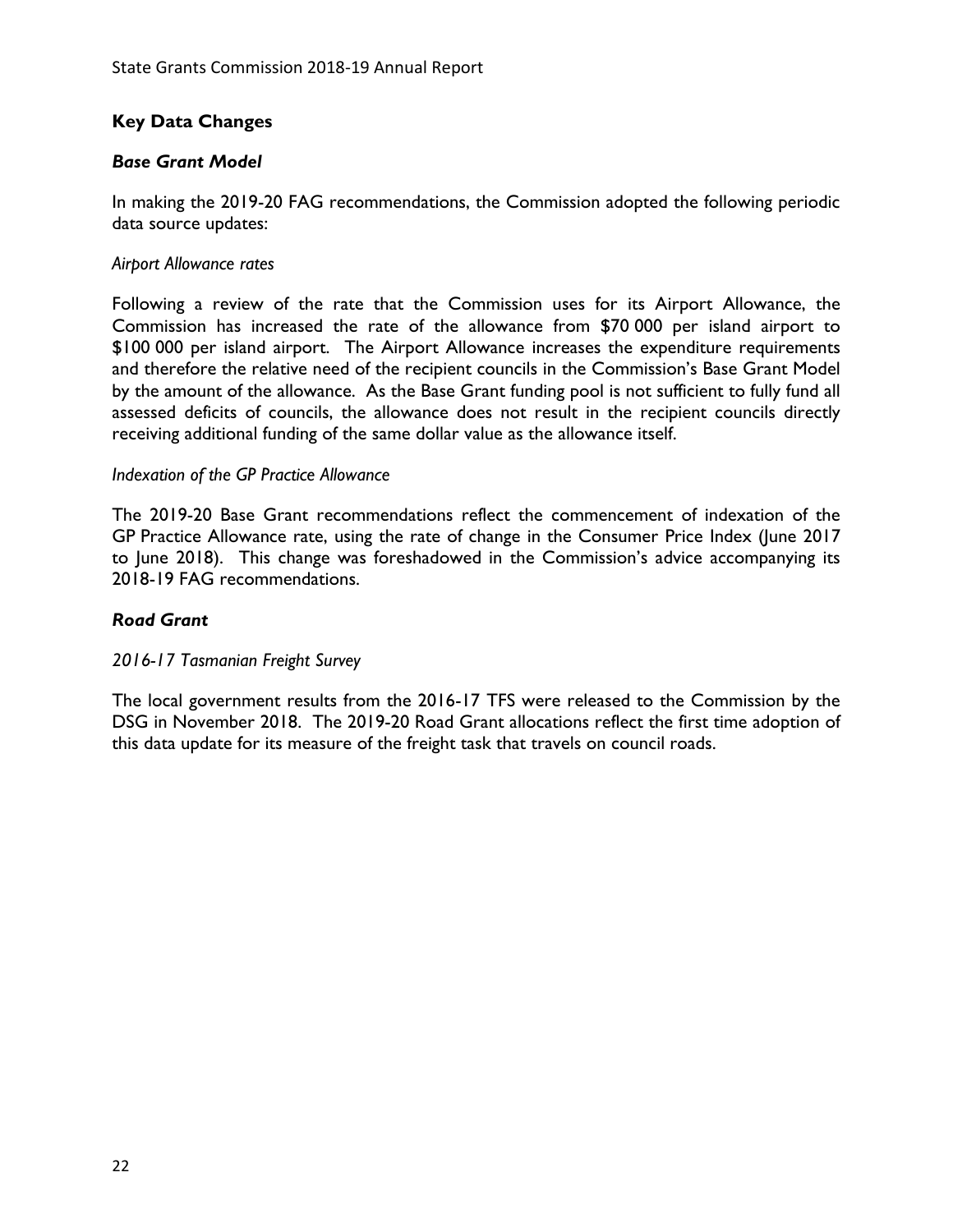## Key Data Changes

### *Base Grant Model*

In making the 2019-20 FAG recommendations, the Commission adopted the following periodic data source updates:

*Airport Allowance rates*

Following a review of the rate that the Commission uses for its Airport Allowance, the Commission has increased the rate of the allowance from \$70 000 per island airport to \$100 000 per island airport. The Airport Allowance increases the expenditure requirements and therefore the relative need of the recipient councils in the Commission's Base Grant Model by the amount of the allowance. As the Base Grant funding pool is not sufficient to fully fund all assessed deficits of councils, the allowance does not result in the recipient councils directly receiving additional funding of the same dollar value as the allowance itself.

*Indexation of the GP Practice Allowance*

The 2019-20 Base Grant recommendations reflect the commencement of indexation of the GP Practice Allowance rate, using the rate of change in the Consumer Price Index (June 2017 to June 2018). This change was foreshadowed in the Commission's advice accompanying its 2018-19 FAG recommendations.

### *Road Grant*

*2016-17 Tasmanian Freight Survey*

The local government results from the 2016-17 TFS were released to the Commission by the DSG in November 2018. The 2019-20 Road Grant allocations reflect the first time adoption of this data update for its measure of the freight task that travels on council roads.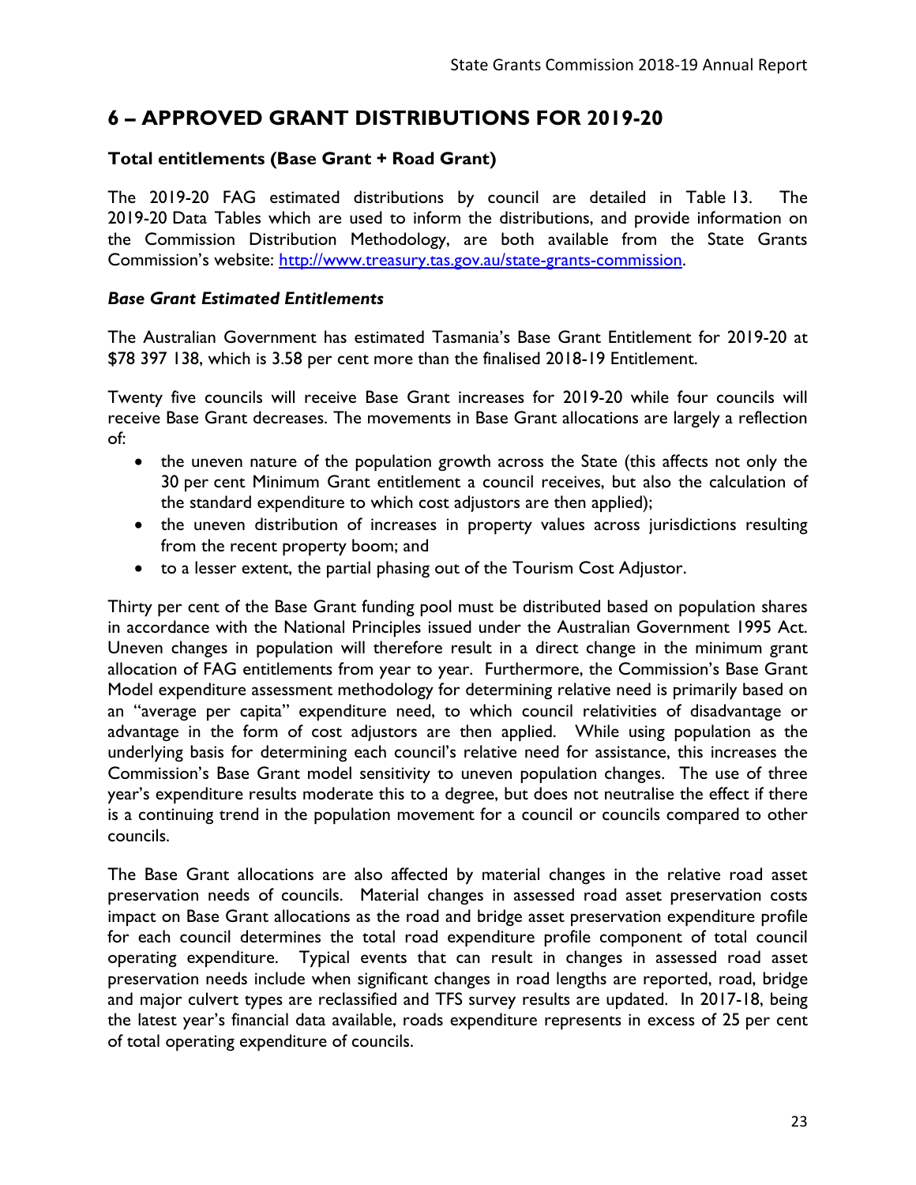## 6 – APPROVED GRANT DISTRIBUTIONS FOR 2019-20

### Total entitlements (Base Grant + Road Grant)

The 2019-20 FAG estimated distributions by council are detailed in Table 13. The 2019-20 Data Tables which are used to inform the distributions, and provide information on the Commission Distribution Methodology, are both available from the State Grants Commission's website: [http://www.treasury.tas.gov.au/state-grants-commission](http://www.treasury.tas.gov.au/state-grants-commission).

#### *Base Grant Estimated Entitlements*

The Australian Government has estimated Tasmania's Base Grant Entitlement for 2019-20 at $78 397 138, which is 3.58 per cent more than the finalised 2018-19 Entitlement.

Twenty five councils will receive Base Grant increases for 2019-20 while four councils will receive Base Grant decreases. The movements in Base Grant allocations are largely a reflection of:

- the uneven nature of the population growth across the State (this affects not only the 30 per cent Minimum Grant entitlement a council receives, but also the calculation of the standard expenditure to which cost adjustors are then applied);
- the uneven distribution of increases in property values across jurisdictions resulting from the recent property boom; and
- to a lesser extent, the partial phasing out of the Tourism Cost Adjustor.

Thirty per cent of the Base Grant funding pool must be distributed based on population shares in accordance with the National Principles issued under the Australian Government 1995 Act. Uneven changes in population will therefore result in a direct change in the minimum grant allocation of FAG entitlements from year to year. Furthermore, the Commission's Base Grant Model expenditure assessment methodology for determining relative need is primarily based on an "average per capita" expenditure need, to which council relativities of disadvantage or advantage in the form of cost adjustors are then applied. While using population as the underlying basis for determining each council's relative need for assistance, this increases the Commission's Base Grant model sensitivity to uneven population changes. The use of three year's expenditure results moderate this to a degree, but does not neutralise the effect if there is a continuing trend in the population movement for a council or councils compared to other councils.

The Base Grant allocations are also affected by material changes in the relative road asset preservation needs of councils. Material changes in assessed road asset preservation costs impact on Base Grant allocations as the road and bridge asset preservation expenditure profile for each council determines the total road expenditure profile component of total council operating expenditure. Typical events that can result in changes in assessed road asset preservation needs include when significant changes in road lengths are reported, road, bridge and major culvert types are reclassified and TFS survey results are updated. In 2017-18, being the latest year's financial data available, roads expenditure represents in excess of 25 per cent of total operating expenditure of councils.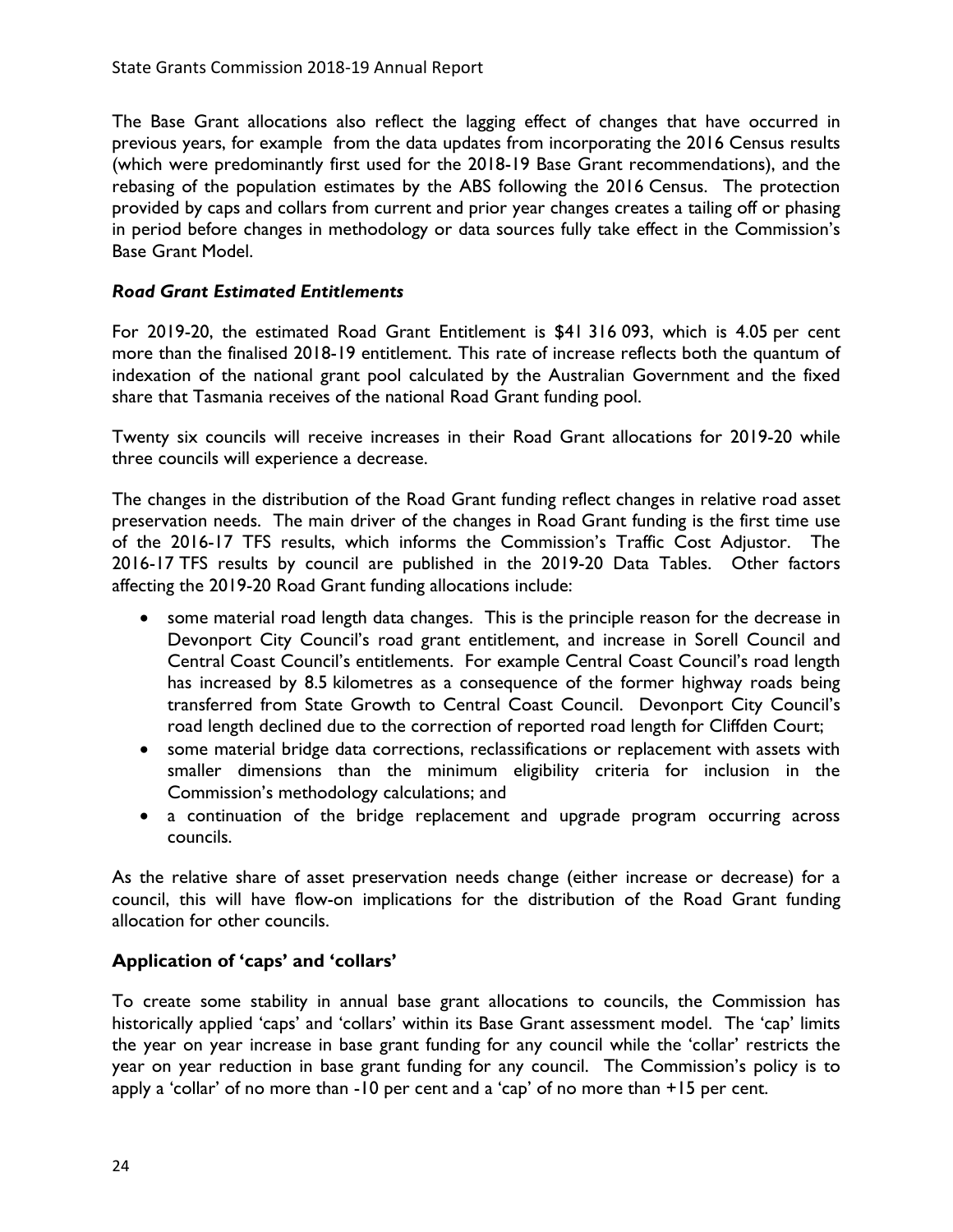The Base Grant allocations also reflect the lagging effect of changes that have occurred in previous years, for example from the data updates from incorporating the 2016 Census results (which were predominantly first used for the 2018-19 Base Grant recommendations), and the rebasing of the population estimates by the ABS following the 2016 Census. The protection provided by caps and collars from current and prior year changes creates a tailing off or phasing in period before changes in methodology or data sources fully take effect in the Commission's Base Grant Model.

### *Road Grant Estimated Entitlements*

For 2019-20, the estimated Road Grant Entitlement is $41 316 093, which is 4.05 per cent more than the finalised 2018-19 entitlement. This rate of increase reflects both the quantum of indexation of the national grant pool calculated by the Australian Government and the fixed share that Tasmania receives of the national Road Grant funding pool.

Twenty six councils will receive increases in their Road Grant allocations for 2019-20 while three councils will experience a decrease.

The changes in the distribution of the Road Grant funding reflect changes in relative road asset preservation needs. The main driver of the changes in Road Grant funding is the first time use of the 2016-17 TFS results, which informs the Commission's Traffic Cost Adjustor. The 2016-17 TFS results by council are published in the 2019-20 Data Tables. Other factors affecting the 2019-20 Road Grant funding allocations include:

- some material road length data changes. This is the principle reason for the decrease in Devonport City Council's road grant entitlement, and increase in Sorell Council and Central Coast Council's entitlements. For example Central Coast Council's road length has increased by 8.5 kilometres as a consequence of the former highway roads being transferred from State Growth to Central Coast Council. Devonport City Council's road length declined due to the correction of reported road length for Cliffden Court;
- some material bridge data corrections, reclassifications or replacement with assets with smaller dimensions than the minimum eligibility criteria for inclusion in the Commission's methodology calculations; and
- a continuation of the bridge replacement and upgrade program occurring across councils.

As the relative share of asset preservation needs change (either increase or decrease) for a council, this will have flow-on implications for the distribution of the Road Grant funding allocation for other councils.

### Application of 'caps' and 'collars'

To create some stability in annual base grant allocations to councils, the Commission has historically applied 'caps' and 'collars' within its Base Grant assessment model. The 'cap' limits the year on year increase in base grant funding for any council while the 'collar' restricts the year on year reduction in base grant funding for any council. The Commission's policy is to apply a 'collar' of no more than -10 per cent and a 'cap' of no more than +15 per cent.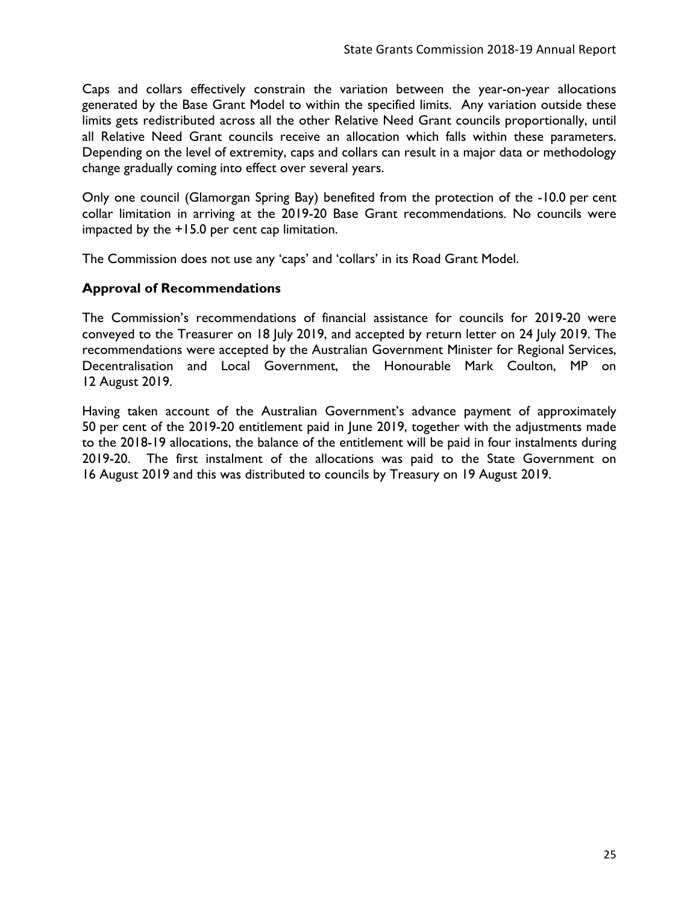Caps and collars effectively constrain the variation between the year-on-year allocations generated by the Base Grant Model to within the specified limits. Any variation outside these limits gets redistributed across all the other Relative Need Grant councils proportionally, until all Relative Need Grant councils receive an allocation which falls within these parameters. Depending on the level of extremity, caps and collars can result in a major data or methodology change gradually coming into effect over several years.

Only one council (Glamorgan Spring Bay) benefited from the protection of the -10.0 per cent collar limitation in arriving at the 2019-20 Base Grant recommendations. No councils were impacted by the +15.0 per cent cap limitation.

The Commission does not use any 'caps' and 'collars' in its Road Grant Model.

### Approval of Recommendations

The Commission's recommendations of financial assistance for councils for 2019-20 were conveyed to the Treasurer on 18 July 2019, and accepted by return letter on 24 July 2019. The recommendations were accepted by the Australian Government Minister for Regional Services, Decentralisation and Local Government, the Honourable Mark Coulton, MP on 12 August 2019.

Having taken account of the Australian Government's advance payment of approximately 50 per cent of the 2019-20 entitlement paid in June 2019, together with the adjustments made to the 2018-19 allocations, the balance of the entitlement will be paid in four instalments during 2019-20. The first instalment of the allocations was paid to the State Government on 16 August 2019 and this was distributed to councils by Treasury on 19 August 2019.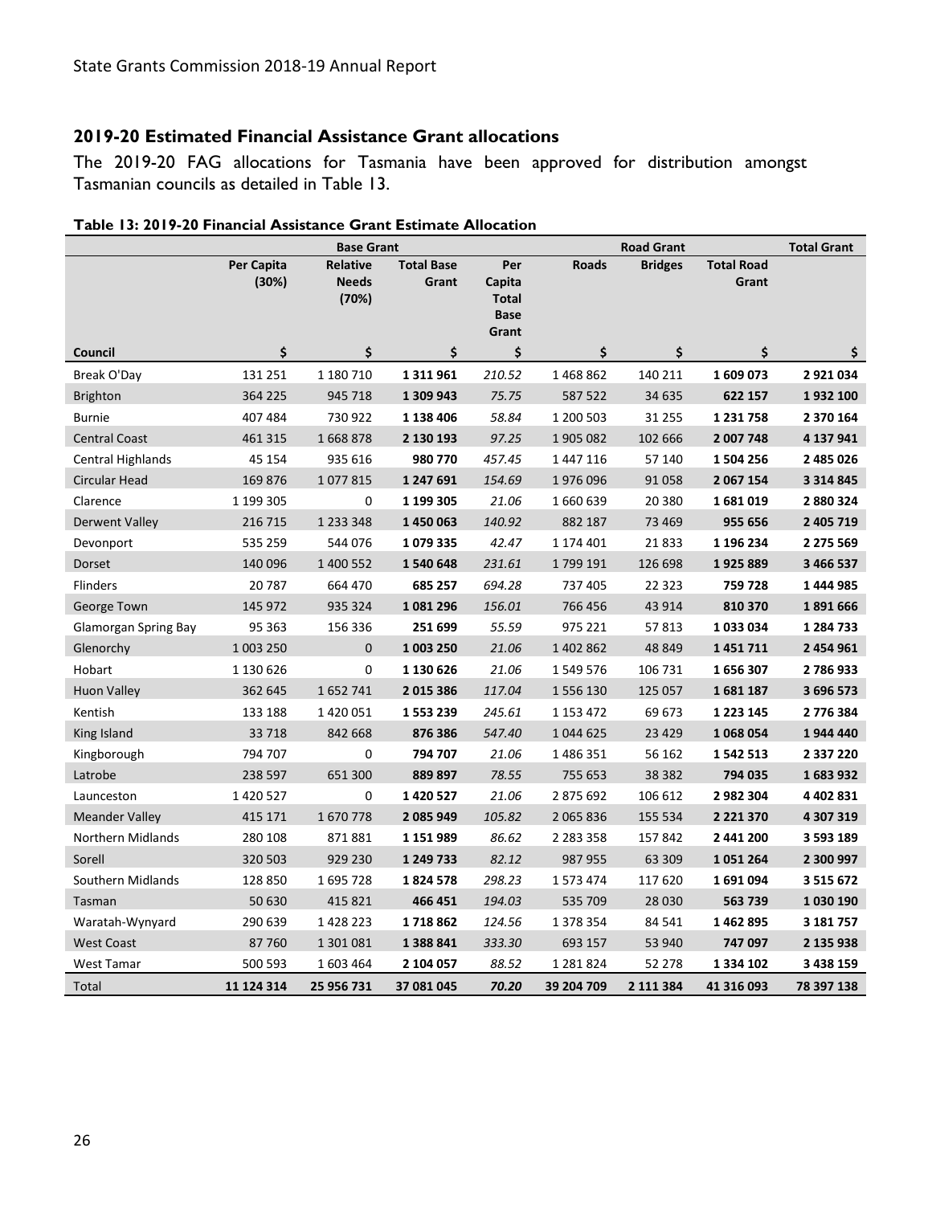## 2019-20 Estimated Financial Assistance Grant allocations

The 2019-20 FAG allocations for Tasmania have been approved for distribution amongst Tasmanian councils as detailed in Table 13.

**Table 13: 2019-20 Financial Assistance Grant Estimate Allocation**

| | Base Grant | | | | Road Grant | | | Total Grant |
|---|---|---|---|---|---|---|---|---|
| | **Per Capita (30%)** | **Relative Needs (70%)** | **Total Base Grant** | **Per Capita Total Base Grant** | **Roads** | **Bridges** | **Total Road Grant** | |
| **Council** | **$** | **$** | **$** | **$** | **$** | **$** | **$** | **$** |
| Break O'Day | 131 251 | 1 180 710 | **1 311 961** | *210.52* | 1 468 862 | 140 211 | **1 609 073** | **2 921 034** |
| Brighton | 364 225 | 945 718 | **1 309 943** | *75.75* | 587 522 | 34 635 | **622 157** | **1 932 100** |
| Burnie | 407 484 | 730 922 | **1 138 406** | *58.84* | 1 200 503 | 31 255 | **1 231 758** | **2 370 164** |
| Central Coast | 461 315 | 1 668 878 | **2 130 193** | *97.25* | 1 905 082 | 102 666 | **2 007 748** | **4 137 941** |
| Central Highlands | 45 154 | 935 616 | **980 770** | *457.45* | 1 447 116 | 57 140 | **1 504 256** | **2 485 026** |
| Circular Head | 169 876 | 1 077 815 | **1 247 691** | *154.69* | 1 976 096 | 91 058 | **2 067 154** | **3 314 845** |
| Clarence | 1 199 305 | 0 | **1 199 305** | *21.06* | 1 660 639 | 20 380 | **1 681 019** | **2 880 324** |
| Derwent Valley | 216 715 | 1 233 348 | **1 450 063** | *140.92* | 882 187 | 73 469 | **955 656** | **2 405 719** |
| Devonport | 535 259 | 544 076 | **1 079 335** | *42.47* | 1 174 401 | 21 833 | **1 196 234** | **2 275 569** |
| Dorset | 140 096 | 1 400 552 | **1 540 648** | *231.61* | 1 799 191 | 126 698 | **1 925 889** | **3 466 537** |
| Flinders | 20 787 | 664 470 | **685 257** | *694.28* | 737 405 | 22 323 | **759 728** | **1 444 985** |
| George Town | 145 972 | 935 324 | **1 081 296** | *156.01* | 766 456 | 43 914 | **810 370** | **1 891 666** |
| Glamorgan Spring Bay | 95 363 | 156 336 | **251 699** | *55.59* | 975 221 | 57 813 | **1 033 034** | **1 284 733** |
| Glenorchy | 1 003 250 | 0 | **1 003 250** | *21.06* | 1 402 862 | 48 849 | **1 451 711** | **2 454 961** |
| Hobart | 1 130 626 | 0 | **1 130 626** | *21.06* | 1 549 576 | 106 731 | **1 656 307** | **2 786 933** |
| Huon Valley | 362 645 | 1 652 741 | **2 015 386** | *117.04* | 1 556 130 | 125 057 | **1 681 187** | **3 696 573** |
| Kentish | 133 188 | 1 420 051 | **1 553 239** | *245.61* | 1 153 472 | 69 673 | **1 223 145** | **2 776 384** |
| King Island | 33 718 | 842 668 | **876 386** | *547.40* | 1 044 625 | 23 429 | **1 068 054** | **1 944 440** |
| Kingborough | 794 707 | 0 | **794 707** | *21.06* | 1 486 351 | 56 162 | **1 542 513** | **2 337 220** |
| Latrobe | 238 597 | 651 300 | **889 897** | *78.55* | 755 653 | 38 382 | **794 035** | **1 683 932** |
| Launceston | 1 420 527 | 0 | **1 420 527** | *21.06* | 2 875 692 | 106 612 | **2 982 304** | **4 402 831** |
| Meander Valley | 415 171 | 1 670 778 | **2 085 949** | *105.82* | 2 065 836 | 155 534 | **2 221 370** | **4 307 319** |
| Northern Midlands | 280 108 | 871 881 | **1 151 989** | *86.62* | 2 283 358 | 157 842 | **2 441 200** | **3 593 189** |
| Sorell | 320 503 | 929 230 | **1 249 733** | *82.12* | 987 955 | 63 309 | **1 051 264** | **2 300 997** |
| Southern Midlands | 128 850 | 1 695 728 | **1 824 578** | *298.23* | 1 573 474 | 117 620 | **1 691 094** | **3 515 672** |
| Tasman | 50 630 | 415 821 | **466 451** | *194.03* | 535 709 | 28 030 | **563 739** | **1 030 190** |
| Waratah-Wynyard | 290 639 | 1 428 223 | **1 718 862** | *124.56* | 1 378 354 | 84 541 | **1 462 895** | **3 181 757** |
| West Coast | 87 760 | 1 301 081 | **1 388 841** | *333.30* | 693 157 | 53 940 | **747 097** | **2 135 938** |
| West Tamar | 500 593 | 1 603 464 | **2 104 057** | *88.52* | 1 281 824 | 52 278 | **1 334 102** | **3 438 159** |
| Total | **11 124 314** | **25 956 731** | **37 081 045** | ***70.20*** | **39 204 709** | **2 111 384** | **41 316 093** | **78 397 138** |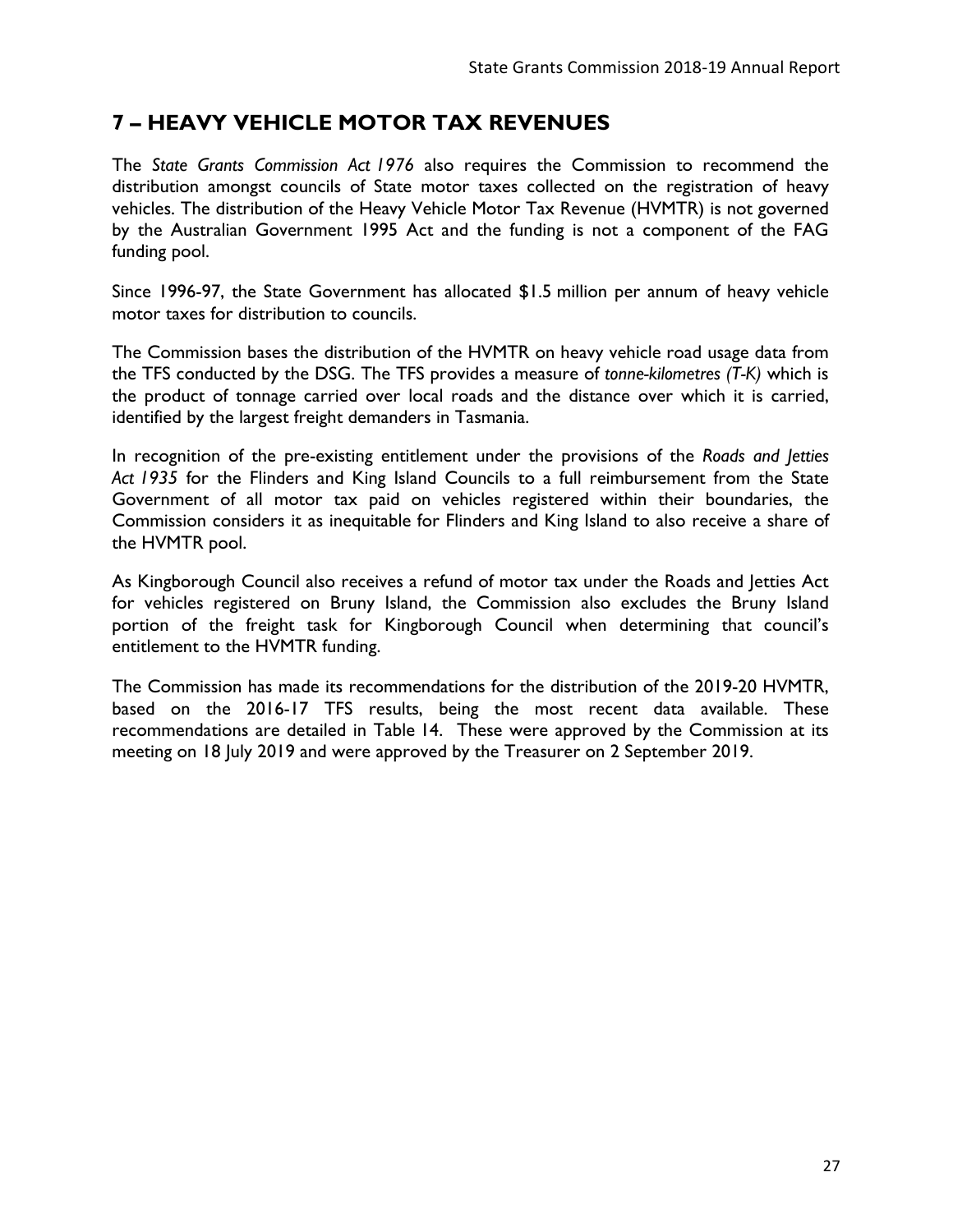## 7 – HEAVY VEHICLE MOTOR TAX REVENUES

The *State Grants Commission Act 1976* also requires the Commission to recommend the distribution amongst councils of State motor taxes collected on the registration of heavy vehicles. The distribution of the Heavy Vehicle Motor Tax Revenue (HVMTR) is not governed by the Australian Government 1995 Act and the funding is not a component of the FAG funding pool.

Since 1996-97, the State Government has allocated $1.5 million per annum of heavy vehicle motor taxes for distribution to councils.

The Commission bases the distribution of the HVMTR on heavy vehicle road usage data from the TFS conducted by the DSG. The TFS provides a measure of *tonne-kilometres (T-K)* which is the product of tonnage carried over local roads and the distance over which it is carried, identified by the largest freight demanders in Tasmania.

In recognition of the pre-existing entitlement under the provisions of the *Roads and Jetties Act 1935* for the Flinders and King Island Councils to a full reimbursement from the State Government of all motor tax paid on vehicles registered within their boundaries, the Commission considers it as inequitable for Flinders and King Island to also receive a share of the HVMTR pool.

As Kingborough Council also receives a refund of motor tax under the Roads and Jetties Act for vehicles registered on Bruny Island, the Commission also excludes the Bruny Island portion of the freight task for Kingborough Council when determining that council's entitlement to the HVMTR funding.

The Commission has made its recommendations for the distribution of the 2019-20 HVMTR, based on the 2016-17 TFS results, being the most recent data available. These recommendations are detailed in Table 14. These were approved by the Commission at its meeting on 18 July 2019 and were approved by the Treasurer on 2 September 2019.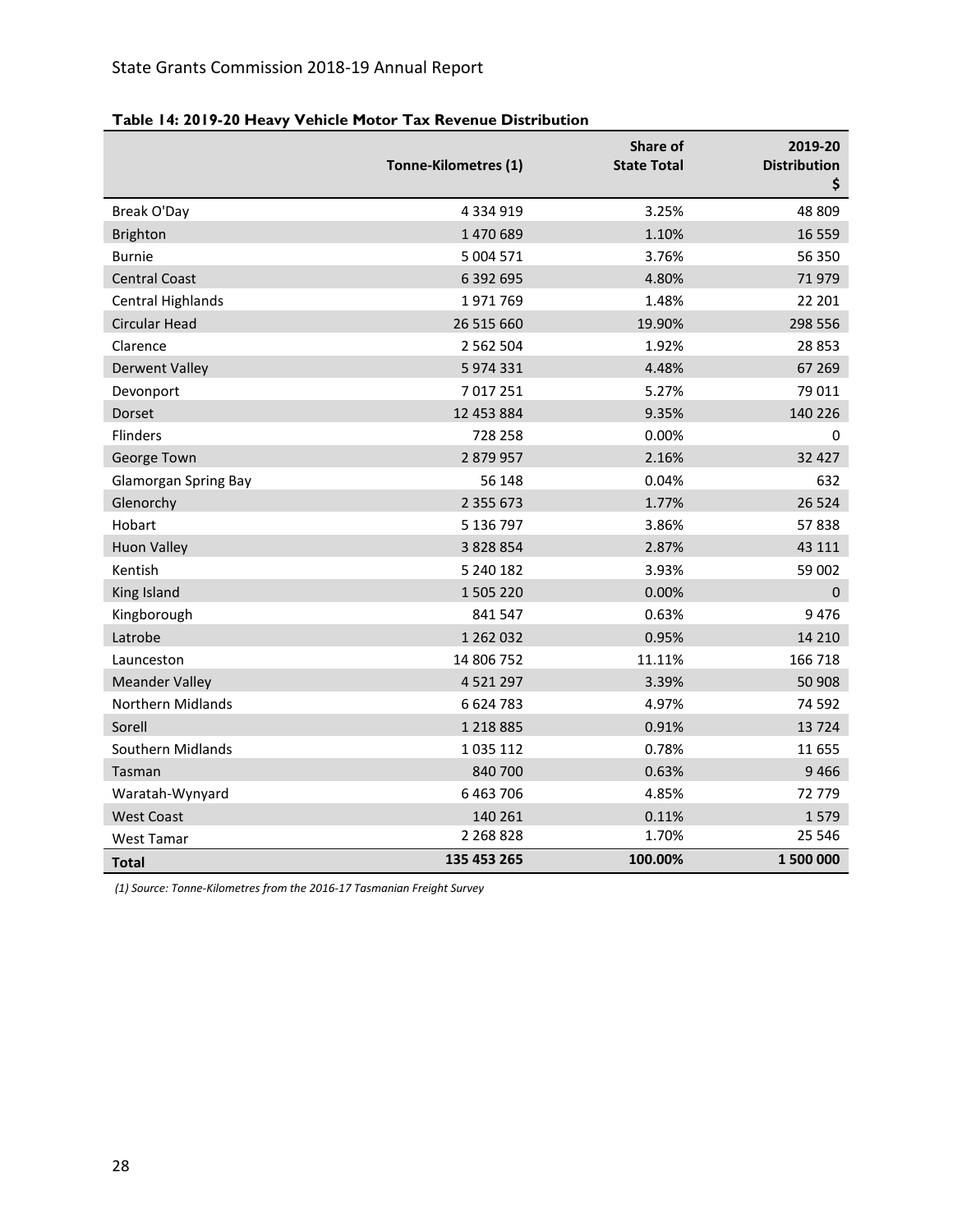**Table 14: 2019-20 Heavy Vehicle Motor Tax Revenue Distribution**

| | Tonne-Kilometres (1) | Share of State Total | 2019-20 Distribution $ |
|---|---|---|---|
| Break O'Day | 4 334 919 | 3.25% | 48 809 |
| Brighton | 1 470 689 | 1.10% | 16 559 |
| Burnie | 5 004 571 | 3.76% | 56 350 |
| Central Coast | 6 392 695 | 4.80% | 71 979 |
| Central Highlands | 1 971 769 | 1.48% | 22 201 |
| Circular Head | 26 515 660 | 19.90% | 298 556 |
| Clarence | 2 562 504 | 1.92% | 28 853 |
| Derwent Valley | 5 974 331 | 4.48% | 67 269 |
| Devonport | 7 017 251 | 5.27% | 79 011 |
| Dorset | 12 453 884 | 9.35% | 140 226 |
| Flinders | 728 258 | 0.00% | 0 |
| George Town | 2 879 957 | 2.16% | 32 427 |
| Glamorgan Spring Bay | 56 148 | 0.04% | 632 |
| Glenorchy | 2 355 673 | 1.77% | 26 524 |
| Hobart | 5 136 797 | 3.86% | 57 838 |
| Huon Valley | 3 828 854 | 2.87% | 43 111 |
| Kentish | 5 240 182 | 3.93% | 59 002 |
| King Island | 1 505 220 | 0.00% | 0 |
| Kingborough | 841 547 | 0.63% | 9 476 |
| Latrobe | 1 262 032 | 0.95% | 14 210 |
| Launceston | 14 806 752 | 11.11% | 166 718 |
| Meander Valley | 4 521 297 | 3.39% | 50 908 |
| Northern Midlands | 6 624 783 | 4.97% | 74 592 |
| Sorell | 1 218 885 | 0.91% | 13 724 |
| Southern Midlands | 1 035 112 | 0.78% | 11 655 |
| Tasman | 840 700 | 0.63% | 9 466 |
| Waratah-Wynyard | 6 463 706 | 4.85% | 72 779 |
| West Coast | 140 261 | 0.11% | 1 579 |
| West Tamar | 2 268 828 | 1.70% | 25 546 |
| **Total** | **135 453 265** | **100.00%** | **1 500 000** |

*(1) Source: Tonne-Kilometres from the 2016-17 Tasmanian Freight Survey*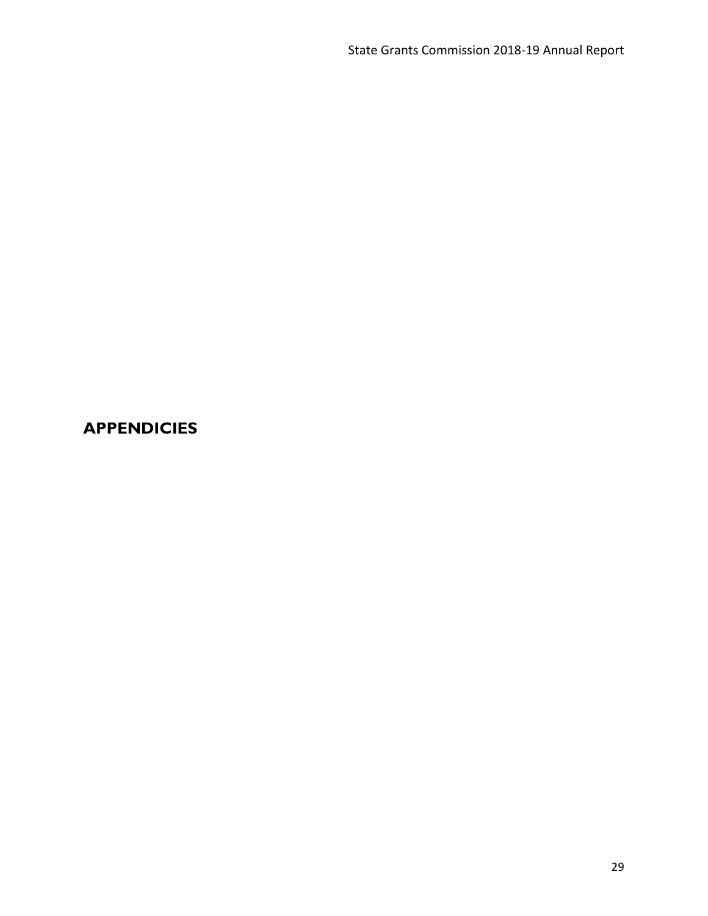# APPENDICIES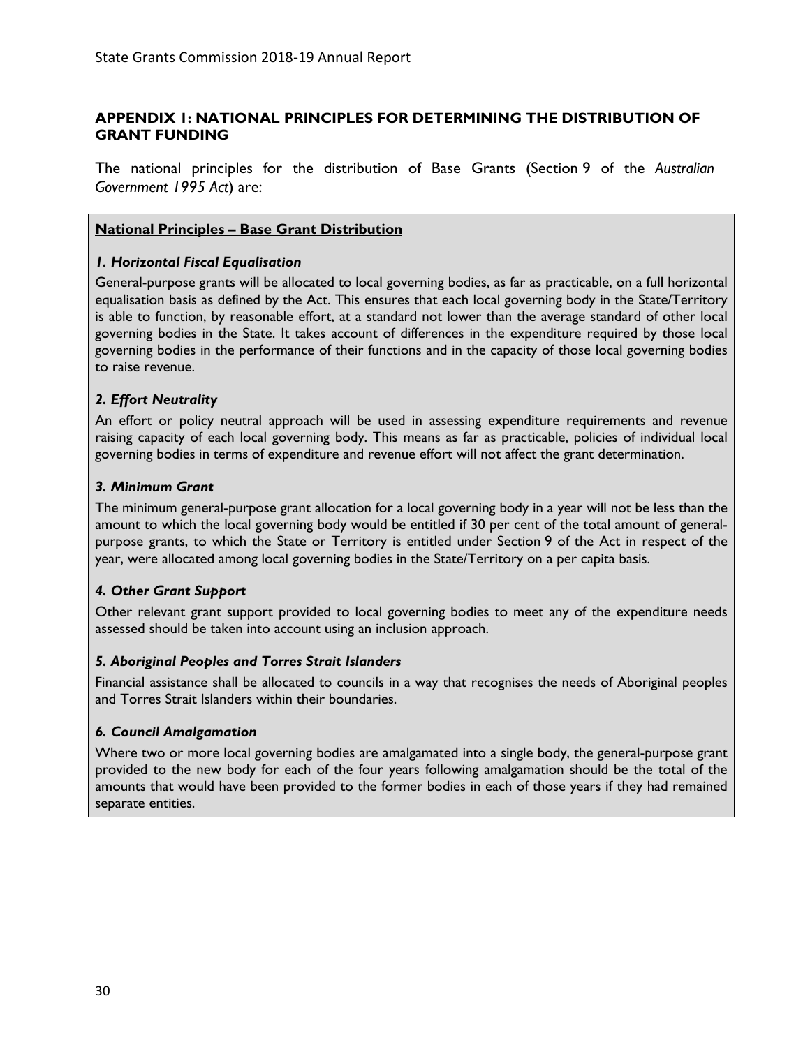## APPENDIX 1: NATIONAL PRINCIPLES FOR DETERMINING THE DISTRIBUTION OF GRANT FUNDING

The national principles for the distribution of Base Grants (Section 9 of the *Australian Government 1995 Act*) are:

**National Principles – Base Grant Distribution**

***1. Horizontal Fiscal Equalisation***

General-purpose grants will be allocated to local governing bodies, as far as practicable, on a full horizontal equalisation basis as defined by the Act. This ensures that each local governing body in the State/Territory is able to function, by reasonable effort, at a standard not lower than the average standard of other local governing bodies in the State. It takes account of differences in the expenditure required by those local governing bodies in the performance of their functions and in the capacity of those local governing bodies to raise revenue.

***2. Effort Neutrality***

An effort or policy neutral approach will be used in assessing expenditure requirements and revenue raising capacity of each local governing body. This means as far as practicable, policies of individual local governing bodies in terms of expenditure and revenue effort will not affect the grant determination.

***3. Minimum Grant***

The minimum general-purpose grant allocation for a local governing body in a year will not be less than the amount to which the local governing body would be entitled if 30 per cent of the total amount of general-purpose grants, to which the State or Territory is entitled under Section 9 of the Act in respect of the year, were allocated among local governing bodies in the State/Territory on a per capita basis.

***4. Other Grant Support***

Other relevant grant support provided to local governing bodies to meet any of the expenditure needs assessed should be taken into account using an inclusion approach.

***5. Aboriginal Peoples and Torres Strait Islanders***

Financial assistance shall be allocated to councils in a way that recognises the needs of Aboriginal peoples and Torres Strait Islanders within their boundaries.

***6. Council Amalgamation***

Where two or more local governing bodies are amalgamated into a single body, the general-purpose grant provided to the new body for each of the four years following amalgamation should be the total of the amounts that would have been provided to the former bodies in each of those years if they had remained separate entities.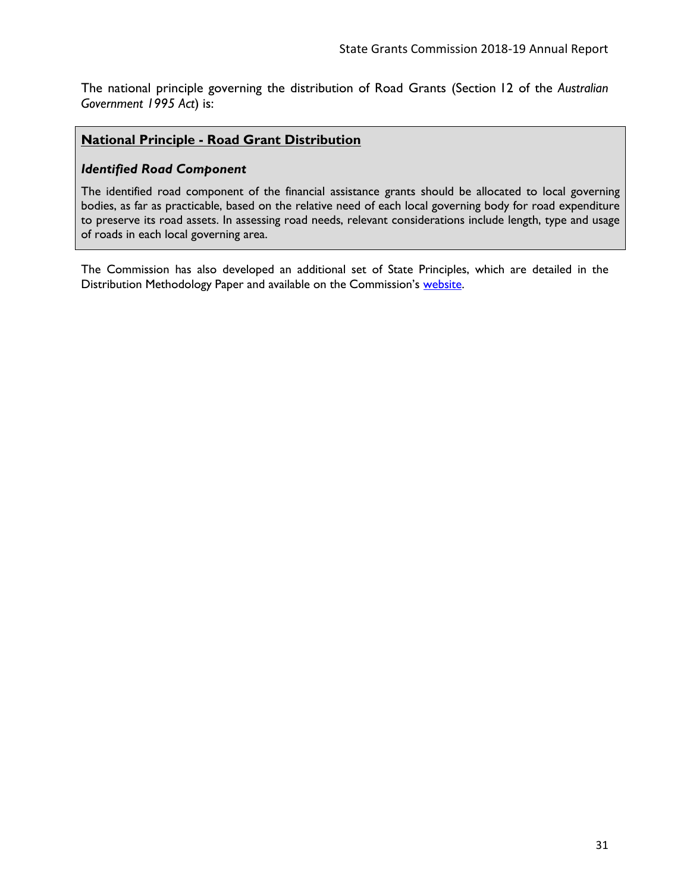The national principle governing the distribution of Road Grants (Section 12 of the *Australian Government 1995 Act*) is:

> **National Principle - Road Grant Distribution**
>
> ***Identified Road Component***
>
> The identified road component of the financial assistance grants should be allocated to local governing bodies, as far as practicable, based on the relative need of each local governing body for road expenditure to preserve its road assets. In assessing road needs, relevant considerations include length, type and usage of roads in each local governing area.

The Commission has also developed an additional set of State Principles, which are detailed in the Distribution Methodology Paper and available on the Commission's website.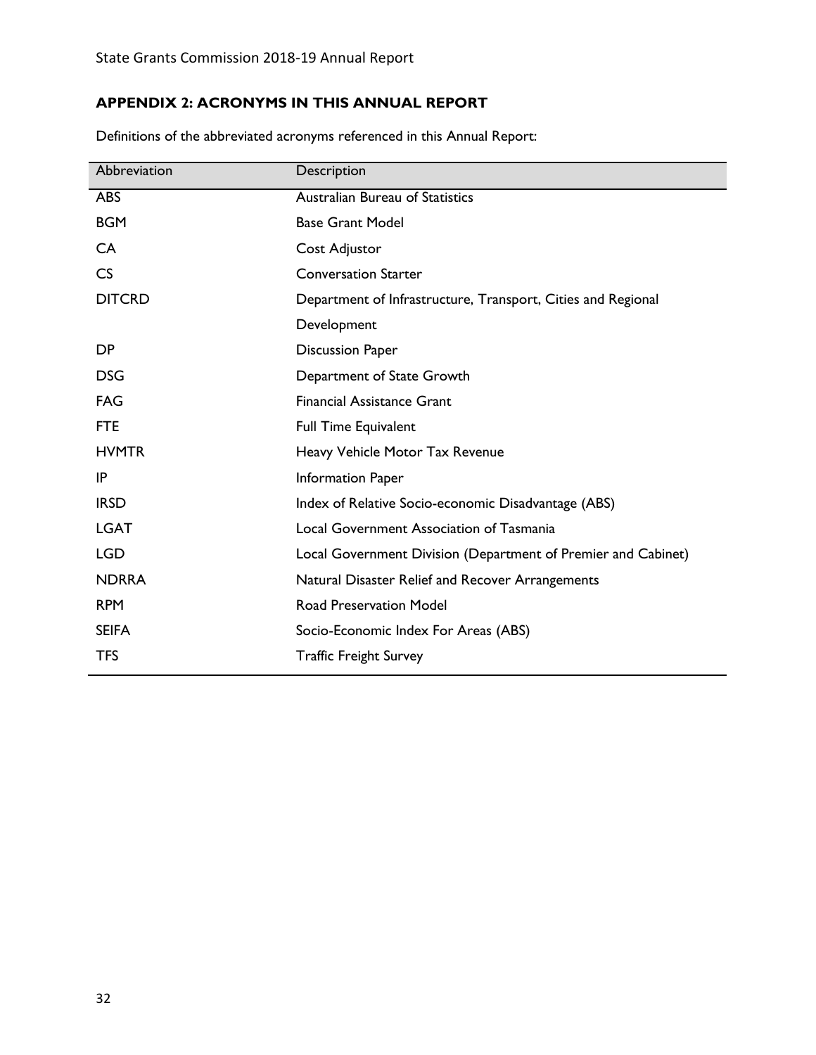## APPENDIX 2: ACRONYMS IN THIS ANNUAL REPORT

Definitions of the abbreviated acronyms referenced in this Annual Report:

| Abbreviation | Description |
| --- | --- |
| ABS | Australian Bureau of Statistics |
| BGM | Base Grant Model |
| CA | Cost Adjustor |
| CS | Conversation Starter |
| DITCRD | Department of Infrastructure, Transport, Cities and Regional Development |
| DP | Discussion Paper |
| DSG | Department of State Growth |
| FAG | Financial Assistance Grant |
| FTE | Full Time Equivalent |
| HVMTR | Heavy Vehicle Motor Tax Revenue |
| IP | Information Paper |
| IRSD | Index of Relative Socio-economic Disadvantage (ABS) |
| LGAT | Local Government Association of Tasmania |
| LGD | Local Government Division (Department of Premier and Cabinet) |
| NDRRA | Natural Disaster Relief and Recover Arrangements |
| RPM | Road Preservation Model |
| SEIFA | Socio-Economic Index For Areas (ABS) |
| TFS | Traffic Freight Survey |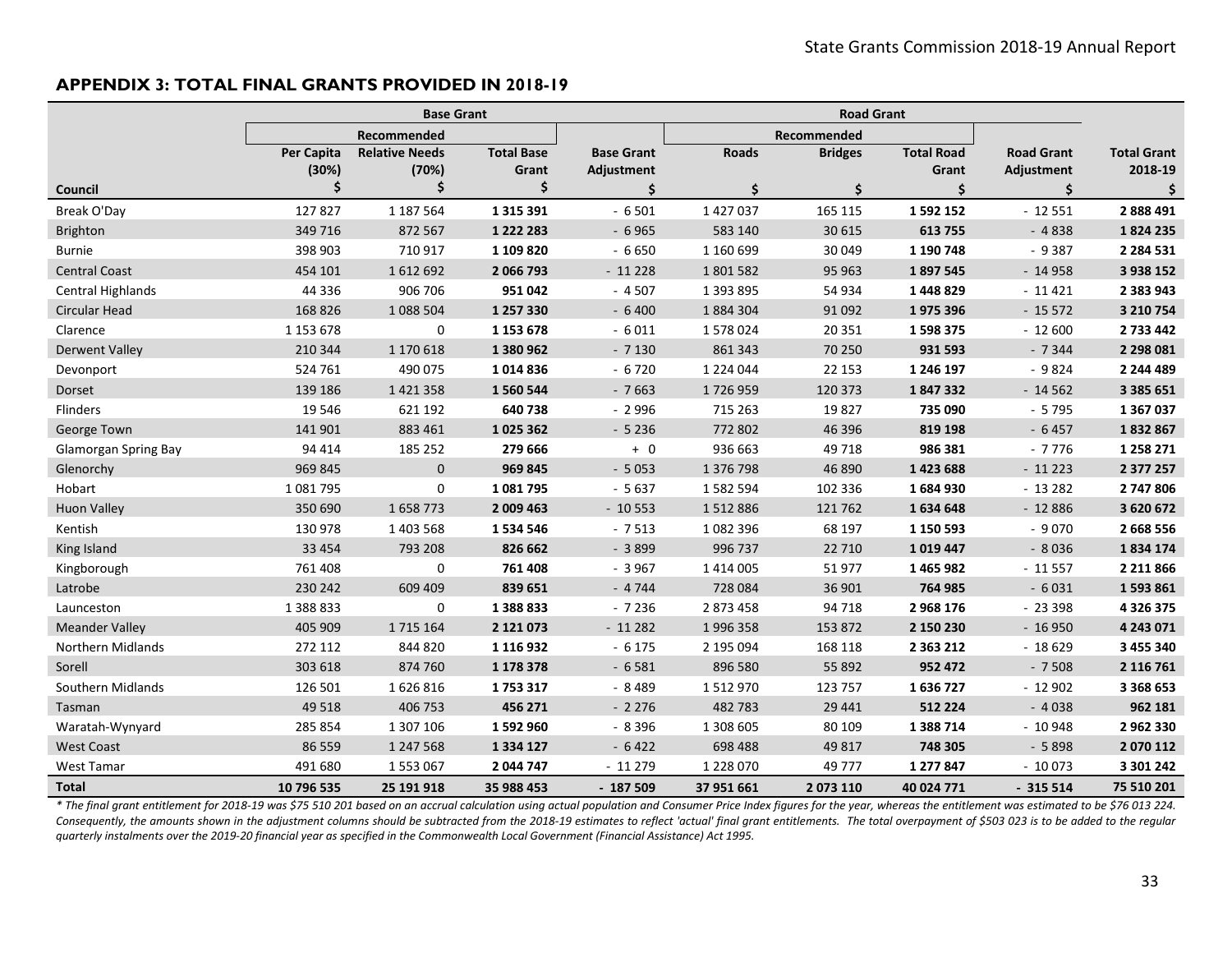## APPENDIX 3: TOTAL FINAL GRANTS PROVIDED IN 2018-19

| | Base Grant | | | | Road Grant | | | | |
|---|---|---|---|---|---|---|---|---|---|
| | Recommended | | | | Recommended | | | | |
| Council | Per Capita (30%) $ | Relative Needs (70%) $ | Total Base Grant $ | Base Grant Adjustment $ | Roads $ | Bridges $ | Total Road Grant $ | Road Grant Adjustment $ | Total Grant 2018-19 $ |
| Break O'Day | 127 827 | 1 187 564 | **1 315 391** | - 6 501 | 1 427 037 | 165 115 | **1 592 152** | - 12 551 | **2 888 491** |
| Brighton | 349 716 | 872 567 | **1 222 283** | - 6 965 | 583 140 | 30 615 | **613 755** | - 4 838 | **1 824 235** |
| Burnie | 398 903 | 710 917 | **1 109 820** | - 6 650 | 1 160 699 | 30 049 | **1 190 748** | - 9 387 | **2 284 531** |
| Central Coast | 454 101 | 1 612 692 | **2 066 793** | - 11 228 | 1 801 582 | 95 963 | **1 897 545** | - 14 958 | **3 938 152** |
| Central Highlands | 44 336 | 906 706 | **951 042** | - 4 507 | 1 393 895 | 54 934 | **1 448 829** | - 11 421 | **2 383 943** |
| Circular Head | 168 826 | 1 088 504 | **1 257 330** | - 6 400 | 1 884 304 | 91 092 | **1 975 396** | - 15 572 | **3 210 754** |
| Clarence | 1 153 678 | 0 | **1 153 678** | - 6 011 | 1 578 024 | 20 351 | **1 598 375** | - 12 600 | **2 733 442** |
| Derwent Valley | 210 344 | 1 170 618 | **1 380 962** | - 7 130 | 861 343 | 70 250 | **931 593** | - 7 344 | **2 298 081** |
| Devonport | 524 761 | 490 075 | **1 014 836** | - 6 720 | 1 224 044 | 22 153 | **1 246 197** | - 9 824 | **2 244 489** |
| Dorset | 139 186 | 1 421 358 | **1 560 544** | - 7 663 | 1 726 959 | 120 373 | **1 847 332** | - 14 562 | **3 385 651** |
| Flinders | 19 546 | 621 192 | **640 738** | - 2 996 | 715 263 | 19 827 | **735 090** | - 5 795 | **1 367 037** |
| George Town | 141 901 | 883 461 | **1 025 362** | - 5 236 | 772 802 | 46 396 | **819 198** | - 6 457 | **1 832 867** |
| Glamorgan Spring Bay | 94 414 | 185 252 | **279 666** | + 0 | 936 663 | 49 718 | **986 381** | - 7 776 | **1 258 271** |
| Glenorchy | 969 845 | 0 | **969 845** | - 5 053 | 1 376 798 | 46 890 | **1 423 688** | - 11 223 | **2 377 257** |
| Hobart | 1 081 795 | 0 | **1 081 795** | - 5 637 | 1 582 594 | 102 336 | **1 684 930** | - 13 282 | **2 747 806** |
| Huon Valley | 350 690 | 1 658 773 | **2 009 463** | - 10 553 | 1 512 886 | 121 762 | **1 634 648** | - 12 886 | **3 620 672** |
| Kentish | 130 978 | 1 403 568 | **1 534 546** | - 7 513 | 1 082 396 | 68 197 | **1 150 593** | - 9 070 | **2 668 556** |
| King Island | 33 454 | 793 208 | **826 662** | - 3 899 | 996 737 | 22 710 | **1 019 447** | - 8 036 | **1 834 174** |
| Kingborough | 761 408 | 0 | **761 408** | - 3 967 | 1 414 005 | 51 977 | **1 465 982** | - 11 557 | **2 211 866** |
| Latrobe | 230 242 | 609 409 | **839 651** | - 4 744 | 728 084 | 36 901 | **764 985** | - 6 031 | **1 593 861** |
| Launceston | 1 388 833 | 0 | **1 388 833** | - 7 236 | 2 873 458 | 94 718 | **2 968 176** | - 23 398 | **4 326 375** |
| Meander Valley | 405 909 | 1 715 164 | **2 121 073** | - 11 282 | 1 996 358 | 153 872 | **2 150 230** | - 16 950 | **4 243 071** |
| Northern Midlands | 272 112 | 844 820 | **1 116 932** | - 6 175 | 2 195 094 | 168 118 | **2 363 212** | - 18 629 | **3 455 340** |
| Sorell | 303 618 | 874 760 | **1 178 378** | - 6 581 | 896 580 | 55 892 | **952 472** | - 7 508 | **2 116 761** |
| Southern Midlands | 126 501 | 1 626 816 | **1 753 317** | - 8 489 | 1 512 970 | 123 757 | **1 636 727** | - 12 902 | **3 368 653** |
| Tasman | 49 518 | 406 753 | **456 271** | - 2 276 | 482 783 | 29 441 | **512 224** | - 4 038 | **962 181** |
| Waratah-Wynyard | 285 854 | 1 307 106 | **1 592 960** | - 8 396 | 1 308 605 | 80 109 | **1 388 714** | - 10 948 | **2 962 330** |
| West Coast | 86 559 | 1 247 568 | **1 334 127** | - 6 422 | 698 488 | 49 817 | **748 305** | - 5 898 | **2 070 112** |
| West Tamar | 491 680 | 1 553 067 | **2 044 747** | - 11 279 | 1 228 070 | 49 777 | **1 277 847** | - 10 073 | **3 301 242** |
| **Total** | **10 796 535** | **25 191 918** | **35 988 453** | **- 187 509** | **37 951 661** | **2 073 110** | **40 024 771** | **- 315 514** | **75 510 201** |

*\* The final grant entitlement for 2018-19 was $75 510 201 based on an accrual calculation using actual population and Consumer Price Index figures for the year, whereas the entitlement was estimated to be $76 013 224. Consequently, the amounts shown in the adjustment columns should be subtracted from the 2018-19 estimates to reflect 'actual' final grant entitlements. The total overpayment of $503 023 is to be added to the regular quarterly instalments over the 2019-20 financial year as specified in the Commonwealth Local Government (Financial Assistance) Act 1995.*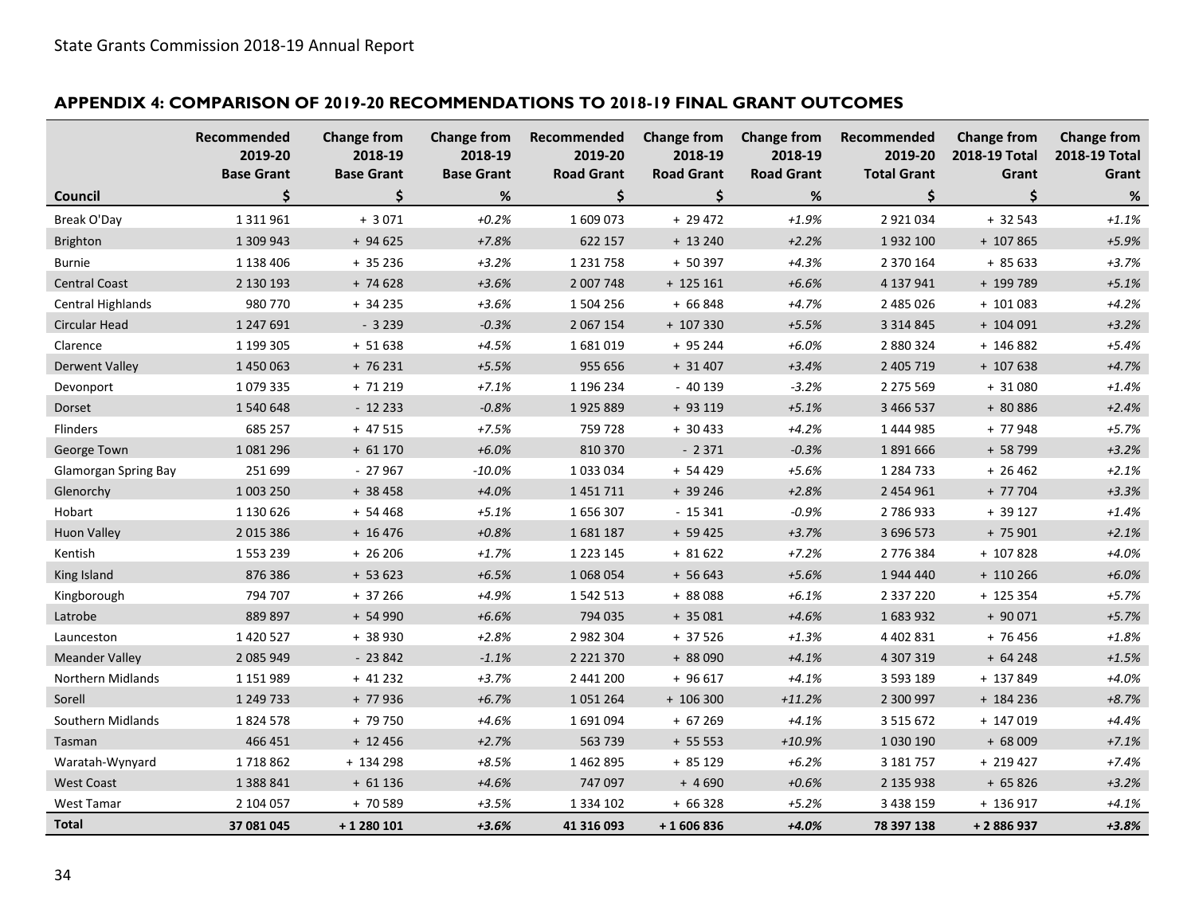## APPENDIX 4: COMPARISON OF 2019-20 RECOMMENDATIONS TO 2018-19 FINAL GRANT OUTCOMES

| Council | Recommended 2019-20 Base Grant $ | Change from 2018-19 Base Grant $ | Change from 2018-19 Base Grant % | Recommended 2019-20 Road Grant $ | Change from 2018-19 Road Grant $ | Change from 2018-19 Road Grant % | Recommended 2019-20 Total Grant $ | Change from 2018-19 Total Grant $ | Change from 2018-19 Total Grant % |
|---|---|---|---|---|---|---|---|---|---|
| Break O'Day | 1 311 961 | + 3 071 | *+0.2%* | 1 609 073 | + 29 472 | *+1.9%* | 2 921 034 | + 32 543 | *+1.1%* |
| Brighton | 1 309 943 | + 94 625 | *+7.8%* | 622 157 | + 13 240 | *+2.2%* | 1 932 100 | + 107 865 | *+5.9%* |
| Burnie | 1 138 406 | + 35 236 | *+3.2%* | 1 231 758 | + 50 397 | *+4.3%* | 2 370 164 | + 85 633 | *+3.7%* |
| Central Coast | 2 130 193 | + 74 628 | *+3.6%* | 2 007 748 | + 125 161 | *+6.6%* | 4 137 941 | + 199 789 | *+5.1%* |
| Central Highlands | 980 770 | + 34 235 | *+3.6%* | 1 504 256 | + 66 848 | *+4.7%* | 2 485 026 | + 101 083 | *+4.2%* |
| Circular Head | 1 247 691 | - 3 239 | *-0.3%* | 2 067 154 | + 107 330 | *+5.5%* | 3 314 845 | + 104 091 | *+3.2%* |
| Clarence | 1 199 305 | + 51 638 | *+4.5%* | 1 681 019 | + 95 244 | *+6.0%* | 2 880 324 | + 146 882 | *+5.4%* |
| Derwent Valley | 1 450 063 | + 76 231 | *+5.5%* | 955 656 | + 31 407 | *+3.4%* | 2 405 719 | + 107 638 | *+4.7%* |
| Devonport | 1 079 335 | + 71 219 | *+7.1%* | 1 196 234 | - 40 139 | *-3.2%* | 2 275 569 | + 31 080 | *+1.4%* |
| Dorset | 1 540 648 | - 12 233 | *-0.8%* | 1 925 889 | + 93 119 | *+5.1%* | 3 466 537 | + 80 886 | *+2.4%* |
| Flinders | 685 257 | + 47 515 | *+7.5%* | 759 728 | + 30 433 | *+4.2%* | 1 444 985 | + 77 948 | *+5.7%* |
| George Town | 1 081 296 | + 61 170 | *+6.0%* | 810 370 | - 2 371 | *-0.3%* | 1 891 666 | + 58 799 | *+3.2%* |
| Glamorgan Spring Bay | 251 699 | - 27 967 | *-10.0%* | 1 033 034 | + 54 429 | *+5.6%* | 1 284 733 | + 26 462 | *+2.1%* |
| Glenorchy | 1 003 250 | + 38 458 | *+4.0%* | 1 451 711 | + 39 246 | *+2.8%* | 2 454 961 | + 77 704 | *+3.3%* |
| Hobart | 1 130 626 | + 54 468 | *+5.1%* | 1 656 307 | - 15 341 | *-0.9%* | 2 786 933 | + 39 127 | *+1.4%* |
| Huon Valley | 2 015 386 | + 16 476 | *+0.8%* | 1 681 187 | + 59 425 | *+3.7%* | 3 696 573 | + 75 901 | *+2.1%* |
| Kentish | 1 553 239 | + 26 206 | *+1.7%* | 1 223 145 | + 81 622 | *+7.2%* | 2 776 384 | + 107 828 | *+4.0%* |
| King Island | 876 386 | + 53 623 | *+6.5%* | 1 068 054 | + 56 643 | *+5.6%* | 1 944 440 | + 110 266 | *+6.0%* |
| Kingborough | 794 707 | + 37 266 | *+4.9%* | 1 542 513 | + 88 088 | *+6.1%* | 2 337 220 | + 125 354 | *+5.7%* |
| Latrobe | 889 897 | + 54 990 | *+6.6%* | 794 035 | + 35 081 | *+4.6%* | 1 683 932 | + 90 071 | *+5.7%* |
| Launceston | 1 420 527 | + 38 930 | *+2.8%* | 2 982 304 | + 37 526 | *+1.3%* | 4 402 831 | + 76 456 | *+1.8%* |
| Meander Valley | 2 085 949 | - 23 842 | *-1.1%* | 2 221 370 | + 88 090 | *+4.1%* | 4 307 319 | + 64 248 | *+1.5%* |
| Northern Midlands | 1 151 989 | + 41 232 | *+3.7%* | 2 441 200 | + 96 617 | *+4.1%* | 3 593 189 | + 137 849 | *+4.0%* |
| Sorell | 1 249 733 | + 77 936 | *+6.7%* | 1 051 264 | + 106 300 | *+11.2%* | 2 300 997 | + 184 236 | *+8.7%* |
| Southern Midlands | 1 824 578 | + 79 750 | *+4.6%* | 1 691 094 | + 67 269 | *+4.1%* | 3 515 672 | + 147 019 | *+4.4%* |
| Tasman | 466 451 | + 12 456 | *+2.7%* | 563 739 | + 55 553 | *+10.9%* | 1 030 190 | + 68 009 | *+7.1%* |
| Waratah-Wynyard | 1 718 862 | + 134 298 | *+8.5%* | 1 462 895 | + 85 129 | *+6.2%* | 3 181 757 | + 219 427 | *+7.4%* |
| West Coast | 1 388 841 | + 61 136 | *+4.6%* | 747 097 | + 4 690 | *+0.6%* | 2 135 938 | + 65 826 | *+3.2%* |
| West Tamar | 2 104 057 | + 70 589 | *+3.5%* | 1 334 102 | + 66 328 | *+5.2%* | 3 438 159 | + 136 917 | *+4.1%* |
| **Total** | **37 081 045** | **+ 1 280 101** | ***+3.6%*** | **41 316 093** | **+ 1 606 836** | ***+4.0%*** | **78 397 138** | **+ 2 886 937** | ***+3.8%*** |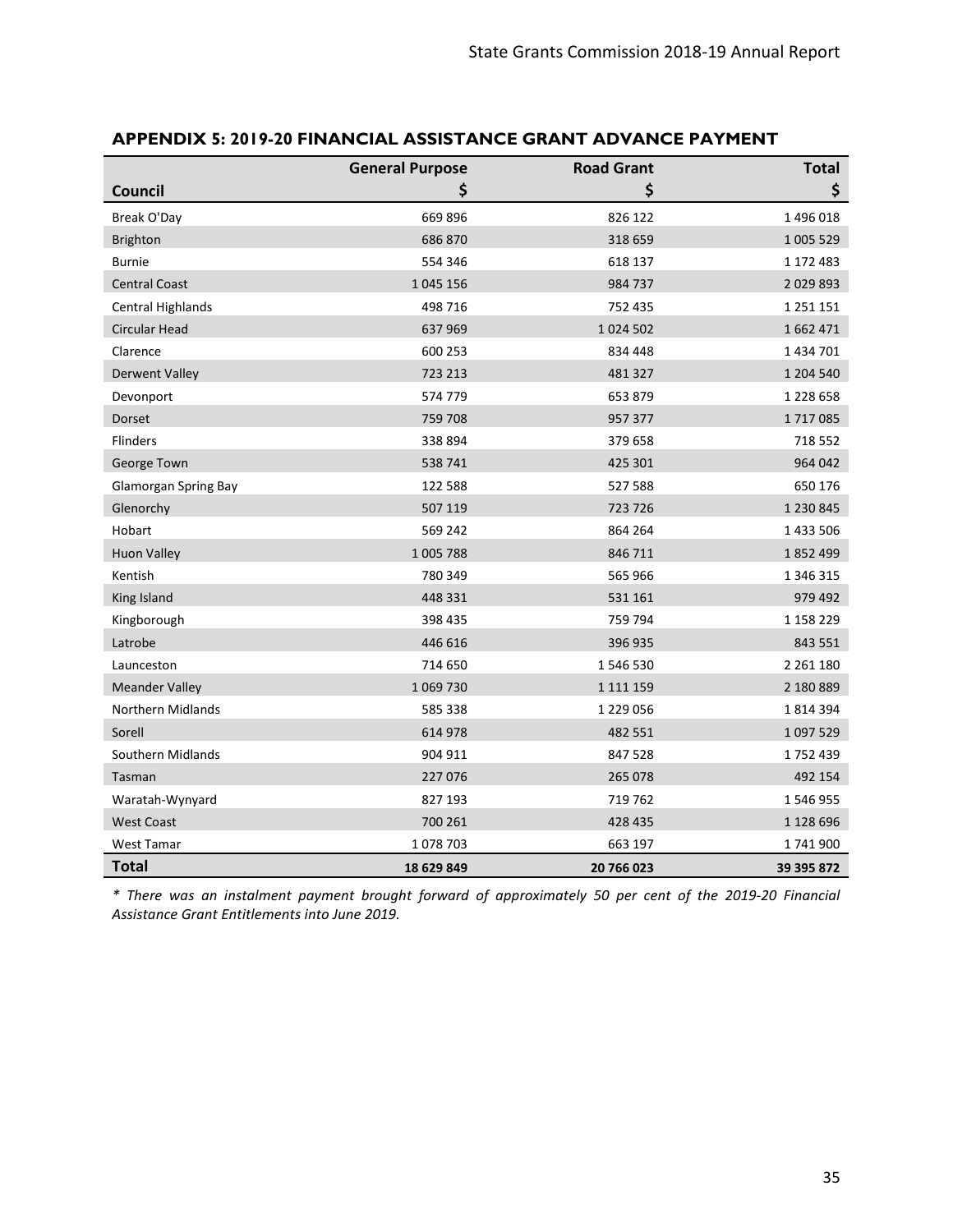## APPENDIX 5: 2019-20 FINANCIAL ASSISTANCE GRANT ADVANCE PAYMENT

| Council | General Purpose $ | Road Grant $ | Total $ |
|---|---|---|---|
| Break O'Day | 669 896 | 826 122 | 1 496 018 |
| Brighton | 686 870 | 318 659 | 1 005 529 |
| Burnie | 554 346 | 618 137 | 1 172 483 |
| Central Coast | 1 045 156 | 984 737 | 2 029 893 |
| Central Highlands | 498 716 | 752 435 | 1 251 151 |
| Circular Head | 637 969 | 1 024 502 | 1 662 471 |
| Clarence | 600 253 | 834 448 | 1 434 701 |
| Derwent Valley | 723 213 | 481 327 | 1 204 540 |
| Devonport | 574 779 | 653 879 | 1 228 658 |
| Dorset | 759 708 | 957 377 | 1 717 085 |
| Flinders | 338 894 | 379 658 | 718 552 |
| George Town | 538 741 | 425 301 | 964 042 |
| Glamorgan Spring Bay | 122 588 | 527 588 | 650 176 |
| Glenorchy | 507 119 | 723 726 | 1 230 845 |
| Hobart | 569 242 | 864 264 | 1 433 506 |
| Huon Valley | 1 005 788 | 846 711 | 1 852 499 |
| Kentish | 780 349 | 565 966 | 1 346 315 |
| King Island | 448 331 | 531 161 | 979 492 |
| Kingborough | 398 435 | 759 794 | 1 158 229 |
| Latrobe | 446 616 | 396 935 | 843 551 |
| Launceston | 714 650 | 1 546 530 | 2 261 180 |
| Meander Valley | 1 069 730 | 1 111 159 | 2 180 889 |
| Northern Midlands | 585 338 | 1 229 056 | 1 814 394 |
| Sorell | 614 978 | 482 551 | 1 097 529 |
| Southern Midlands | 904 911 | 847 528 | 1 752 439 |
| Tasman | 227 076 | 265 078 | 492 154 |
| Waratah-Wynyard | 827 193 | 719 762 | 1 546 955 |
| West Coast | 700 261 | 428 435 | 1 128 696 |
| West Tamar | 1 078 703 | 663 197 | 1 741 900 |
| **Total** | **18 629 849** | **20 766 023** | **39 395 872** |

*\* There was an instalment payment brought forward of approximately 50 per cent of the 2019-20 Financial Assistance Grant Entitlements into June 2019.*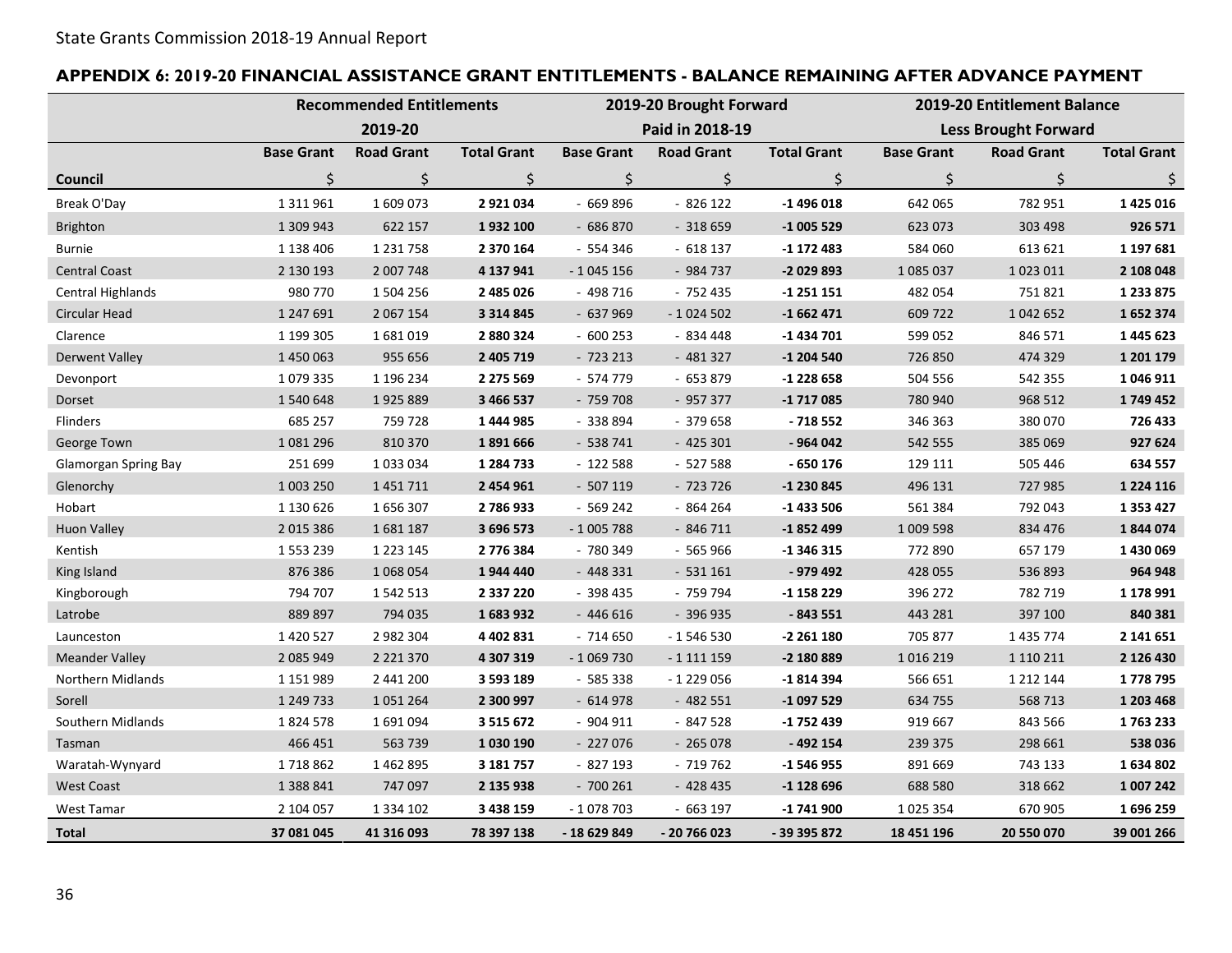## APPENDIX 6: 2019-20 FINANCIAL ASSISTANCE GRANT ENTITLEMENTS - BALANCE REMAINING AFTER ADVANCE PAYMENT

| | Recommended Entitlements 2019-20 | | | 2019-20 Brought Forward Paid in 2018-19 | | | 2019-20 Entitlement Balance Less Brought Forward | | |
|---|---|---|---|---|---|---|---|---|---|
| | Base Grant | Road Grant | Total Grant | Base Grant | Road Grant | Total Grant | Base Grant | Road Grant | Total Grant |
| **Council** | $ | $ | $ | $ | $ | $ | $ | $ | $ |
| Break O'Day | 1 311 961 | 1 609 073 | **2 921 034** | - 669 896 | - 826 122 | **-1 496 018** | 642 065 | 782 951 | **1 425 016** |
| Brighton | 1 309 943 | 622 157 | **1 932 100** | - 686 870 | - 318 659 | **-1 005 529** | 623 073 | 303 498 | **926 571** |
| Burnie | 1 138 406 | 1 231 758 | **2 370 164** | - 554 346 | - 618 137 | **-1 172 483** | 584 060 | 613 621 | **1 197 681** |
| Central Coast | 2 130 193 | 2 007 748 | **4 137 941** | - 1 045 156 | - 984 737 | **-2 029 893** | 1 085 037 | 1 023 011 | **2 108 048** |
| Central Highlands | 980 770 | 1 504 256 | **2 485 026** | - 498 716 | - 752 435 | **-1 251 151** | 482 054 | 751 821 | **1 233 875** |
| Circular Head | 1 247 691 | 2 067 154 | **3 314 845** | - 637 969 | - 1 024 502 | **-1 662 471** | 609 722 | 1 042 652 | **1 652 374** |
| Clarence | 1 199 305 | 1 681 019 | **2 880 324** | - 600 253 | - 834 448 | **-1 434 701** | 599 052 | 846 571 | **1 445 623** |
| Derwent Valley | 1 450 063 | 955 656 | **2 405 719** | - 723 213 | - 481 327 | **-1 204 540** | 726 850 | 474 329 | **1 201 179** |
| Devonport | 1 079 335 | 1 196 234 | **2 275 569** | - 574 779 | - 653 879 | **-1 228 658** | 504 556 | 542 355 | **1 046 911** |
| Dorset | 1 540 648 | 1 925 889 | **3 466 537** | - 759 708 | - 957 377 | **-1 717 085** | 780 940 | 968 512 | **1 749 452** |
| Flinders | 685 257 | 759 728 | **1 444 985** | - 338 894 | - 379 658 | **- 718 552** | 346 363 | 380 070 | **726 433** |
| George Town | 1 081 296 | 810 370 | **1 891 666** | - 538 741 | - 425 301 | **- 964 042** | 542 555 | 385 069 | **927 624** |
| Glamorgan Spring Bay | 251 699 | 1 033 034 | **1 284 733** | - 122 588 | - 527 588 | **- 650 176** | 129 111 | 505 446 | **634 557** |
| Glenorchy | 1 003 250 | 1 451 711 | **2 454 961** | - 507 119 | - 723 726 | **-1 230 845** | 496 131 | 727 985 | **1 224 116** |
| Hobart | 1 130 626 | 1 656 307 | **2 786 933** | - 569 242 | - 864 264 | **-1 433 506** | 561 384 | 792 043 | **1 353 427** |
| Huon Valley | 2 015 386 | 1 681 187 | **3 696 573** | - 1 005 788 | - 846 711 | **-1 852 499** | 1 009 598 | 834 476 | **1 844 074** |
| Kentish | 1 553 239 | 1 223 145 | **2 776 384** | - 780 349 | - 565 966 | **-1 346 315** | 772 890 | 657 179 | **1 430 069** |
| King Island | 876 386 | 1 068 054 | **1 944 440** | - 448 331 | - 531 161 | **- 979 492** | 428 055 | 536 893 | **964 948** |
| Kingborough | 794 707 | 1 542 513 | **2 337 220** | - 398 435 | - 759 794 | **-1 158 229** | 396 272 | 782 719 | **1 178 991** |
| Latrobe | 889 897 | 794 035 | **1 683 932** | - 446 616 | - 396 935 | **- 843 551** | 443 281 | 397 100 | **840 381** |
| Launceston | 1 420 527 | 2 982 304 | **4 402 831** | - 714 650 | - 1 546 530 | **-2 261 180** | 705 877 | 1 435 774 | **2 141 651** |
| Meander Valley | 2 085 949 | 2 221 370 | **4 307 319** | - 1 069 730 | - 1 111 159 | **-2 180 889** | 1 016 219 | 1 110 211 | **2 126 430** |
| Northern Midlands | 1 151 989 | 2 441 200 | **3 593 189** | - 585 338 | - 1 229 056 | **-1 814 394** | 566 651 | 1 212 144 | **1 778 795** |
| Sorell | 1 249 733 | 1 051 264 | **2 300 997** | - 614 978 | - 482 551 | **-1 097 529** | 634 755 | 568 713 | **1 203 468** |
| Southern Midlands | 1 824 578 | 1 691 094 | **3 515 672** | - 904 911 | - 847 528 | **-1 752 439** | 919 667 | 843 566 | **1 763 233** |
| Tasman | 466 451 | 563 739 | **1 030 190** | - 227 076 | - 265 078 | **- 492 154** | 239 375 | 298 661 | **538 036** |
| Waratah-Wynyard | 1 718 862 | 1 462 895 | **3 181 757** | - 827 193 | - 719 762 | **-1 546 955** | 891 669 | 743 133 | **1 634 802** |
| West Coast | 1 388 841 | 747 097 | **2 135 938** | - 700 261 | - 428 435 | **-1 128 696** | 688 580 | 318 662 | **1 007 242** |
| West Tamar | 2 104 057 | 1 334 102 | **3 438 159** | - 1 078 703 | - 663 197 | **-1 741 900** | 1 025 354 | 670 905 | **1 696 259** |
| **Total** | **37 081 045** | **41 316 093** | **78 397 138** | **- 18 629 849** | **- 20 766 023** | **- 39 395 872** | **18 451 196** | **20 550 070** | **39 001 266** |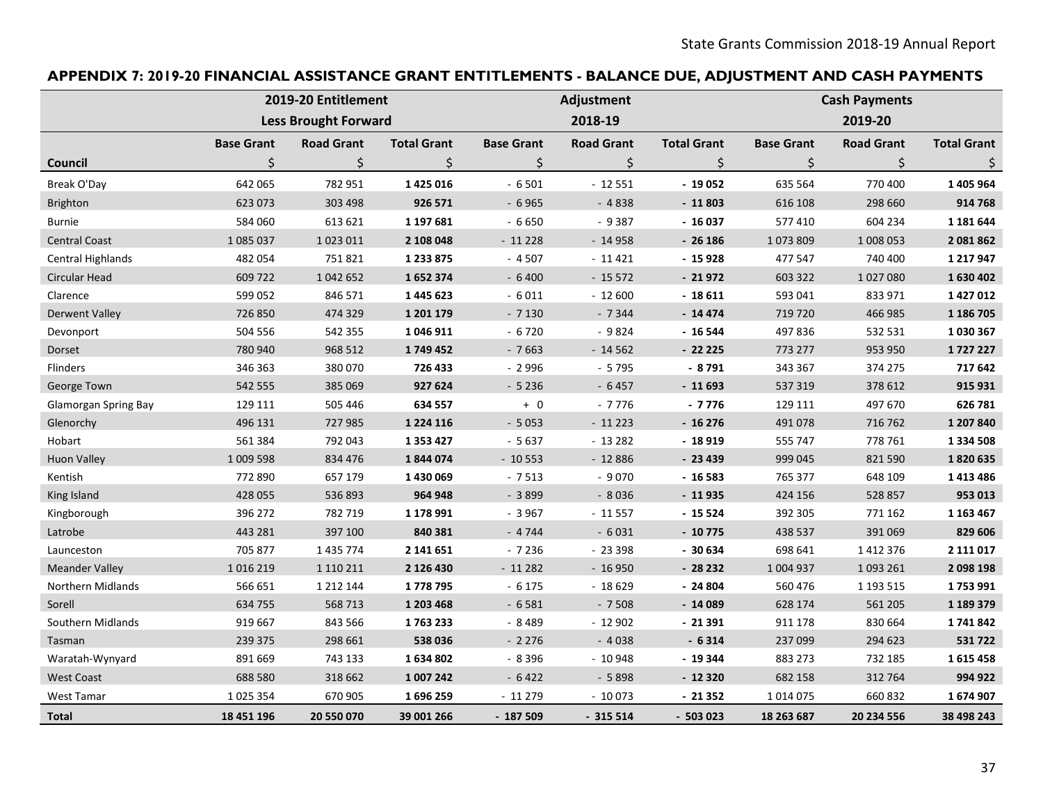## APPENDIX 7: 2019-20 FINANCIAL ASSISTANCE GRANT ENTITLEMENTS - BALANCE DUE, ADJUSTMENT AND CASH PAYMENTS

| | 2019-20 Entitlement Less Brought Forward | | | Adjustment 2018-19 | | | Cash Payments 2019-20 | | |
|---|---|---|---|---|---|---|---|---|---|
| | Base Grant | Road Grant | Total Grant | Base Grant | Road Grant | Total Grant | Base Grant | Road Grant | Total Grant |
| **Council** | $ | $ | $ | $ | $ | $ | $ | $ | $ |
| Break O'Day | 642 065 | 782 951 | **1 425 016** | - 6 501 | - 12 551 | **- 19 052** | 635 564 | 770 400 | **1 405 964** |
| Brighton | 623 073 | 303 498 | **926 571** | - 6 965 | - 4 838 | **- 11 803** | 616 108 | 298 660 | **914 768** |
| Burnie | 584 060 | 613 621 | **1 197 681** | - 6 650 | - 9 387 | **- 16 037** | 577 410 | 604 234 | **1 181 644** |
| Central Coast | 1 085 037 | 1 023 011 | **2 108 048** | - 11 228 | - 14 958 | **- 26 186** | 1 073 809 | 1 008 053 | **2 081 862** |
| Central Highlands | 482 054 | 751 821 | **1 233 875** | - 4 507 | - 11 421 | **- 15 928** | 477 547 | 740 400 | **1 217 947** |
| Circular Head | 609 722 | 1 042 652 | **1 652 374** | - 6 400 | - 15 572 | **- 21 972** | 603 322 | 1 027 080 | **1 630 402** |
| Clarence | 599 052 | 846 571 | **1 445 623** | - 6 011 | - 12 600 | **- 18 611** | 593 041 | 833 971 | **1 427 012** |
| Derwent Valley | 726 850 | 474 329 | **1 201 179** | - 7 130 | - 7 344 | **- 14 474** | 719 720 | 466 985 | **1 186 705** |
| Devonport | 504 556 | 542 355 | **1 046 911** | - 6 720 | - 9 824 | **- 16 544** | 497 836 | 532 531 | **1 030 367** |
| Dorset | 780 940 | 968 512 | **1 749 452** | - 7 663 | - 14 562 | **- 22 225** | 773 277 | 953 950 | **1 727 227** |
| Flinders | 346 363 | 380 070 | **726 433** | - 2 996 | - 5 795 | **- 8 791** | 343 367 | 374 275 | **717 642** |
| George Town | 542 555 | 385 069 | **927 624** | - 5 236 | - 6 457 | **- 11 693** | 537 319 | 378 612 | **915 931** |
| Glamorgan Spring Bay | 129 111 | 505 446 | **634 557** | + 0 | - 7 776 | **- 7 776** | 129 111 | 497 670 | **626 781** |
| Glenorchy | 496 131 | 727 985 | **1 224 116** | - 5 053 | - 11 223 | **- 16 276** | 491 078 | 716 762 | **1 207 840** |
| Hobart | 561 384 | 792 043 | **1 353 427** | - 5 637 | - 13 282 | **- 18 919** | 555 747 | 778 761 | **1 334 508** |
| Huon Valley | 1 009 598 | 834 476 | **1 844 074** | - 10 553 | - 12 886 | **- 23 439** | 999 045 | 821 590 | **1 820 635** |
| Kentish | 772 890 | 657 179 | **1 430 069** | - 7 513 | - 9 070 | **- 16 583** | 765 377 | 648 109 | **1 413 486** |
| King Island | 428 055 | 536 893 | **964 948** | - 3 899 | - 8 036 | **- 11 935** | 424 156 | 528 857 | **953 013** |
| Kingborough | 396 272 | 782 719 | **1 178 991** | - 3 967 | - 11 557 | **- 15 524** | 392 305 | 771 162 | **1 163 467** |
| Latrobe | 443 281 | 397 100 | **840 381** | - 4 744 | - 6 031 | **- 10 775** | 438 537 | 391 069 | **829 606** |
| Launceston | 705 877 | 1 435 774 | **2 141 651** | - 7 236 | - 23 398 | **- 30 634** | 698 641 | 1 412 376 | **2 111 017** |
| Meander Valley | 1 016 219 | 1 110 211 | **2 126 430** | - 11 282 | - 16 950 | **- 28 232** | 1 004 937 | 1 093 261 | **2 098 198** |
| Northern Midlands | 566 651 | 1 212 144 | **1 778 795** | - 6 175 | - 18 629 | **- 24 804** | 560 476 | 1 193 515 | **1 753 991** |
| Sorell | 634 755 | 568 713 | **1 203 468** | - 6 581 | - 7 508 | **- 14 089** | 628 174 | 561 205 | **1 189 379** |
| Southern Midlands | 919 667 | 843 566 | **1 763 233** | - 8 489 | - 12 902 | **- 21 391** | 911 178 | 830 664 | **1 741 842** |
| Tasman | 239 375 | 298 661 | **538 036** | - 2 276 | - 4 038 | **- 6 314** | 237 099 | 294 623 | **531 722** |
| Waratah-Wynyard | 891 669 | 743 133 | **1 634 802** | - 8 396 | - 10 948 | **- 19 344** | 883 273 | 732 185 | **1 615 458** |
| West Coast | 688 580 | 318 662 | **1 007 242** | - 6 422 | - 5 898 | **- 12 320** | 682 158 | 312 764 | **994 922** |
| West Tamar | 1 025 354 | 670 905 | **1 696 259** | - 11 279 | - 10 073 | **- 21 352** | 1 014 075 | 660 832 | **1 674 907** |
| **Total** | **18 451 196** | **20 550 070** | **39 001 266** | **- 187 509** | **- 315 514** | **- 503 023** | **18 263 687** | **20 234 556** | **38 498 243** |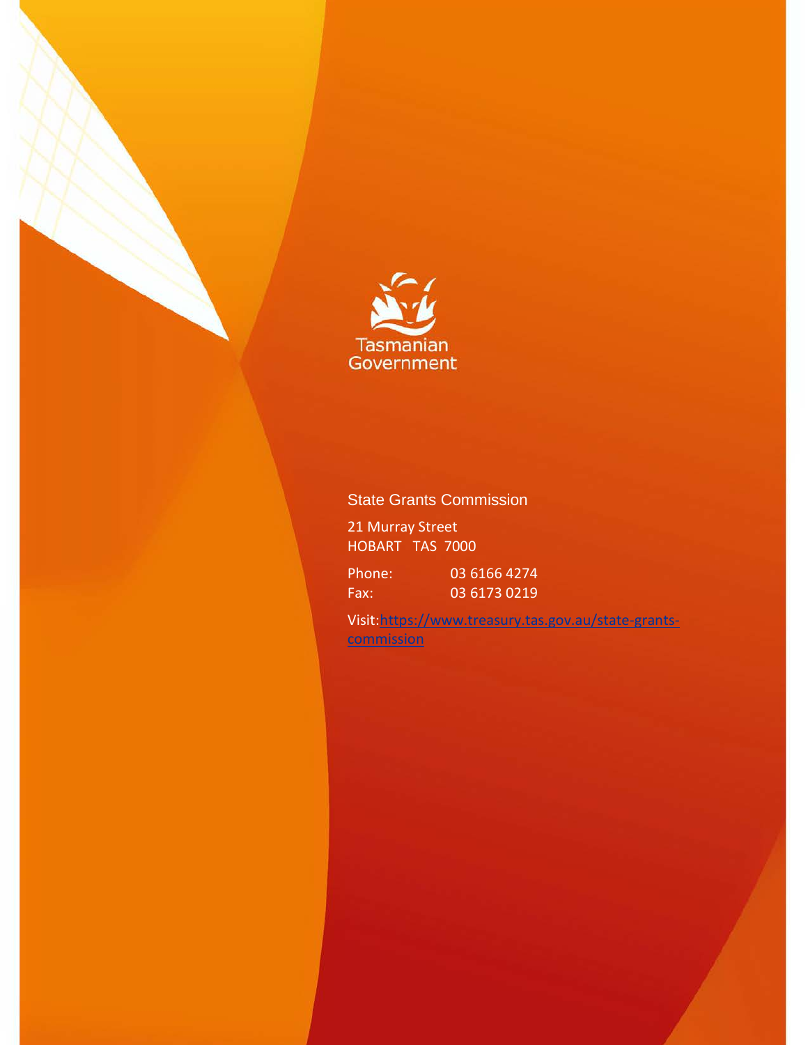Tasmanian Government

State Grants Commission

21 Murray Street
HOBART TAS 7000

Phone: 03 6166 4274
Fax: 03 6173 0219

Visit:[https://www.treasury.tas.gov.au/state-grants-commission](https://www.treasury.tas.gov.au/state-grants-commission)